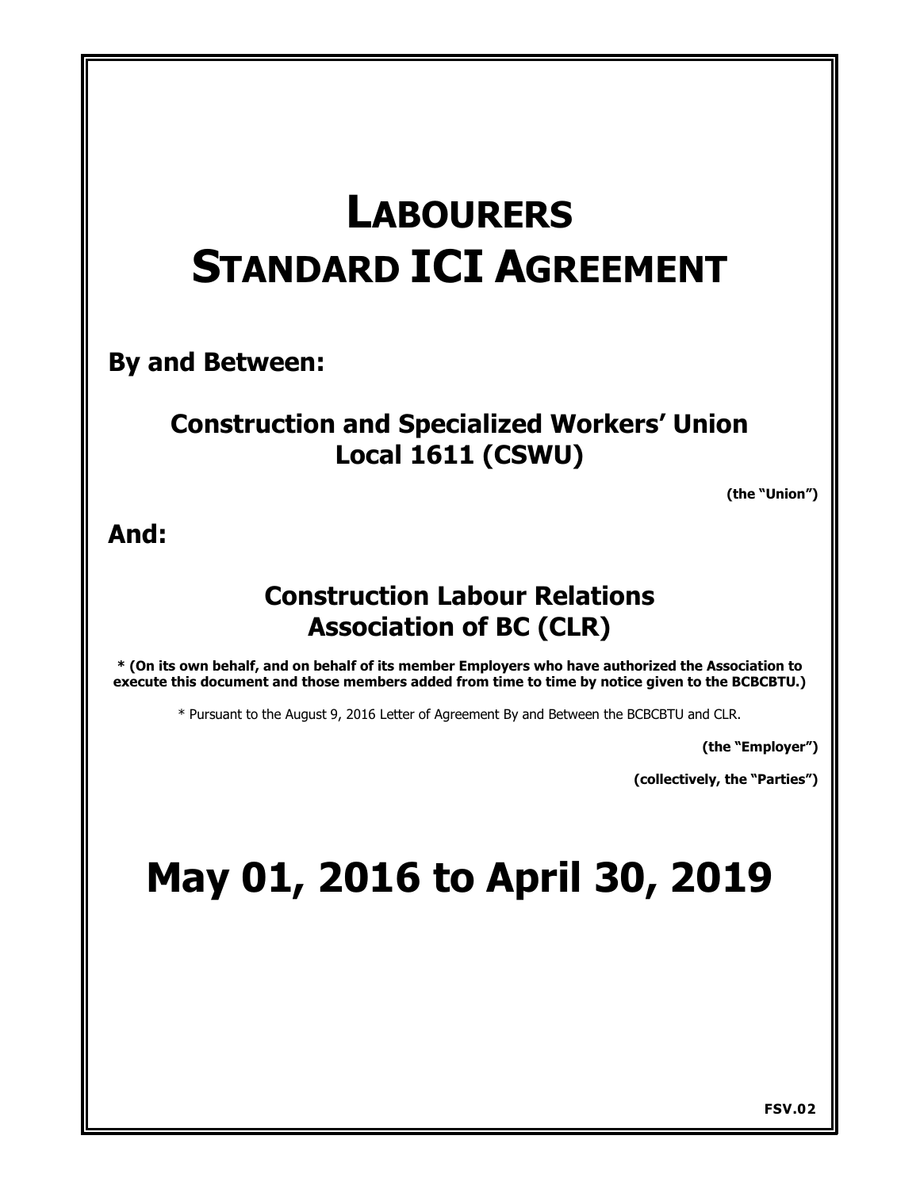# LABOURERS STANDARD ICI AGREEMENT

**By and Between:**

**Construction and Specialized Workers' Union Local 1611 (CSWU)**

**(the "Union")**

**And:**

**Construction Labour Relations Association of BC (CLR)**

**\* (On its own behalf, and on behalf of its member Employers who have authorized the Association to execute this document and those members added from time to time by notice given to the BCBCBTU.)**

\* Pursuant to the August 9, 2016 Letter of Agreement By and Between the BCBCBTU and CLR.

**(the "Employer")**

**(collectively, the "Parties")**

# May 01, 2016 to April 30, 2019

**FSV.02**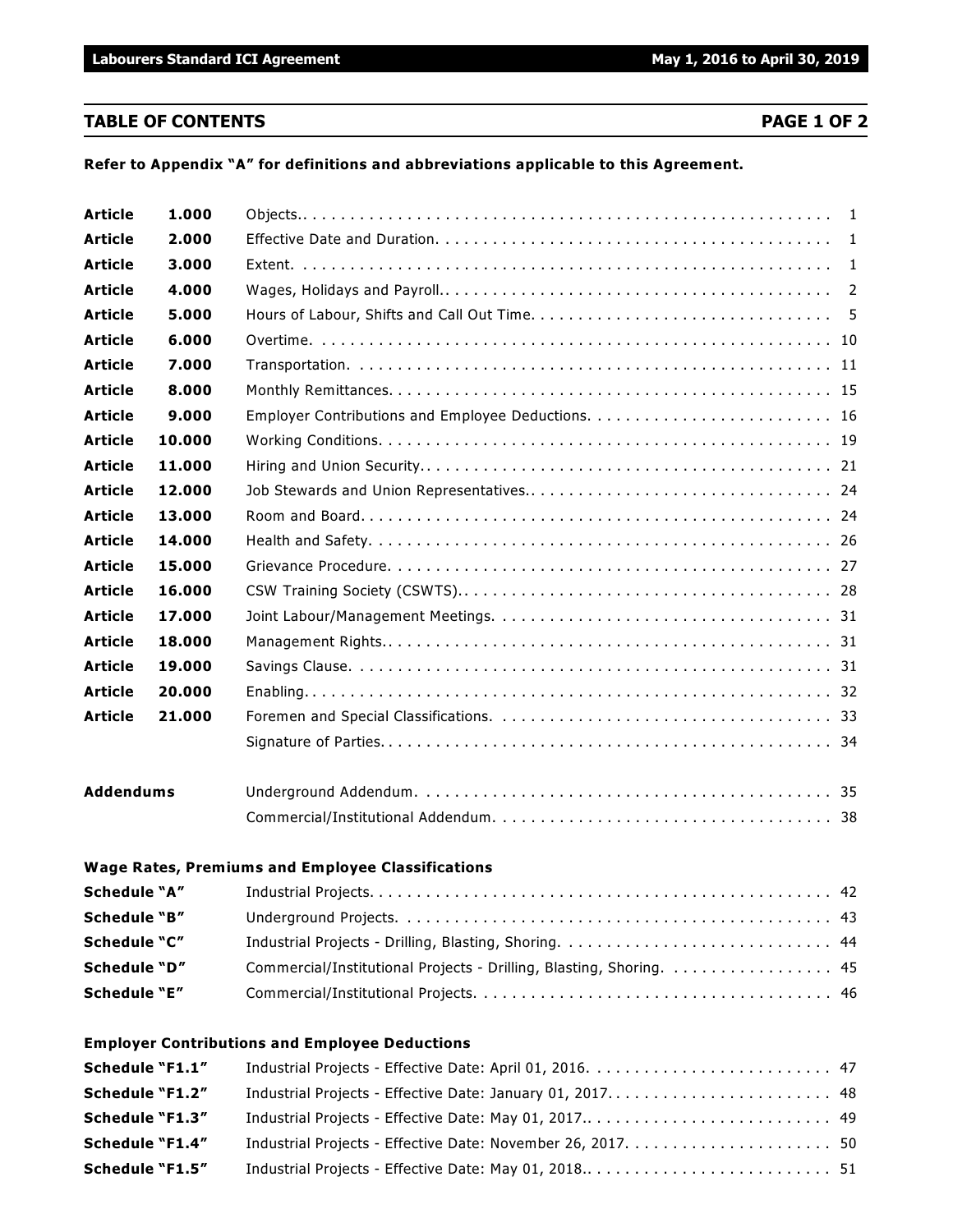## TABLE OF CONTENTS PAGE 1 OF 2

**Refer to Appendix "A" for definitions and abbreviations applicable to this Agreement.**

| | | | |
|---|---|---|---|
| **Article** | **1.000** | Objects | 1 |
| **Article** | **2.000** | Effective Date and Duration | 1 |
| **Article** | **3.000** | Extent | 1 |
| **Article** | **4.000** | Wages, Holidays and Payroll | 2 |
| **Article** | **5.000** | Hours of Labour, Shifts and Call Out Time | 5 |
| **Article** | **6.000** | Overtime | 10 |
| **Article** | **7.000** | Transportation | 11 |
| **Article** | **8.000** | Monthly Remittances | 15 |
| **Article** | **9.000** | Employer Contributions and Employee Deductions | 16 |
| **Article** | **10.000** | Working Conditions | 19 |
| **Article** | **11.000** | Hiring and Union Security | 21 |
| **Article** | **12.000** | Job Stewards and Union Representatives | 24 |
| **Article** | **13.000** | Room and Board | 24 |
| **Article** | **14.000** | Health and Safety | 26 |
| **Article** | **15.000** | Grievance Procedure | 27 |
| **Article** | **16.000** | CSW Training Society (CSWTS) | 28 |
| **Article** | **17.000** | Joint Labour/Management Meetings | 31 |
| **Article** | **18.000** | Management Rights | 31 |
| **Article** | **19.000** | Savings Clause | 31 |
| **Article** | **20.000** | Enabling | 32 |
| **Article** | **21.000** | Foremen and Special Classifications | 33 |
| | | Signature of Parties | 34 |

| | | |
|---|---|---|
| **Addendums** | Underground Addendum | 35 |
| | Commercial/Institutional Addendum | 38 |

**Wage Rates, Premiums and Employee Classifications**

| | | |
|---|---|---|
| **Schedule "A"** | Industrial Projects | 42 |
| **Schedule "B"** | Underground Projects | 43 |
| **Schedule "C"** | Industrial Projects - Drilling, Blasting, Shoring | 44 |
| **Schedule "D"** | Commercial/Institutional Projects - Drilling, Blasting, Shoring | 45 |
| **Schedule "E"** | Commercial/Institutional Projects | 46 |

**Employer Contributions and Employee Deductions**

| | | |
|---|---|---|
| **Schedule "F1.1"** | Industrial Projects - Effective Date: April 01, 2016 | 47 |
| **Schedule "F1.2"** | Industrial Projects - Effective Date: January 01, 2017 | 48 |
| **Schedule "F1.3"** | Industrial Projects - Effective Date: May 01, 2017 | 49 |
| **Schedule "F1.4"** | Industrial Projects - Effective Date: November 26, 2017 | 50 |
| **Schedule "F1.5"** | Industrial Projects - Effective Date: May 01, 2018 | 51 |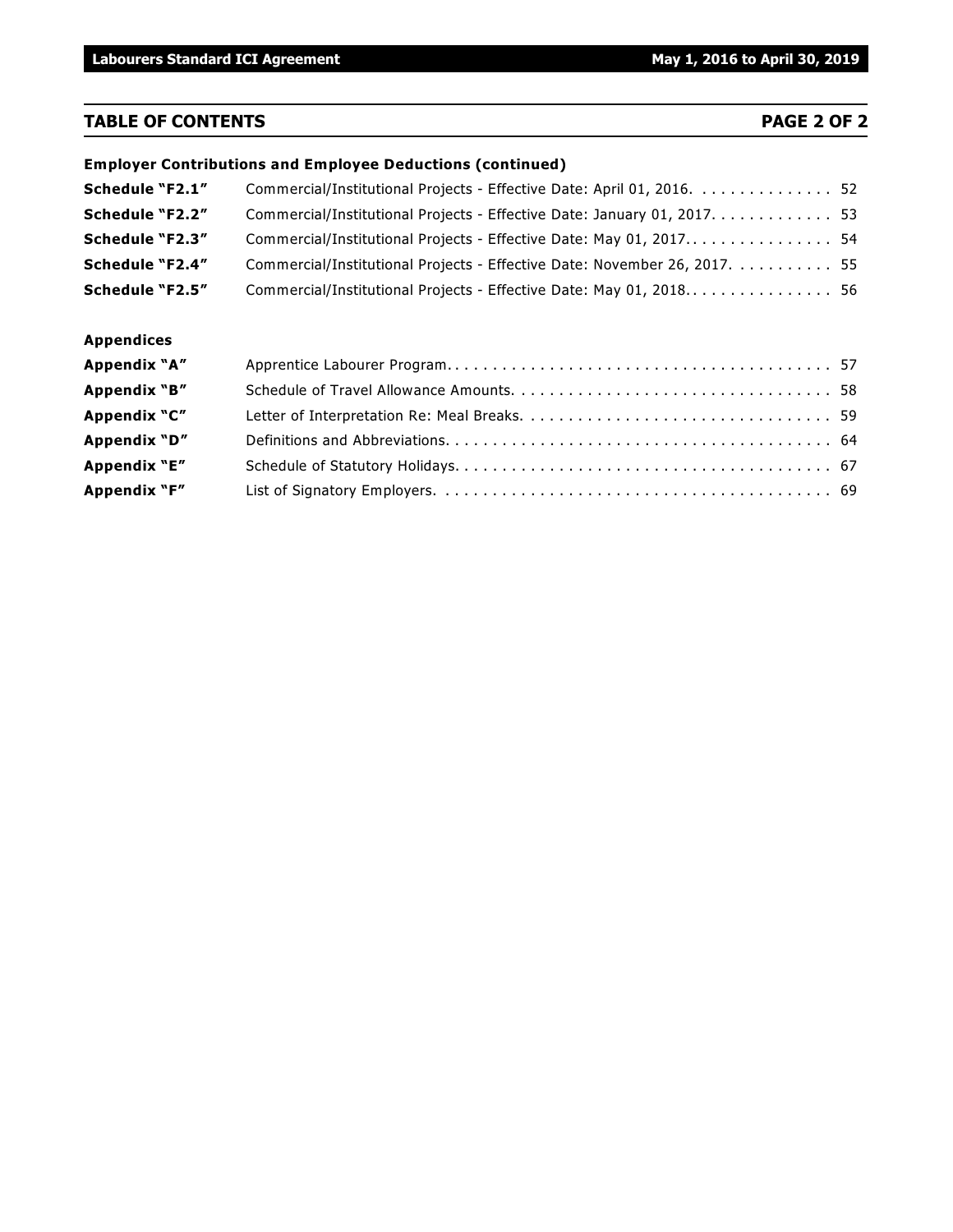## TABLE OF CONTENTS PAGE 2 OF 2

**Employer Contributions and Employee Deductions (continued)**

| | | |
|---|---|---|
| **Schedule "F2.1"** | Commercial/Institutional Projects - Effective Date: April 01, 2016. | 52 |
| **Schedule "F2.2"** | Commercial/Institutional Projects - Effective Date: January 01, 2017. | 53 |
| **Schedule "F2.3"** | Commercial/Institutional Projects - Effective Date: May 01, 2017. | 54 |
| **Schedule "F2.4"** | Commercial/Institutional Projects - Effective Date: November 26, 2017. | 55 |
| **Schedule "F2.5"** | Commercial/Institutional Projects - Effective Date: May 01, 2018. | 56 |

**Appendices**

| | | |
|---|---|---|
| **Appendix "A"** | Apprentice Labourer Program. | 57 |
| **Appendix "B"** | Schedule of Travel Allowance Amounts. | 58 |
| **Appendix "C"** | Letter of Interpretation Re: Meal Breaks. | 59 |
| **Appendix "D"** | Definitions and Abbreviations. | 64 |
| **Appendix "E"** | Schedule of Statutory Holidays. | 67 |
| **Appendix "F"** | List of Signatory Employers. | 69 |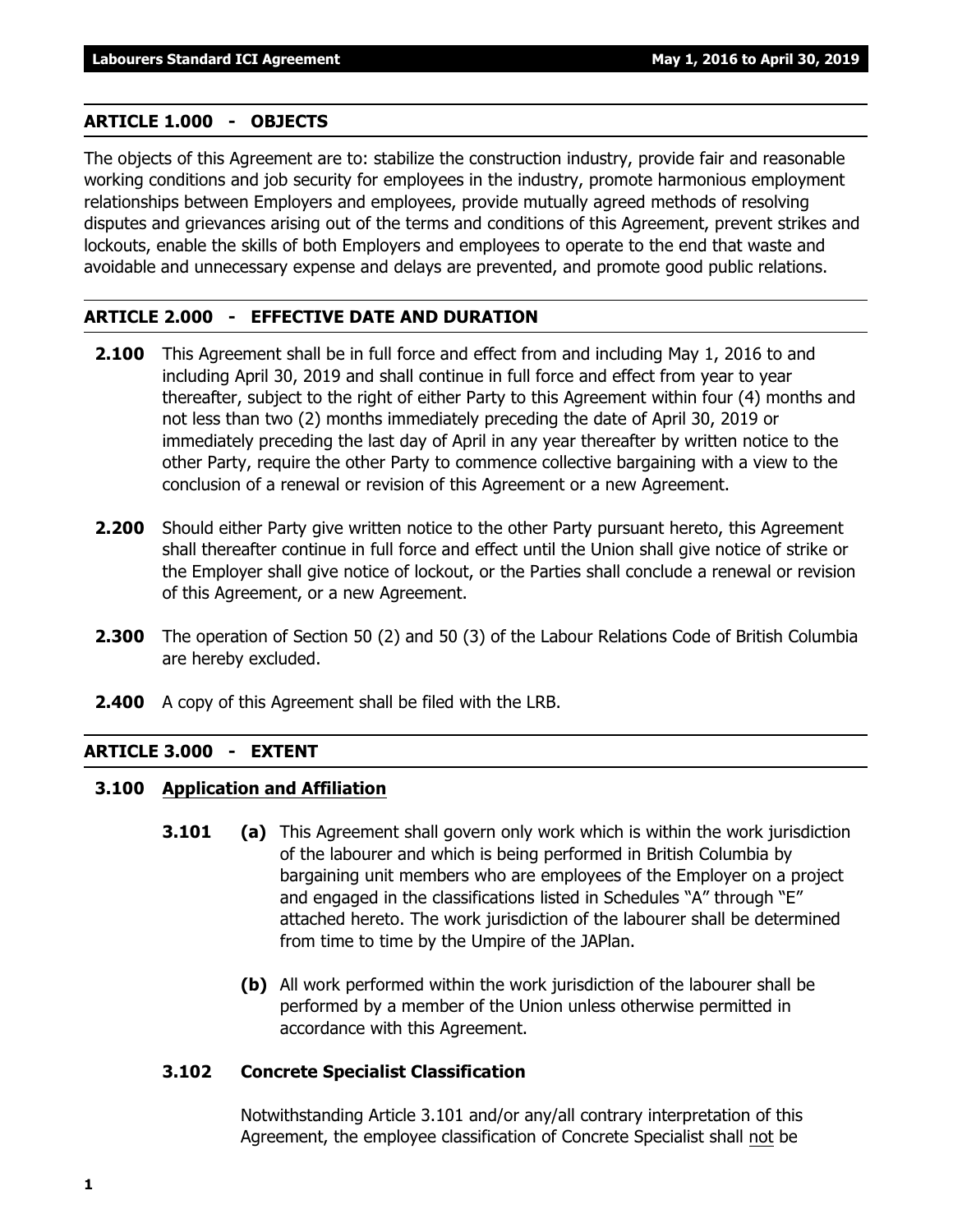## ARTICLE 1.000 - OBJECTS

The objects of this Agreement are to: stabilize the construction industry, provide fair and reasonable working conditions and job security for employees in the industry, promote harmonious employment relationships between Employers and employees, provide mutually agreed methods of resolving disputes and grievances arising out of the terms and conditions of this Agreement, prevent strikes and lockouts, enable the skills of both Employers and employees to operate to the end that waste and avoidable and unnecessary expense and delays are prevented, and promote good public relations.

## ARTICLE 2.000 - EFFECTIVE DATE AND DURATION

**2.100** This Agreement shall be in full force and effect from and including May 1, 2016 to and including April 30, 2019 and shall continue in full force and effect from year to year thereafter, subject to the right of either Party to this Agreement within four (4) months and not less than two (2) months immediately preceding the date of April 30, 2019 or immediately preceding the last day of April in any year thereafter by written notice to the other Party, require the other Party to commence collective bargaining with a view to the conclusion of a renewal or revision of this Agreement or a new Agreement.

**2.200** Should either Party give written notice to the other Party pursuant hereto, this Agreement shall thereafter continue in full force and effect until the Union shall give notice of strike or the Employer shall give notice of lockout, or the Parties shall conclude a renewal or revision of this Agreement, or a new Agreement.

**2.300** The operation of Section 50 (2) and 50 (3) of the Labour Relations Code of British Columbia are hereby excluded.

**2.400** A copy of this Agreement shall be filed with the LRB.

## ARTICLE 3.000 - EXTENT

### 3.100 Application and Affiliation

**3.101** **(a)** This Agreement shall govern only work which is within the work jurisdiction of the labourer and which is being performed in British Columbia by bargaining unit members who are employees of the Employer on a project and engaged in the classifications listed in Schedules "A" through "E" attached hereto. The work jurisdiction of the labourer shall be determined from time to time by the Umpire of the JAPlan.

**(b)** All work performed within the work jurisdiction of the labourer shall be performed by a member of the Union unless otherwise permitted in accordance with this Agreement.

**3.102 Concrete Specialist Classification**

Notwithstanding Article 3.101 and/or any/all contrary interpretation of this Agreement, the employee classification of Concrete Specialist shall not be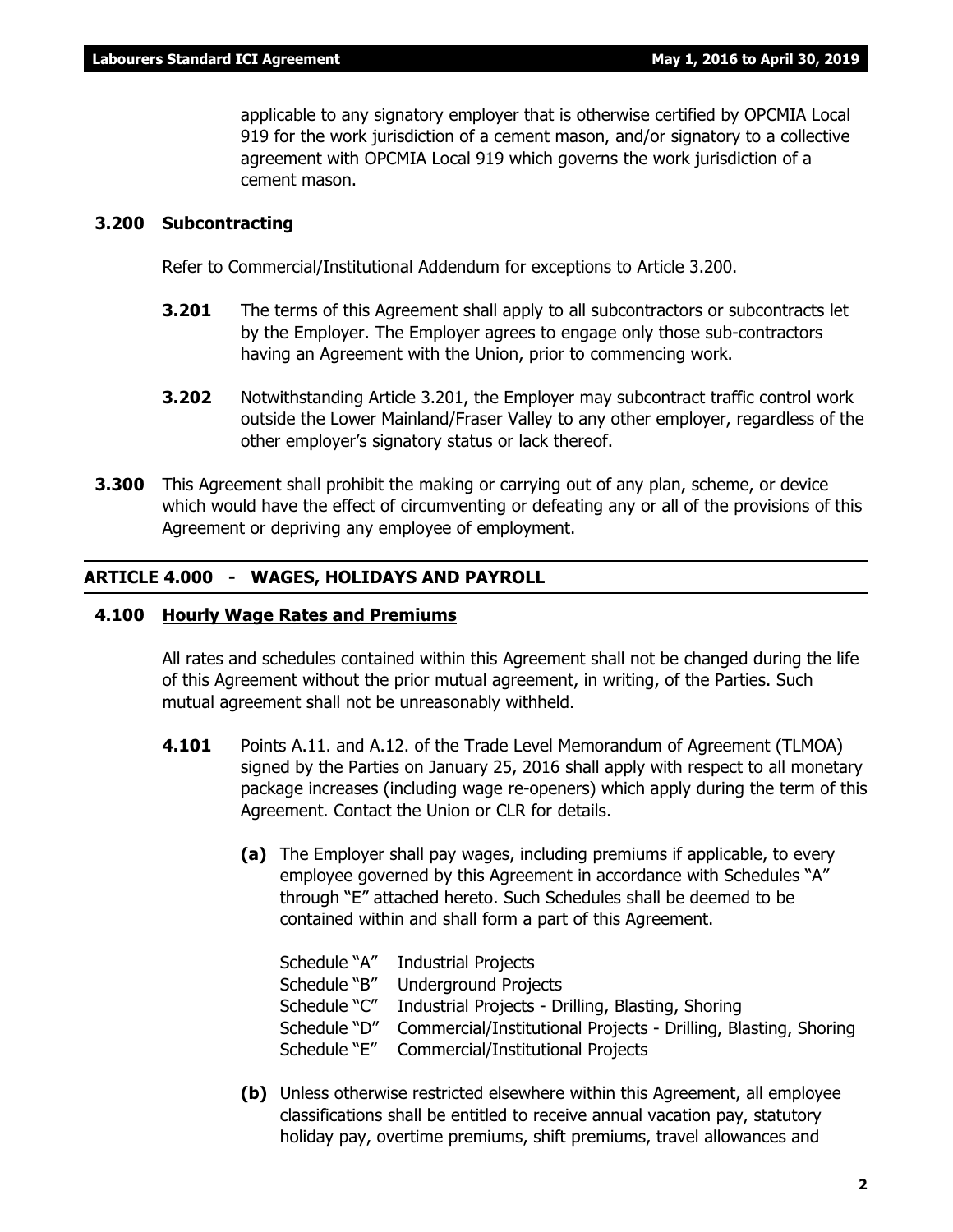applicable to any signatory employer that is otherwise certified by OPCMIA Local 919 for the work jurisdiction of a cement mason, and/or signatory to a collective agreement with OPCMIA Local 919 which governs the work jurisdiction of a cement mason.

### 3.200 Subcontracting

Refer to Commercial/Institutional Addendum for exceptions to Article 3.200.

**3.201** The terms of this Agreement shall apply to all subcontractors or subcontracts let by the Employer. The Employer agrees to engage only those sub-contractors having an Agreement with the Union, prior to commencing work.

**3.202** Notwithstanding Article 3.201, the Employer may subcontract traffic control work outside the Lower Mainland/Fraser Valley to any other employer, regardless of the other employer's signatory status or lack thereof.

**3.300** This Agreement shall prohibit the making or carrying out of any plan, scheme, or device which would have the effect of circumventing or defeating any or all of the provisions of this Agreement or depriving any employee of employment.

## ARTICLE 4.000 - WAGES, HOLIDAYS AND PAYROLL

### 4.100 Hourly Wage Rates and Premiums

All rates and schedules contained within this Agreement shall not be changed during the life of this Agreement without the prior mutual agreement, in writing, of the Parties. Such mutual agreement shall not be unreasonably withheld.

**4.101** Points A.11. and A.12. of the Trade Level Memorandum of Agreement (TLMOA) signed by the Parties on January 25, 2016 shall apply with respect to all monetary package increases (including wage re-openers) which apply during the term of this Agreement. Contact the Union or CLR for details.

**(a)** The Employer shall pay wages, including premiums if applicable, to every employee governed by this Agreement in accordance with Schedules "A" through "E" attached hereto. Such Schedules shall be deemed to be contained within and shall form a part of this Agreement.

| | |
|---|---|
| Schedule "A" | Industrial Projects |
| Schedule "B" | Underground Projects |
| Schedule "C" | Industrial Projects - Drilling, Blasting, Shoring |
| Schedule "D" | Commercial/Institutional Projects - Drilling, Blasting, Shoring |
| Schedule "E" | Commercial/Institutional Projects |

**(b)** Unless otherwise restricted elsewhere within this Agreement, all employee classifications shall be entitled to receive annual vacation pay, statutory holiday pay, overtime premiums, shift premiums, travel allowances and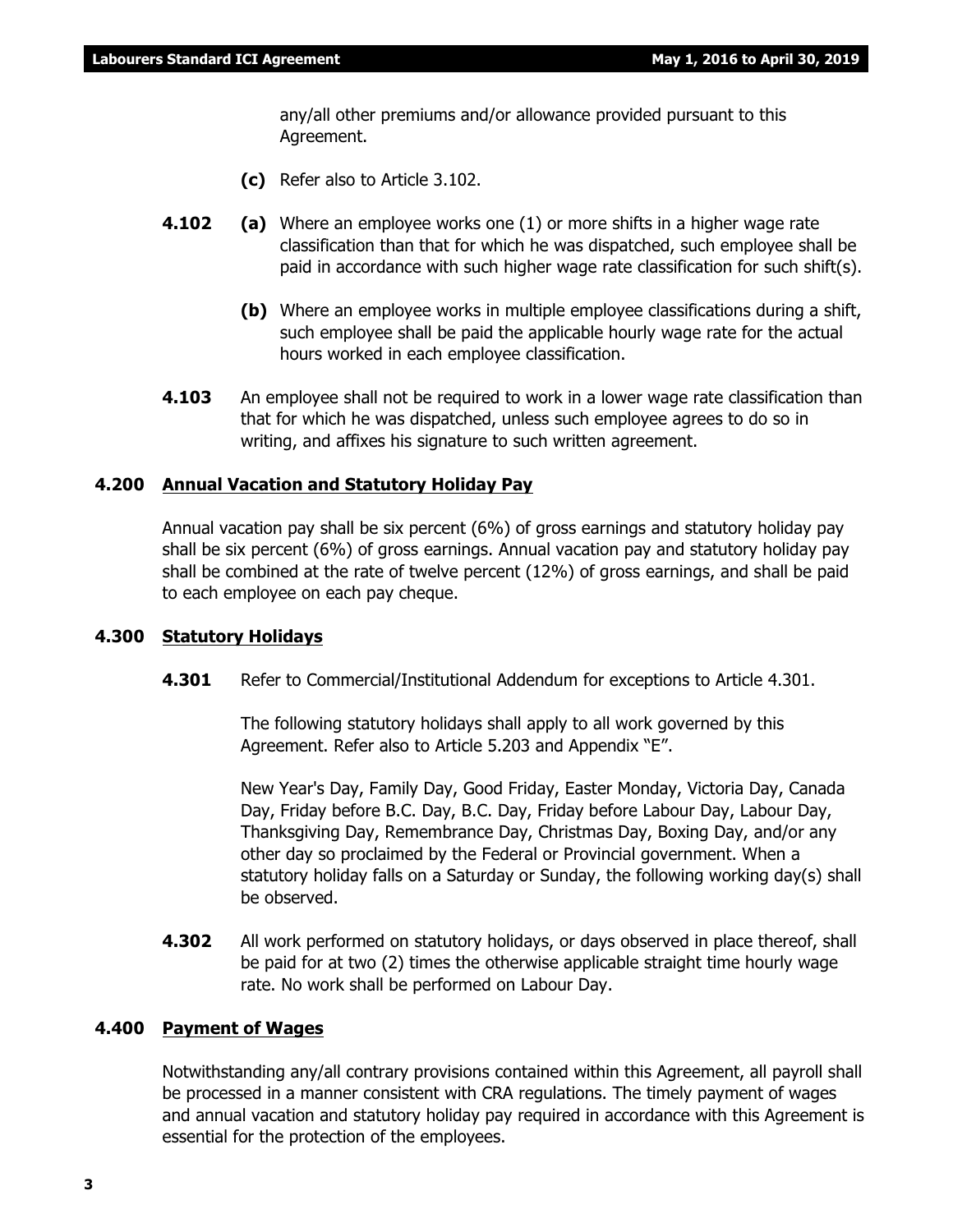any/all other premiums and/or allowance provided pursuant to this Agreement.

**(c)** Refer also to Article 3.102.

**4.102** **(a)** Where an employee works one (1) or more shifts in a higher wage rate classification than that for which he was dispatched, such employee shall be paid in accordance with such higher wage rate classification for such shift(s).

**(b)** Where an employee works in multiple employee classifications during a shift, such employee shall be paid the applicable hourly wage rate for the actual hours worked in each employee classification.

**4.103** An employee shall not be required to work in a lower wage rate classification than that for which he was dispatched, unless such employee agrees to do so in writing, and affixes his signature to such written agreement.

## 4.200 Annual Vacation and Statutory Holiday Pay

Annual vacation pay shall be six percent (6%) of gross earnings and statutory holiday pay shall be six percent (6%) of gross earnings. Annual vacation pay and statutory holiday pay shall be combined at the rate of twelve percent (12%) of gross earnings, and shall be paid to each employee on each pay cheque.

## 4.300 Statutory Holidays

**4.301** Refer to Commercial/Institutional Addendum for exceptions to Article 4.301.

The following statutory holidays shall apply to all work governed by this Agreement. Refer also to Article 5.203 and Appendix "E".

New Year's Day, Family Day, Good Friday, Easter Monday, Victoria Day, Canada Day, Friday before B.C. Day, B.C. Day, Friday before Labour Day, Labour Day, Thanksgiving Day, Remembrance Day, Christmas Day, Boxing Day, and/or any other day so proclaimed by the Federal or Provincial government. When a statutory holiday falls on a Saturday or Sunday, the following working day(s) shall be observed.

**4.302** All work performed on statutory holidays, or days observed in place thereof, shall be paid for at two (2) times the otherwise applicable straight time hourly wage rate. No work shall be performed on Labour Day.

## 4.400 Payment of Wages

Notwithstanding any/all contrary provisions contained within this Agreement, all payroll shall be processed in a manner consistent with CRA regulations. The timely payment of wages and annual vacation and statutory holiday pay required in accordance with this Agreement is essential for the protection of the employees.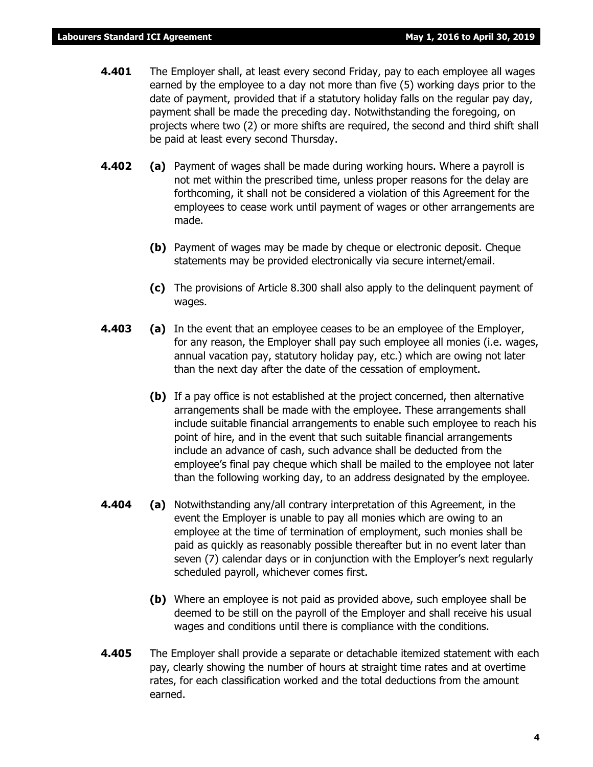**4.401** The Employer shall, at least every second Friday, pay to each employee all wages earned by the employee to a day not more than five (5) working days prior to the date of payment, provided that if a statutory holiday falls on the regular pay day, payment shall be made the preceding day. Notwithstanding the foregoing, on projects where two (2) or more shifts are required, the second and third shift shall be paid at least every second Thursday.

**4.402** **(a)** Payment of wages shall be made during working hours. Where a payroll is not met within the prescribed time, unless proper reasons for the delay are forthcoming, it shall not be considered a violation of this Agreement for the employees to cease work until payment of wages or other arrangements are made.

**(b)** Payment of wages may be made by cheque or electronic deposit. Cheque statements may be provided electronically via secure internet/email.

**(c)** The provisions of Article 8.300 shall also apply to the delinquent payment of wages.

**4.403** **(a)** In the event that an employee ceases to be an employee of the Employer, for any reason, the Employer shall pay such employee all monies (i.e. wages, annual vacation pay, statutory holiday pay, etc.) which are owing not later than the next day after the date of the cessation of employment.

**(b)** If a pay office is not established at the project concerned, then alternative arrangements shall be made with the employee. These arrangements shall include suitable financial arrangements to enable such employee to reach his point of hire, and in the event that such suitable financial arrangements include an advance of cash, such advance shall be deducted from the employee's final pay cheque which shall be mailed to the employee not later than the following working day, to an address designated by the employee.

**4.404** **(a)** Notwithstanding any/all contrary interpretation of this Agreement, in the event the Employer is unable to pay all monies which are owing to an employee at the time of termination of employment, such monies shall be paid as quickly as reasonably possible thereafter but in no event later than seven (7) calendar days or in conjunction with the Employer's next regularly scheduled payroll, whichever comes first.

**(b)** Where an employee is not paid as provided above, such employee shall be deemed to be still on the payroll of the Employer and shall receive his usual wages and conditions until there is compliance with the conditions.

**4.405** The Employer shall provide a separate or detachable itemized statement with each pay, clearly showing the number of hours at straight time rates and at overtime rates, for each classification worked and the total deductions from the amount earned.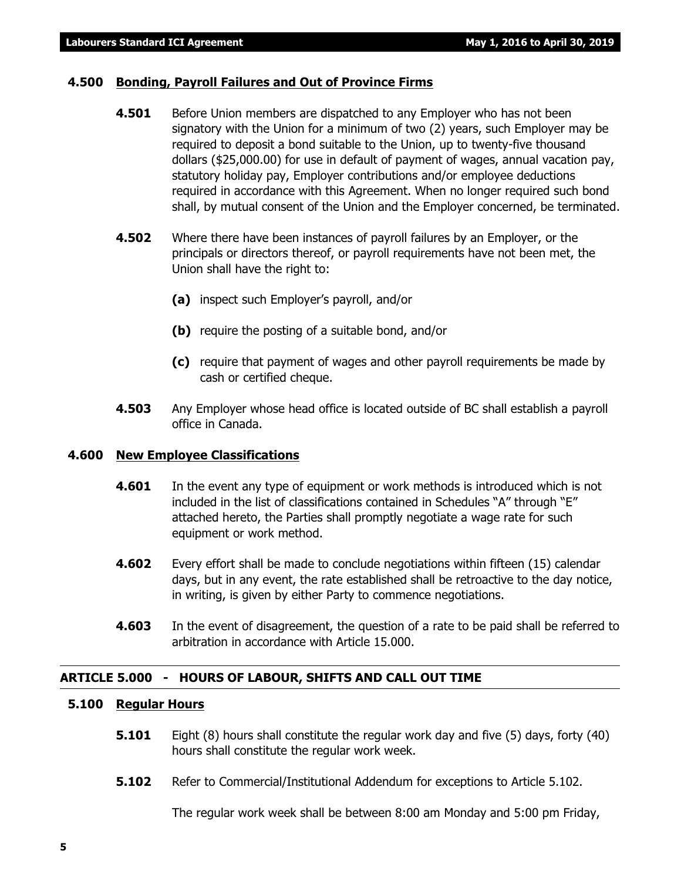### 4.500 Bonding, Payroll Failures and Out of Province Firms

**4.501** Before Union members are dispatched to any Employer who has not been signatory with the Union for a minimum of two (2) years, such Employer may be required to deposit a bond suitable to the Union, up to twenty-five thousand dollars ($25,000.00) for use in default of payment of wages, annual vacation pay, statutory holiday pay, Employer contributions and/or employee deductions required in accordance with this Agreement. When no longer required such bond shall, by mutual consent of the Union and the Employer concerned, be terminated.

**4.502** Where there have been instances of payroll failures by an Employer, or the principals or directors thereof, or payroll requirements have not been met, the Union shall have the right to:

- **(a)** inspect such Employer's payroll, and/or
- **(b)** require the posting of a suitable bond, and/or
- **(c)** require that payment of wages and other payroll requirements be made by cash or certified cheque.

**4.503** Any Employer whose head office is located outside of BC shall establish a payroll office in Canada.

### 4.600 New Employee Classifications

**4.601** In the event any type of equipment or work methods is introduced which is not included in the list of classifications contained in Schedules "A" through "E" attached hereto, the Parties shall promptly negotiate a wage rate for such equipment or work method.

**4.602** Every effort shall be made to conclude negotiations within fifteen (15) calendar days, but in any event, the rate established shall be retroactive to the day notice, in writing, is given by either Party to commence negotiations.

**4.603** In the event of disagreement, the question of a rate to be paid shall be referred to arbitration in accordance with Article 15.000.

## ARTICLE 5.000 - HOURS OF LABOUR, SHIFTS AND CALL OUT TIME

### 5.100 Regular Hours

**5.101** Eight (8) hours shall constitute the regular work day and five (5) days, forty (40) hours shall constitute the regular work week.

**5.102** Refer to Commercial/Institutional Addendum for exceptions to Article 5.102.

The regular work week shall be between 8:00 am Monday and 5:00 pm Friday,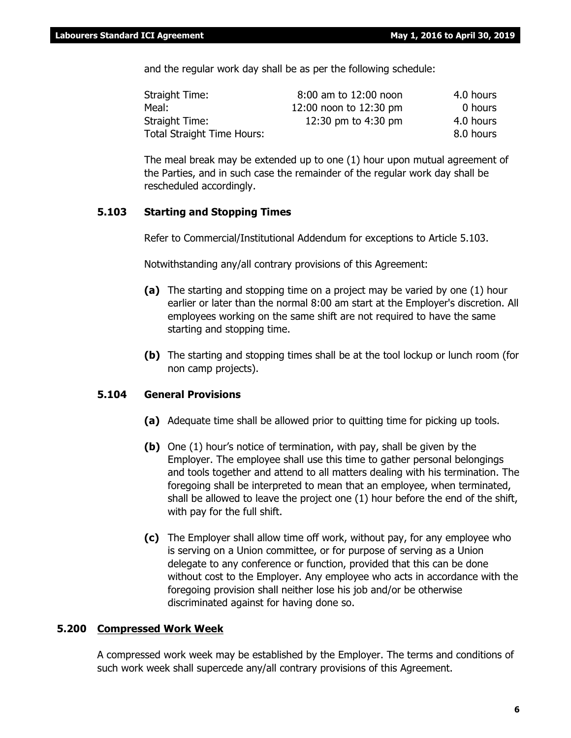and the regular work day shall be as per the following schedule:

| | | |
|---|---|---|
| Straight Time: | 8:00 am to 12:00 noon | 4.0 hours |
| Meal: | 12:00 noon to 12:30 pm | 0 hours |
| Straight Time: | 12:30 pm to 4:30 pm | 4.0 hours |
| Total Straight Time Hours: | | 8.0 hours |

The meal break may be extended up to one (1) hour upon mutual agreement of the Parties, and in such case the remainder of the regular work day shall be rescheduled accordingly.

### 5.103 Starting and Stopping Times

Refer to Commercial/Institutional Addendum for exceptions to Article 5.103.

Notwithstanding any/all contrary provisions of this Agreement:

**(a)** The starting and stopping time on a project may be varied by one (1) hour earlier or later than the normal 8:00 am start at the Employer's discretion. All employees working on the same shift are not required to have the same starting and stopping time.

**(b)** The starting and stopping times shall be at the tool lockup or lunch room (for non camp projects).

### 5.104 General Provisions

**(a)** Adequate time shall be allowed prior to quitting time for picking up tools.

**(b)** One (1) hour's notice of termination, with pay, shall be given by the Employer. The employee shall use this time to gather personal belongings and tools together and attend to all matters dealing with his termination. The foregoing shall be interpreted to mean that an employee, when terminated, shall be allowed to leave the project one (1) hour before the end of the shift, with pay for the full shift.

**(c)** The Employer shall allow time off work, without pay, for any employee who is serving on a Union committee, or for purpose of serving as a Union delegate to any conference or function, provided that this can be done without cost to the Employer. Any employee who acts in accordance with the foregoing provision shall neither lose his job and/or be otherwise discriminated against for having done so.

## 5.200 Compressed Work Week

A compressed work week may be established by the Employer. The terms and conditions of such work week shall supercede any/all contrary provisions of this Agreement.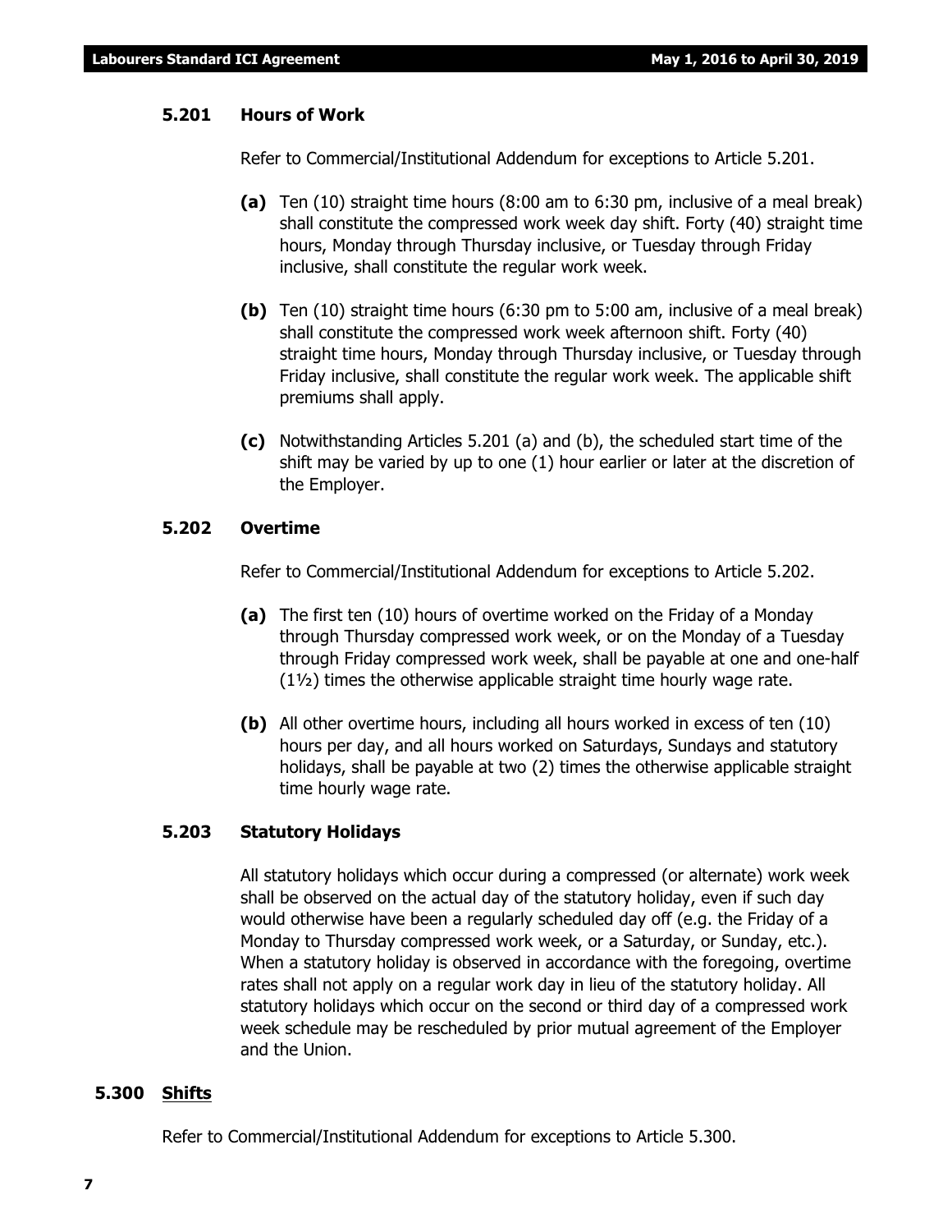### 5.201 Hours of Work

Refer to Commercial/Institutional Addendum for exceptions to Article 5.201.

**(a)** Ten (10) straight time hours (8:00 am to 6:30 pm, inclusive of a meal break) shall constitute the compressed work week day shift. Forty (40) straight time hours, Monday through Thursday inclusive, or Tuesday through Friday inclusive, shall constitute the regular work week.

**(b)** Ten (10) straight time hours (6:30 pm to 5:00 am, inclusive of a meal break) shall constitute the compressed work week afternoon shift. Forty (40) straight time hours, Monday through Thursday inclusive, or Tuesday through Friday inclusive, shall constitute the regular work week. The applicable shift premiums shall apply.

**(c)** Notwithstanding Articles 5.201 (a) and (b), the scheduled start time of the shift may be varied by up to one (1) hour earlier or later at the discretion of the Employer.

### 5.202 Overtime

Refer to Commercial/Institutional Addendum for exceptions to Article 5.202.

**(a)** The first ten (10) hours of overtime worked on the Friday of a Monday through Thursday compressed work week, or on the Monday of a Tuesday through Friday compressed work week, shall be payable at one and one-half (1½) times the otherwise applicable straight time hourly wage rate.

**(b)** All other overtime hours, including all hours worked in excess of ten (10) hours per day, and all hours worked on Saturdays, Sundays and statutory holidays, shall be payable at two (2) times the otherwise applicable straight time hourly wage rate.

### 5.203 Statutory Holidays

All statutory holidays which occur during a compressed (or alternate) work week shall be observed on the actual day of the statutory holiday, even if such day would otherwise have been a regularly scheduled day off (e.g. the Friday of a Monday to Thursday compressed work week, or a Saturday, or Sunday, etc.). When a statutory holiday is observed in accordance with the foregoing, overtime rates shall not apply on a regular work day in lieu of the statutory holiday. All statutory holidays which occur on the second or third day of a compressed work week schedule may be rescheduled by prior mutual agreement of the Employer and the Union.

## 5.300 Shifts

Refer to Commercial/Institutional Addendum for exceptions to Article 5.300.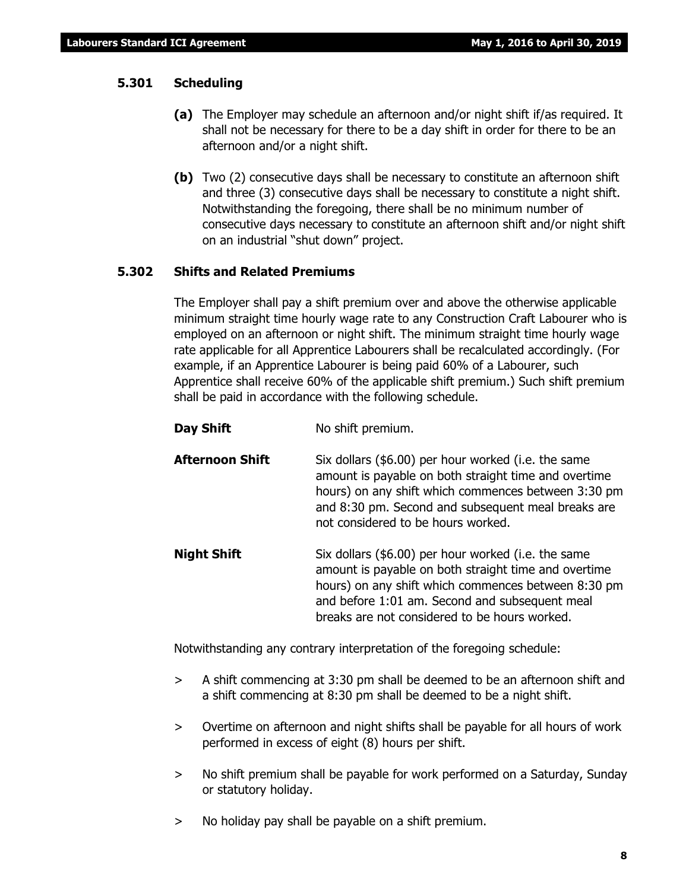### 5.301 Scheduling

**(a)** The Employer may schedule an afternoon and/or night shift if/as required. It shall not be necessary for there to be a day shift in order for there to be an afternoon and/or a night shift.

**(b)** Two (2) consecutive days shall be necessary to constitute an afternoon shift and three (3) consecutive days shall be necessary to constitute a night shift. Notwithstanding the foregoing, there shall be no minimum number of consecutive days necessary to constitute an afternoon shift and/or night shift on an industrial "shut down" project.

### 5.302 Shifts and Related Premiums

The Employer shall pay a shift premium over and above the otherwise applicable minimum straight time hourly wage rate to any Construction Craft Labourer who is employed on an afternoon or night shift. The minimum straight time hourly wage rate applicable for all Apprentice Labourers shall be recalculated accordingly. (For example, if an Apprentice Labourer is being paid 60% of a Labourer, such Apprentice shall receive 60% of the applicable shift premium.) Such shift premium shall be paid in accordance with the following schedule.

**Day Shift** — No shift premium.

**Afternoon Shift** — Six dollars ($6.00) per hour worked (i.e. the same amount is payable on both straight time and overtime hours) on any shift which commences between 3:30 pm and 8:30 pm. Second and subsequent meal breaks are not considered to be hours worked.

**Night Shift** — Six dollars ($6.00) per hour worked (i.e. the same amount is payable on both straight time and overtime hours) on any shift which commences between 8:30 pm and before 1:01 am. Second and subsequent meal breaks are not considered to be hours worked.

Notwithstanding any contrary interpretation of the foregoing schedule:

> A shift commencing at 3:30 pm shall be deemed to be an afternoon shift and a shift commencing at 8:30 pm shall be deemed to be a night shift.

> Overtime on afternoon and night shifts shall be payable for all hours of work performed in excess of eight (8) hours per shift.

> No shift premium shall be payable for work performed on a Saturday, Sunday or statutory holiday.

> No holiday pay shall be payable on a shift premium.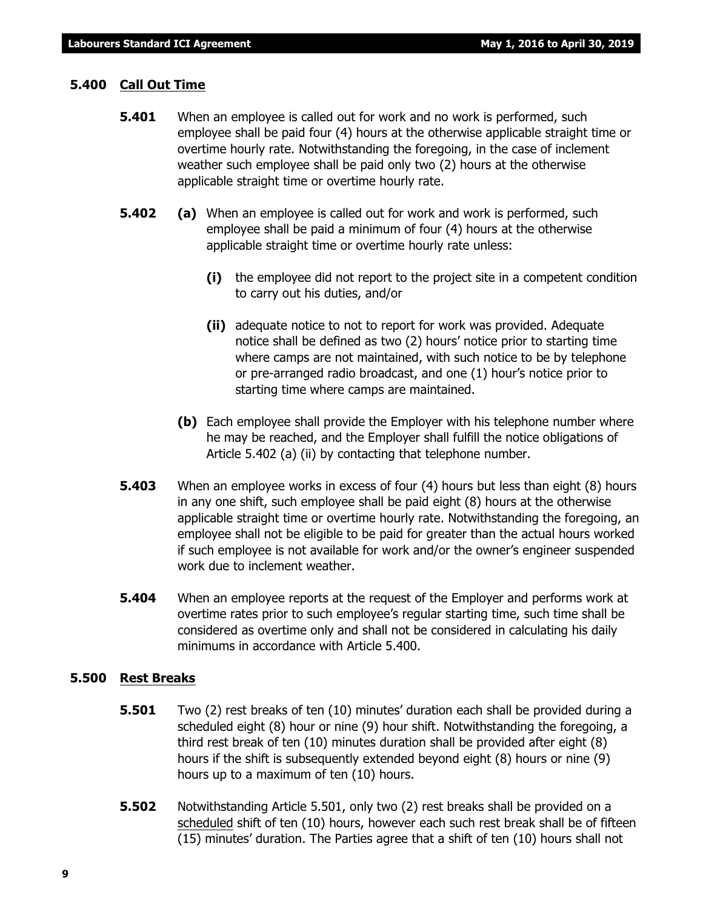## 5.400 Call Out Time

**5.401** When an employee is called out for work and no work is performed, such employee shall be paid four (4) hours at the otherwise applicable straight time or overtime hourly rate. Notwithstanding the foregoing, in the case of inclement weather such employee shall be paid only two (2) hours at the otherwise applicable straight time or overtime hourly rate.

**5.402** **(a)** When an employee is called out for work and work is performed, such employee shall be paid a minimum of four (4) hours at the otherwise applicable straight time or overtime hourly rate unless:

**(i)** the employee did not report to the project site in a competent condition to carry out his duties, and/or

**(ii)** adequate notice to not to report for work was provided. Adequate notice shall be defined as two (2) hours' notice prior to starting time where camps are not maintained, with such notice to be by telephone or pre-arranged radio broadcast, and one (1) hour's notice prior to starting time where camps are maintained.

**(b)** Each employee shall provide the Employer with his telephone number where he may be reached, and the Employer shall fulfill the notice obligations of Article 5.402 (a) (ii) by contacting that telephone number.

**5.403** When an employee works in excess of four (4) hours but less than eight (8) hours in any one shift, such employee shall be paid eight (8) hours at the otherwise applicable straight time or overtime hourly rate. Notwithstanding the foregoing, an employee shall not be eligible to be paid for greater than the actual hours worked if such employee is not available for work and/or the owner's engineer suspended work due to inclement weather.

**5.404** When an employee reports at the request of the Employer and performs work at overtime rates prior to such employee's regular starting time, such time shall be considered as overtime only and shall not be considered in calculating his daily minimums in accordance with Article 5.400.

## 5.500 Rest Breaks

**5.501** Two (2) rest breaks of ten (10) minutes' duration each shall be provided during a scheduled eight (8) hour or nine (9) hour shift. Notwithstanding the foregoing, a third rest break of ten (10) minutes duration shall be provided after eight (8) hours if the shift is subsequently extended beyond eight (8) hours or nine (9) hours up to a maximum of ten (10) hours.

**5.502** Notwithstanding Article 5.501, only two (2) rest breaks shall be provided on a scheduled shift of ten (10) hours, however each such rest break shall be of fifteen (15) minutes' duration. The Parties agree that a shift of ten (10) hours shall not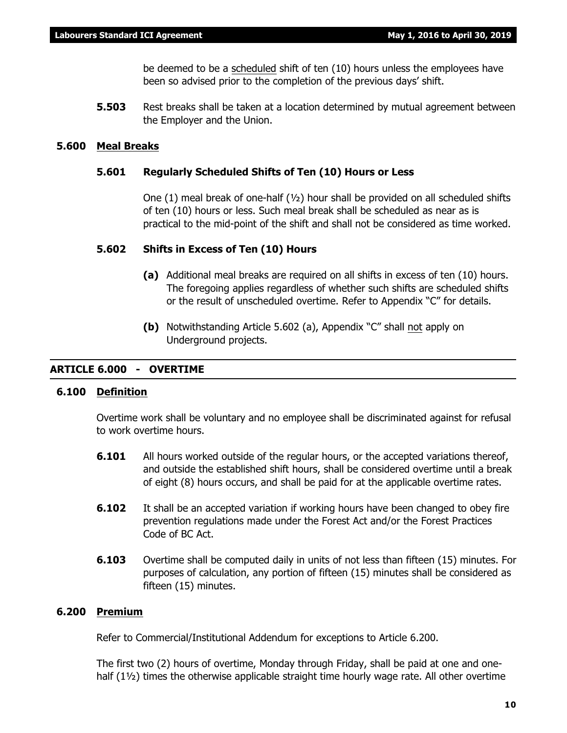be deemed to be a scheduled shift of ten (10) hours unless the employees have been so advised prior to the completion of the previous days' shift.

**5.503** Rest breaks shall be taken at a location determined by mutual agreement between the Employer and the Union.

### 5.600 Meal Breaks

#### 5.601 Regularly Scheduled Shifts of Ten (10) Hours or Less

One (1) meal break of one-half (½) hour shall be provided on all scheduled shifts of ten (10) hours or less. Such meal break shall be scheduled as near as is practical to the mid-point of the shift and shall not be considered as time worked.

#### 5.602 Shifts in Excess of Ten (10) Hours

**(a)** Additional meal breaks are required on all shifts in excess of ten (10) hours. The foregoing applies regardless of whether such shifts are scheduled shifts or the result of unscheduled overtime. Refer to Appendix "C" for details.

**(b)** Notwithstanding Article 5.602 (a), Appendix "C" shall not apply on Underground projects.

## ARTICLE 6.000 - OVERTIME

### 6.100 Definition

Overtime work shall be voluntary and no employee shall be discriminated against for refusal to work overtime hours.

**6.101** All hours worked outside of the regular hours, or the accepted variations thereof, and outside the established shift hours, shall be considered overtime until a break of eight (8) hours occurs, and shall be paid for at the applicable overtime rates.

**6.102** It shall be an accepted variation if working hours have been changed to obey fire prevention regulations made under the Forest Act and/or the Forest Practices Code of BC Act.

**6.103** Overtime shall be computed daily in units of not less than fifteen (15) minutes. For purposes of calculation, any portion of fifteen (15) minutes shall be considered as fifteen (15) minutes.

### 6.200 Premium

Refer to Commercial/Institutional Addendum for exceptions to Article 6.200.

The first two (2) hours of overtime, Monday through Friday, shall be paid at one and one-half (1½) times the otherwise applicable straight time hourly wage rate. All other overtime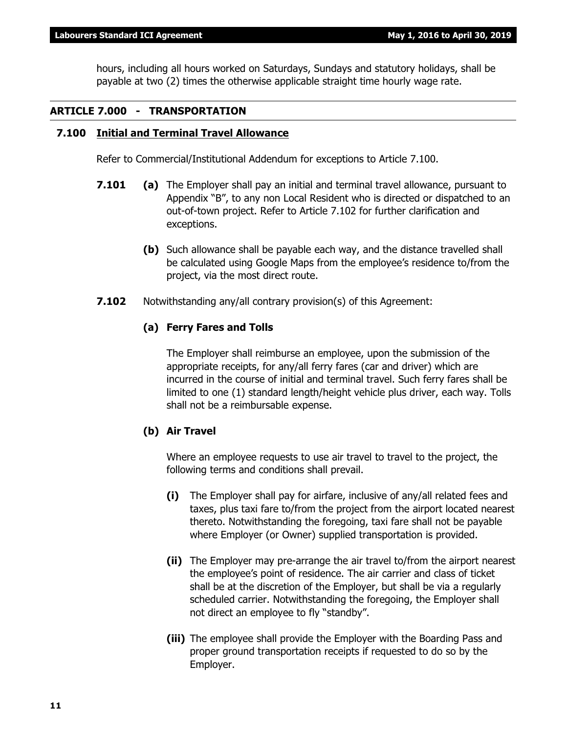hours, including all hours worked on Saturdays, Sundays and statutory holidays, shall be payable at two (2) times the otherwise applicable straight time hourly wage rate.

## ARTICLE 7.000 - TRANSPORTATION

### 7.100 Initial and Terminal Travel Allowance

Refer to Commercial/Institutional Addendum for exceptions to Article 7.100.

**7.101** **(a)** The Employer shall pay an initial and terminal travel allowance, pursuant to Appendix "B", to any non Local Resident who is directed or dispatched to an out-of-town project. Refer to Article 7.102 for further clarification and exceptions.

**(b)** Such allowance shall be payable each way, and the distance travelled shall be calculated using Google Maps from the employee's residence to/from the project, via the most direct route.

**7.102** Notwithstanding any/all contrary provision(s) of this Agreement:

**(a) Ferry Fares and Tolls**

The Employer shall reimburse an employee, upon the submission of the appropriate receipts, for any/all ferry fares (car and driver) which are incurred in the course of initial and terminal travel. Such ferry fares shall be limited to one (1) standard length/height vehicle plus driver, each way. Tolls shall not be a reimbursable expense.

**(b) Air Travel**

Where an employee requests to use air travel to travel to the project, the following terms and conditions shall prevail.

**(i)** The Employer shall pay for airfare, inclusive of any/all related fees and taxes, plus taxi fare to/from the project from the airport located nearest thereto. Notwithstanding the foregoing, taxi fare shall not be payable where Employer (or Owner) supplied transportation is provided.

**(ii)** The Employer may pre-arrange the air travel to/from the airport nearest the employee's point of residence. The air carrier and class of ticket shall be at the discretion of the Employer, but shall be via a regularly scheduled carrier. Notwithstanding the foregoing, the Employer shall not direct an employee to fly "standby".

**(iii)** The employee shall provide the Employer with the Boarding Pass and proper ground transportation receipts if requested to do so by the Employer.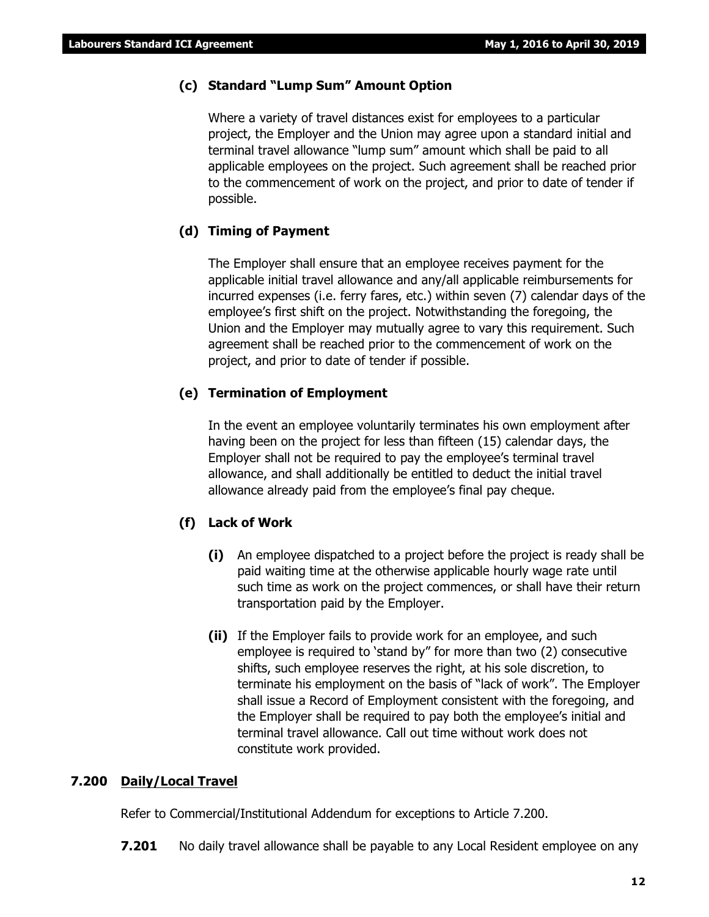**(c) Standard "Lump Sum" Amount Option**

Where a variety of travel distances exist for employees to a particular project, the Employer and the Union may agree upon a standard initial and terminal travel allowance "lump sum" amount which shall be paid to all applicable employees on the project. Such agreement shall be reached prior to the commencement of work on the project, and prior to date of tender if possible.

**(d) Timing of Payment**

The Employer shall ensure that an employee receives payment for the applicable initial travel allowance and any/all applicable reimbursements for incurred expenses (i.e. ferry fares, etc.) within seven (7) calendar days of the employee's first shift on the project. Notwithstanding the foregoing, the Union and the Employer may mutually agree to vary this requirement. Such agreement shall be reached prior to the commencement of work on the project, and prior to date of tender if possible.

**(e) Termination of Employment**

In the event an employee voluntarily terminates his own employment after having been on the project for less than fifteen (15) calendar days, the Employer shall not be required to pay the employee's terminal travel allowance, and shall additionally be entitled to deduct the initial travel allowance already paid from the employee's final pay cheque.

**(f) Lack of Work**

**(i)** An employee dispatched to a project before the project is ready shall be paid waiting time at the otherwise applicable hourly wage rate until such time as work on the project commences, or shall have their return transportation paid by the Employer.

**(ii)** If the Employer fails to provide work for an employee, and such employee is required to 'stand by" for more than two (2) consecutive shifts, such employee reserves the right, at his sole discretion, to terminate his employment on the basis of "lack of work". The Employer shall issue a Record of Employment consistent with the foregoing, and the Employer shall be required to pay both the employee's initial and terminal travel allowance. Call out time without work does not constitute work provided.

### 7.200 Daily/Local Travel

Refer to Commercial/Institutional Addendum for exceptions to Article 7.200.

**7.201** No daily travel allowance shall be payable to any Local Resident employee on any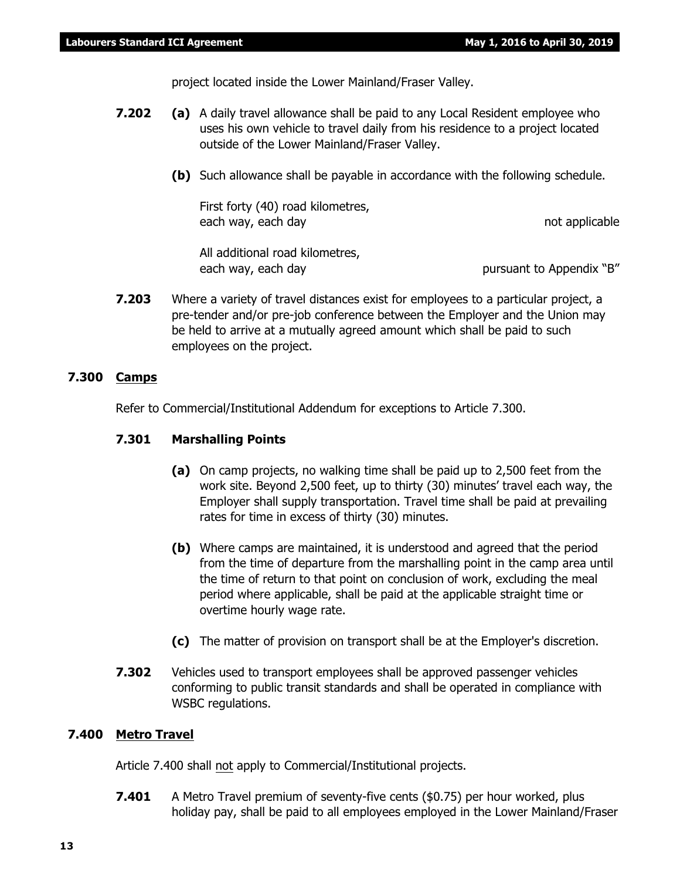project located inside the Lower Mainland/Fraser Valley.

**7.202** **(a)** A daily travel allowance shall be paid to any Local Resident employee who uses his own vehicle to travel daily from his residence to a project located outside of the Lower Mainland/Fraser Valley.

**(b)** Such allowance shall be payable in accordance with the following schedule.

| | |
|---|---|
| First forty (40) road kilometres, each way, each day | not applicable |
| All additional road kilometres, each way, each day | pursuant to Appendix "B" |

**7.203** Where a variety of travel distances exist for employees to a particular project, a pre-tender and/or pre-job conference between the Employer and the Union may be held to arrive at a mutually agreed amount which shall be paid to such employees on the project.

## 7.300 Camps

Refer to Commercial/Institutional Addendum for exceptions to Article 7.300.

### 7.301 Marshalling Points

**(a)** On camp projects, no walking time shall be paid up to 2,500 feet from the work site. Beyond 2,500 feet, up to thirty (30) minutes' travel each way, the Employer shall supply transportation. Travel time shall be paid at prevailing rates for time in excess of thirty (30) minutes.

**(b)** Where camps are maintained, it is understood and agreed that the period from the time of departure from the marshalling point in the camp area until the time of return to that point on conclusion of work, excluding the meal period where applicable, shall be paid at the applicable straight time or overtime hourly wage rate.

**(c)** The matter of provision on transport shall be at the Employer's discretion.

**7.302** Vehicles used to transport employees shall be approved passenger vehicles conforming to public transit standards and shall be operated in compliance with WSBC regulations.

## 7.400 Metro Travel

Article 7.400 shall not apply to Commercial/Institutional projects.

**7.401** A Metro Travel premium of seventy-five cents ($0.75) per hour worked, plus holiday pay, shall be paid to all employees employed in the Lower Mainland/Fraser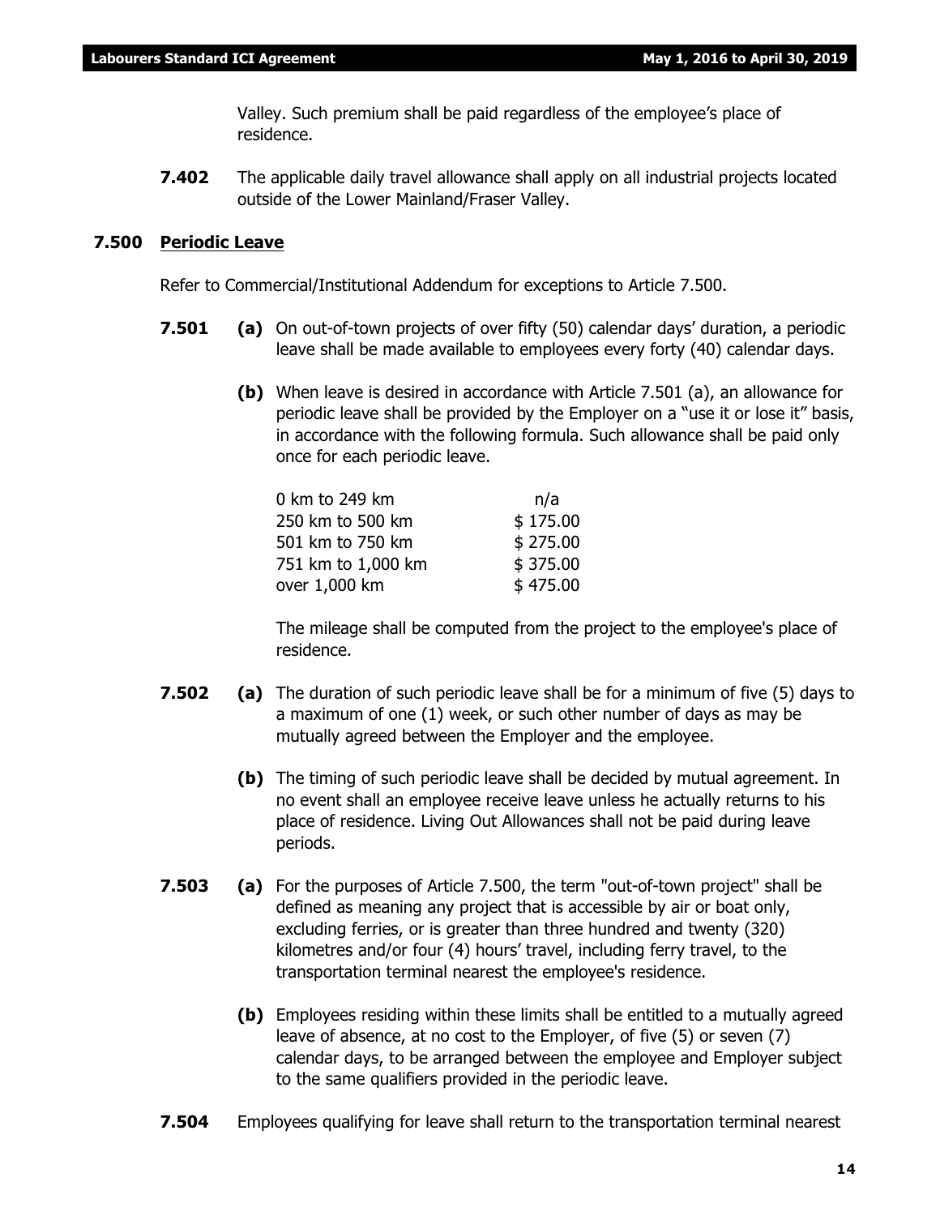Valley. Such premium shall be paid regardless of the employee's place of residence.

**7.402** The applicable daily travel allowance shall apply on all industrial projects located outside of the Lower Mainland/Fraser Valley.

### 7.500 Periodic Leave

Refer to Commercial/Institutional Addendum for exceptions to Article 7.500.

**7.501** **(a)** On out-of-town projects of over fifty (50) calendar days' duration, a periodic leave shall be made available to employees every forty (40) calendar days.

**(b)** When leave is desired in accordance with Article 7.501 (a), an allowance for periodic leave shall be provided by the Employer on a "use it or lose it" basis, in accordance with the following formula. Such allowance shall be paid only once for each periodic leave.

| Distance | Allowance |
|---|---|
| 0 km to 249 km | n/a |
| 250 km to 500 km | $ 175.00 |
| 501 km to 750 km | $ 275.00 |
| 751 km to 1,000 km | $ 375.00 |
| over 1,000 km | $ 475.00 |

The mileage shall be computed from the project to the employee's place of residence.

**7.502** **(a)** The duration of such periodic leave shall be for a minimum of five (5) days to a maximum of one (1) week, or such other number of days as may be mutually agreed between the Employer and the employee.

**(b)** The timing of such periodic leave shall be decided by mutual agreement. In no event shall an employee receive leave unless he actually returns to his place of residence. Living Out Allowances shall not be paid during leave periods.

**7.503** **(a)** For the purposes of Article 7.500, the term "out-of-town project" shall be defined as meaning any project that is accessible by air or boat only, excluding ferries, or is greater than three hundred and twenty (320) kilometres and/or four (4) hours' travel, including ferry travel, to the transportation terminal nearest the employee's residence.

**(b)** Employees residing within these limits shall be entitled to a mutually agreed leave of absence, at no cost to the Employer, of five (5) or seven (7) calendar days, to be arranged between the employee and Employer subject to the same qualifiers provided in the periodic leave.

**7.504** Employees qualifying for leave shall return to the transportation terminal nearest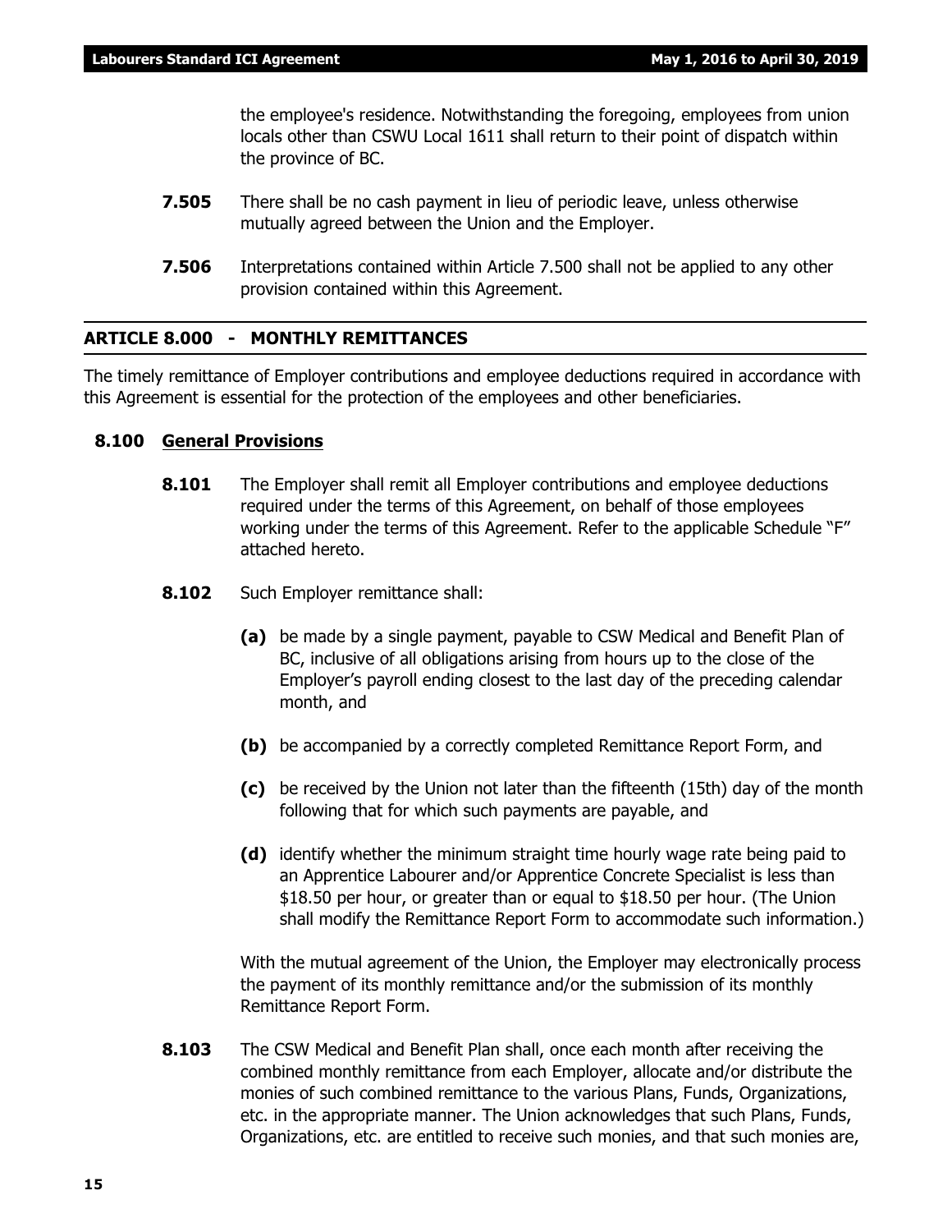the employee's residence. Notwithstanding the foregoing, employees from union locals other than CSWU Local 1611 shall return to their point of dispatch within the province of BC.

**7.505** There shall be no cash payment in lieu of periodic leave, unless otherwise mutually agreed between the Union and the Employer.

**7.506** Interpretations contained within Article 7.500 shall not be applied to any other provision contained within this Agreement.

## ARTICLE 8.000 - MONTHLY REMITTANCES

The timely remittance of Employer contributions and employee deductions required in accordance with this Agreement is essential for the protection of the employees and other beneficiaries.

### 8.100 General Provisions

**8.101** The Employer shall remit all Employer contributions and employee deductions required under the terms of this Agreement, on behalf of those employees working under the terms of this Agreement. Refer to the applicable Schedule "F" attached hereto.

**8.102** Such Employer remittance shall:

**(a)** be made by a single payment, payable to CSW Medical and Benefit Plan of BC, inclusive of all obligations arising from hours up to the close of the Employer's payroll ending closest to the last day of the preceding calendar month, and

**(b)** be accompanied by a correctly completed Remittance Report Form, and

**(c)** be received by the Union not later than the fifteenth (15th) day of the month following that for which such payments are payable, and

**(d)** identify whether the minimum straight time hourly wage rate being paid to an Apprentice Labourer and/or Apprentice Concrete Specialist is less than $18.50 per hour, or greater than or equal to $18.50 per hour. (The Union shall modify the Remittance Report Form to accommodate such information.)

With the mutual agreement of the Union, the Employer may electronically process the payment of its monthly remittance and/or the submission of its monthly Remittance Report Form.

**8.103** The CSW Medical and Benefit Plan shall, once each month after receiving the combined monthly remittance from each Employer, allocate and/or distribute the monies of such combined remittance to the various Plans, Funds, Organizations, etc. in the appropriate manner. The Union acknowledges that such Plans, Funds, Organizations, etc. are entitled to receive such monies, and that such monies are,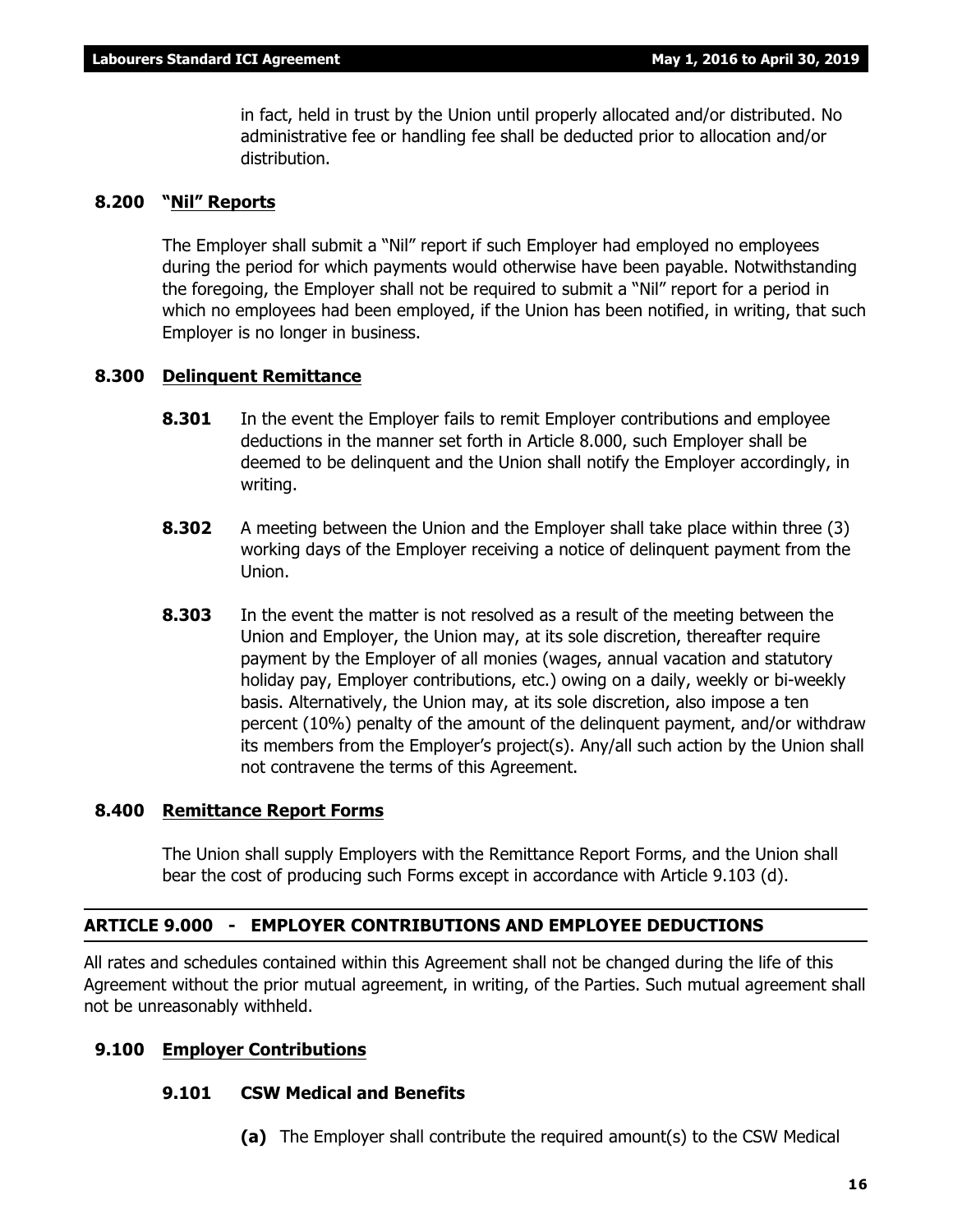in fact, held in trust by the Union until properly allocated and/or distributed. No administrative fee or handling fee shall be deducted prior to allocation and/or distribution.

**8.200 "Nil" Reports**

The Employer shall submit a "Nil" report if such Employer had employed no employees during the period for which payments would otherwise have been payable. Notwithstanding the foregoing, the Employer shall not be required to submit a "Nil" report for a period in which no employees had been employed, if the Union has been notified, in writing, that such Employer is no longer in business.

**8.300 Delinquent Remittance**

**8.301** In the event the Employer fails to remit Employer contributions and employee deductions in the manner set forth in Article 8.000, such Employer shall be deemed to be delinquent and the Union shall notify the Employer accordingly, in writing.

**8.302** A meeting between the Union and the Employer shall take place within three (3) working days of the Employer receiving a notice of delinquent payment from the Union.

**8.303** In the event the matter is not resolved as a result of the meeting between the Union and Employer, the Union may, at its sole discretion, thereafter require payment by the Employer of all monies (wages, annual vacation and statutory holiday pay, Employer contributions, etc.) owing on a daily, weekly or bi-weekly basis. Alternatively, the Union may, at its sole discretion, also impose a ten percent (10%) penalty of the amount of the delinquent payment, and/or withdraw its members from the Employer's project(s). Any/all such action by the Union shall not contravene the terms of this Agreement.

**8.400 Remittance Report Forms**

The Union shall supply Employers with the Remittance Report Forms, and the Union shall bear the cost of producing such Forms except in accordance with Article 9.103 (d).

## ARTICLE 9.000 - EMPLOYER CONTRIBUTIONS AND EMPLOYEE DEDUCTIONS

All rates and schedules contained within this Agreement shall not be changed during the life of this Agreement without the prior mutual agreement, in writing, of the Parties. Such mutual agreement shall not be unreasonably withheld.

**9.100 Employer Contributions**

**9.101 CSW Medical and Benefits**

**(a)** The Employer shall contribute the required amount(s) to the CSW Medical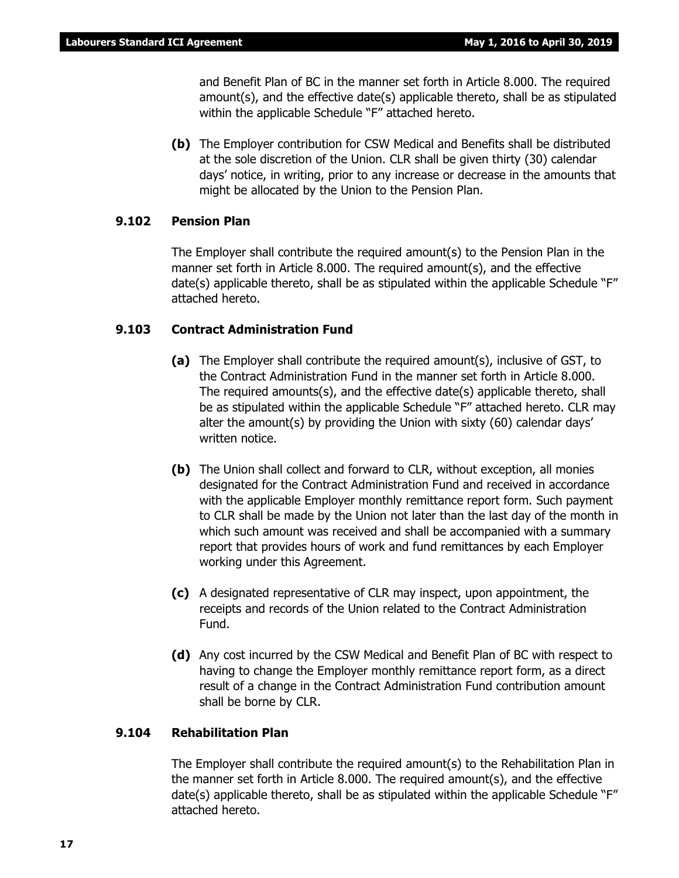and Benefit Plan of BC in the manner set forth in Article 8.000. The required amount(s), and the effective date(s) applicable thereto, shall be as stipulated within the applicable Schedule "F" attached hereto.

**(b)** The Employer contribution for CSW Medical and Benefits shall be distributed at the sole discretion of the Union. CLR shall be given thirty (30) calendar days' notice, in writing, prior to any increase or decrease in the amounts that might be allocated by the Union to the Pension Plan.

### 9.102 Pension Plan

The Employer shall contribute the required amount(s) to the Pension Plan in the manner set forth in Article 8.000. The required amount(s), and the effective date(s) applicable thereto, shall be as stipulated within the applicable Schedule "F" attached hereto.

### 9.103 Contract Administration Fund

**(a)** The Employer shall contribute the required amount(s), inclusive of GST, to the Contract Administration Fund in the manner set forth in Article 8.000. The required amounts(s), and the effective date(s) applicable thereto, shall be as stipulated within the applicable Schedule "F" attached hereto. CLR may alter the amount(s) by providing the Union with sixty (60) calendar days' written notice.

**(b)** The Union shall collect and forward to CLR, without exception, all monies designated for the Contract Administration Fund and received in accordance with the applicable Employer monthly remittance report form. Such payment to CLR shall be made by the Union not later than the last day of the month in which such amount was received and shall be accompanied with a summary report that provides hours of work and fund remittances by each Employer working under this Agreement.

**(c)** A designated representative of CLR may inspect, upon appointment, the receipts and records of the Union related to the Contract Administration Fund.

**(d)** Any cost incurred by the CSW Medical and Benefit Plan of BC with respect to having to change the Employer monthly remittance report form, as a direct result of a change in the Contract Administration Fund contribution amount shall be borne by CLR.

### 9.104 Rehabilitation Plan

The Employer shall contribute the required amount(s) to the Rehabilitation Plan in the manner set forth in Article 8.000. The required amount(s), and the effective date(s) applicable thereto, shall be as stipulated within the applicable Schedule "F" attached hereto.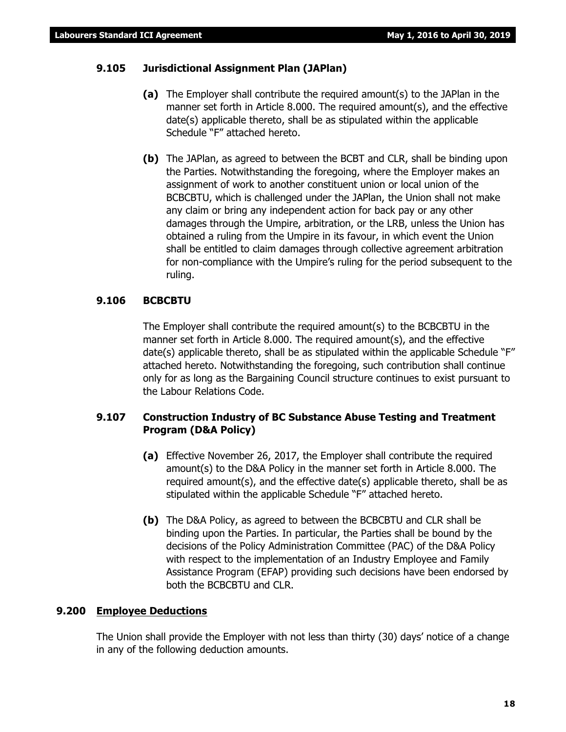### 9.105 Jurisdictional Assignment Plan (JAPlan)

**(a)** The Employer shall contribute the required amount(s) to the JAPlan in the manner set forth in Article 8.000. The required amount(s), and the effective date(s) applicable thereto, shall be as stipulated within the applicable Schedule "F" attached hereto.

**(b)** The JAPlan, as agreed to between the BCBT and CLR, shall be binding upon the Parties. Notwithstanding the foregoing, where the Employer makes an assignment of work to another constituent union or local union of the BCBCBTU, which is challenged under the JAPlan, the Union shall not make any claim or bring any independent action for back pay or any other damages through the Umpire, arbitration, or the LRB, unless the Union has obtained a ruling from the Umpire in its favour, in which event the Union shall be entitled to claim damages through collective agreement arbitration for non-compliance with the Umpire's ruling for the period subsequent to the ruling.

### 9.106 BCBCBTU

The Employer shall contribute the required amount(s) to the BCBCBTU in the manner set forth in Article 8.000. The required amount(s), and the effective date(s) applicable thereto, shall be as stipulated within the applicable Schedule "F" attached hereto. Notwithstanding the foregoing, such contribution shall continue only for as long as the Bargaining Council structure continues to exist pursuant to the Labour Relations Code.

### 9.107 Construction Industry of BC Substance Abuse Testing and Treatment Program (D&A Policy)

**(a)** Effective November 26, 2017, the Employer shall contribute the required amount(s) to the D&A Policy in the manner set forth in Article 8.000. The required amount(s), and the effective date(s) applicable thereto, shall be as stipulated within the applicable Schedule "F" attached hereto.

**(b)** The D&A Policy, as agreed to between the BCBCBTU and CLR shall be binding upon the Parties. In particular, the Parties shall be bound by the decisions of the Policy Administration Committee (PAC) of the D&A Policy with respect to the implementation of an Industry Employee and Family Assistance Program (EFAP) providing such decisions have been endorsed by both the BCBCBTU and CLR.

## 9.200 Employee Deductions

The Union shall provide the Employer with not less than thirty (30) days' notice of a change in any of the following deduction amounts.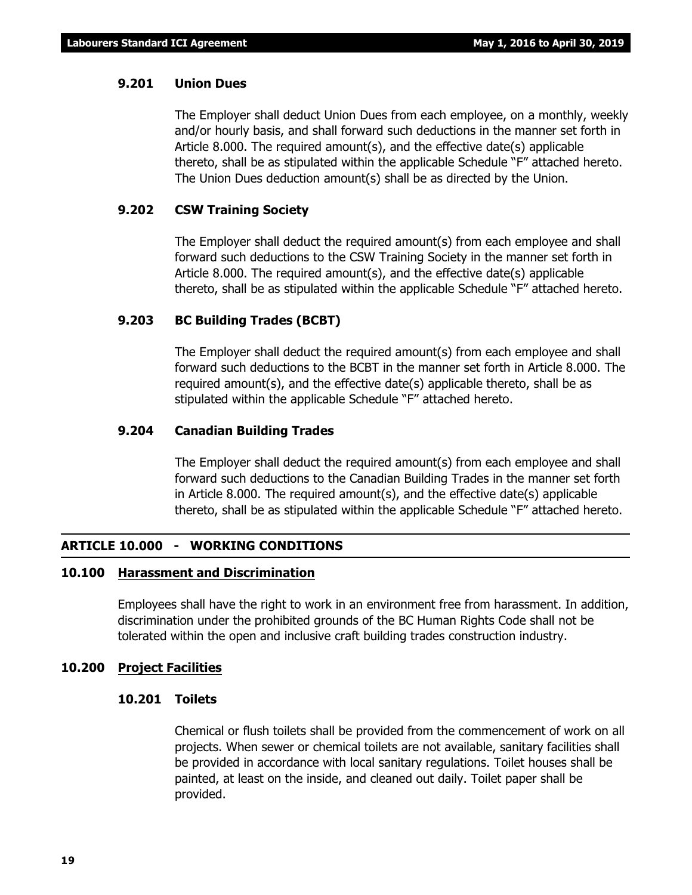#### 9.201 Union Dues

The Employer shall deduct Union Dues from each employee, on a monthly, weekly and/or hourly basis, and shall forward such deductions in the manner set forth in Article 8.000. The required amount(s), and the effective date(s) applicable thereto, shall be as stipulated within the applicable Schedule "F" attached hereto. The Union Dues deduction amount(s) shall be as directed by the Union.

#### 9.202 CSW Training Society

The Employer shall deduct the required amount(s) from each employee and shall forward such deductions to the CSW Training Society in the manner set forth in Article 8.000. The required amount(s), and the effective date(s) applicable thereto, shall be as stipulated within the applicable Schedule "F" attached hereto.

#### 9.203 BC Building Trades (BCBT)

The Employer shall deduct the required amount(s) from each employee and shall forward such deductions to the BCBT in the manner set forth in Article 8.000. The required amount(s), and the effective date(s) applicable thereto, shall be as stipulated within the applicable Schedule "F" attached hereto.

#### 9.204 Canadian Building Trades

The Employer shall deduct the required amount(s) from each employee and shall forward such deductions to the Canadian Building Trades in the manner set forth in Article 8.000. The required amount(s), and the effective date(s) applicable thereto, shall be as stipulated within the applicable Schedule "F" attached hereto.

## ARTICLE 10.000 - WORKING CONDITIONS

### 10.100 Harassment and Discrimination

Employees shall have the right to work in an environment free from harassment. In addition, discrimination under the prohibited grounds of the BC Human Rights Code shall not be tolerated within the open and inclusive craft building trades construction industry.

### 10.200 Project Facilities

#### 10.201 Toilets

Chemical or flush toilets shall be provided from the commencement of work on all projects. When sewer or chemical toilets are not available, sanitary facilities shall be provided in accordance with local sanitary regulations. Toilet houses shall be painted, at least on the inside, and cleaned out daily. Toilet paper shall be provided.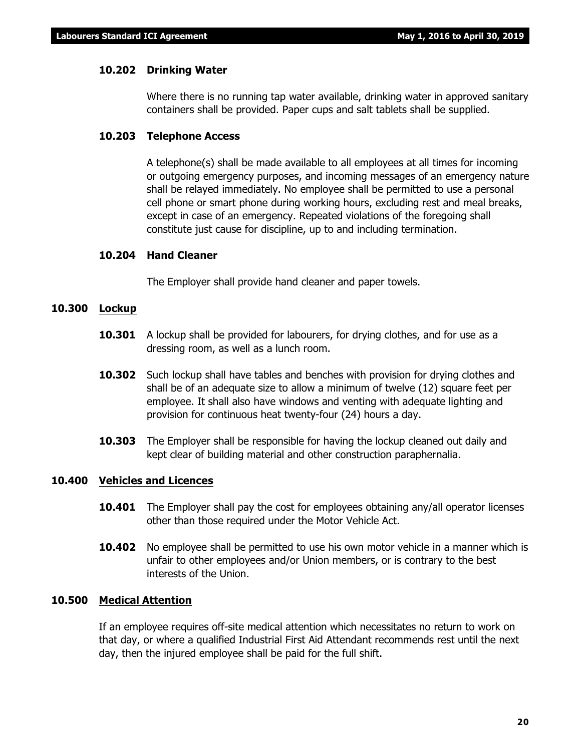#### 10.202 Drinking Water

Where there is no running tap water available, drinking water in approved sanitary containers shall be provided. Paper cups and salt tablets shall be supplied.

#### 10.203 Telephone Access

A telephone(s) shall be made available to all employees at all times for incoming or outgoing emergency purposes, and incoming messages of an emergency nature shall be relayed immediately. No employee shall be permitted to use a personal cell phone or smart phone during working hours, excluding rest and meal breaks, except in case of an emergency. Repeated violations of the foregoing shall constitute just cause for discipline, up to and including termination.

#### 10.204 Hand Cleaner

The Employer shall provide hand cleaner and paper towels.

### 10.300 Lockup

**10.301** A lockup shall be provided for labourers, for drying clothes, and for use as a dressing room, as well as a lunch room.

**10.302** Such lockup shall have tables and benches with provision for drying clothes and shall be of an adequate size to allow a minimum of twelve (12) square feet per employee. It shall also have windows and venting with adequate lighting and provision for continuous heat twenty-four (24) hours a day.

**10.303** The Employer shall be responsible for having the lockup cleaned out daily and kept clear of building material and other construction paraphernalia.

### 10.400 Vehicles and Licences

**10.401** The Employer shall pay the cost for employees obtaining any/all operator licenses other than those required under the Motor Vehicle Act.

**10.402** No employee shall be permitted to use his own motor vehicle in a manner which is unfair to other employees and/or Union members, or is contrary to the best interests of the Union.

### 10.500 Medical Attention

If an employee requires off-site medical attention which necessitates no return to work on that day, or where a qualified Industrial First Aid Attendant recommends rest until the next day, then the injured employee shall be paid for the full shift.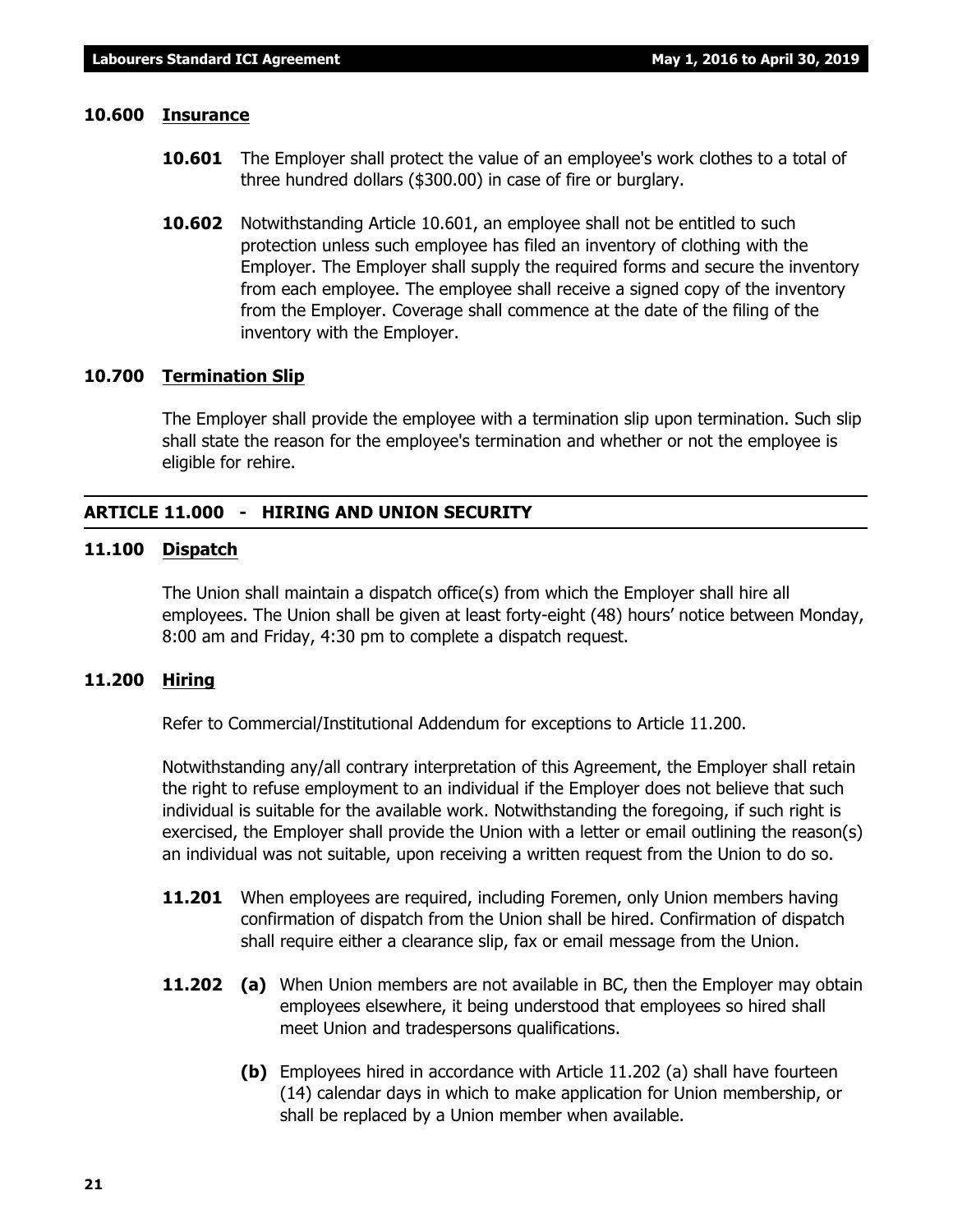### 10.600 Insurance

**10.601** The Employer shall protect the value of an employee's work clothes to a total of three hundred dollars ($300.00) in case of fire or burglary.

**10.602** Notwithstanding Article 10.601, an employee shall not be entitled to such protection unless such employee has filed an inventory of clothing with the Employer. The Employer shall supply the required forms and secure the inventory from each employee. The employee shall receive a signed copy of the inventory from the Employer. Coverage shall commence at the date of the filing of the inventory with the Employer.

### 10.700 Termination Slip

The Employer shall provide the employee with a termination slip upon termination. Such slip shall state the reason for the employee's termination and whether or not the employee is eligible for rehire.

## ARTICLE 11.000 - HIRING AND UNION SECURITY

### 11.100 Dispatch

The Union shall maintain a dispatch office(s) from which the Employer shall hire all employees. The Union shall be given at least forty-eight (48) hours' notice between Monday, 8:00 am and Friday, 4:30 pm to complete a dispatch request.

### 11.200 Hiring

Refer to Commercial/Institutional Addendum for exceptions to Article 11.200.

Notwithstanding any/all contrary interpretation of this Agreement, the Employer shall retain the right to refuse employment to an individual if the Employer does not believe that such individual is suitable for the available work. Notwithstanding the foregoing, if such right is exercised, the Employer shall provide the Union with a letter or email outlining the reason(s) an individual was not suitable, upon receiving a written request from the Union to do so.

**11.201** When employees are required, including Foremen, only Union members having confirmation of dispatch from the Union shall be hired. Confirmation of dispatch shall require either a clearance slip, fax or email message from the Union.

**11.202** **(a)** When Union members are not available in BC, then the Employer may obtain employees elsewhere, it being understood that employees so hired shall meet Union and tradespersons qualifications.

**(b)** Employees hired in accordance with Article 11.202 (a) shall have fourteen (14) calendar days in which to make application for Union membership, or shall be replaced by a Union member when available.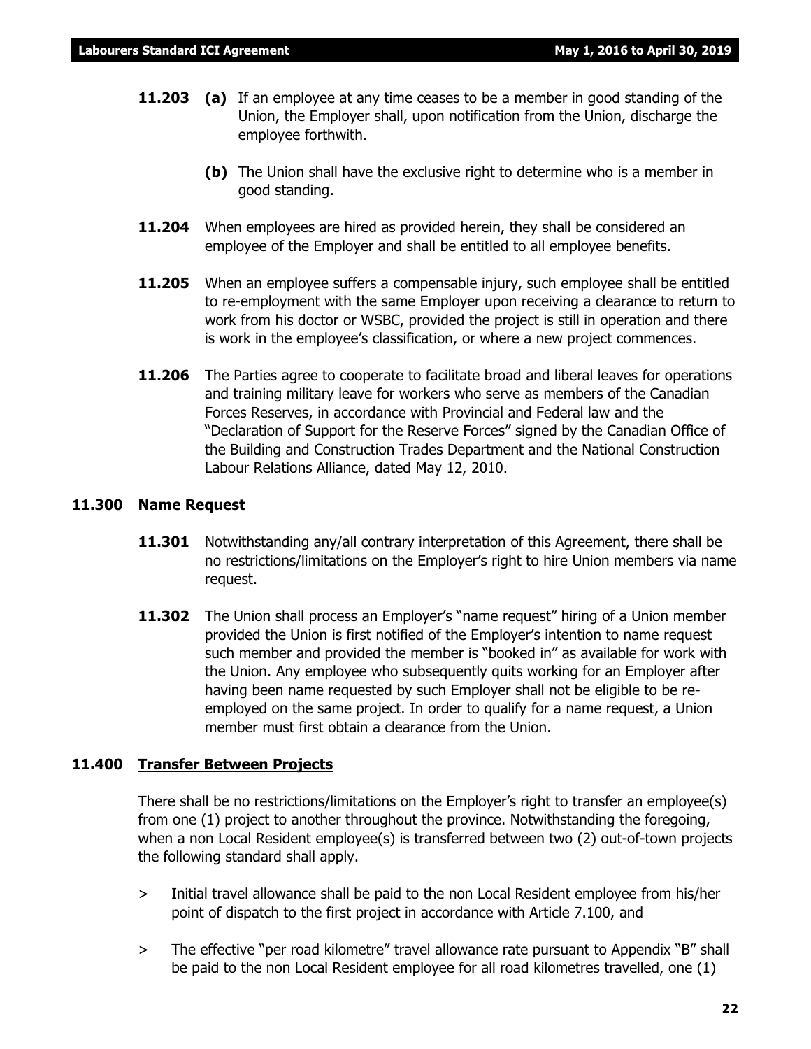**11.203** **(a)** If an employee at any time ceases to be a member in good standing of the Union, the Employer shall, upon notification from the Union, discharge the employee forthwith.

**(b)** The Union shall have the exclusive right to determine who is a member in good standing.

**11.204** When employees are hired as provided herein, they shall be considered an employee of the Employer and shall be entitled to all employee benefits.

**11.205** When an employee suffers a compensable injury, such employee shall be entitled to re-employment with the same Employer upon receiving a clearance to return to work from his doctor or WSBC, provided the project is still in operation and there is work in the employee's classification, or where a new project commences.

**11.206** The Parties agree to cooperate to facilitate broad and liberal leaves for operations and training military leave for workers who serve as members of the Canadian Forces Reserves, in accordance with Provincial and Federal law and the "Declaration of Support for the Reserve Forces" signed by the Canadian Office of the Building and Construction Trades Department and the National Construction Labour Relations Alliance, dated May 12, 2010.

## 11.300 Name Request

**11.301** Notwithstanding any/all contrary interpretation of this Agreement, there shall be no restrictions/limitations on the Employer's right to hire Union members via name request.

**11.302** The Union shall process an Employer's "name request" hiring of a Union member provided the Union is first notified of the Employer's intention to name request such member and provided the member is "booked in" as available for work with the Union. Any employee who subsequently quits working for an Employer after having been name requested by such Employer shall not be eligible to be re-employed on the same project. In order to qualify for a name request, a Union member must first obtain a clearance from the Union.

## 11.400 Transfer Between Projects

There shall be no restrictions/limitations on the Employer's right to transfer an employee(s) from one (1) project to another throughout the province. Notwithstanding the foregoing, when a non Local Resident employee(s) is transferred between two (2) out-of-town projects the following standard shall apply.

> Initial travel allowance shall be paid to the non Local Resident employee from his/her point of dispatch to the first project in accordance with Article 7.100, and

> The effective "per road kilometre" travel allowance rate pursuant to Appendix "B" shall be paid to the non Local Resident employee for all road kilometres travelled, one (1)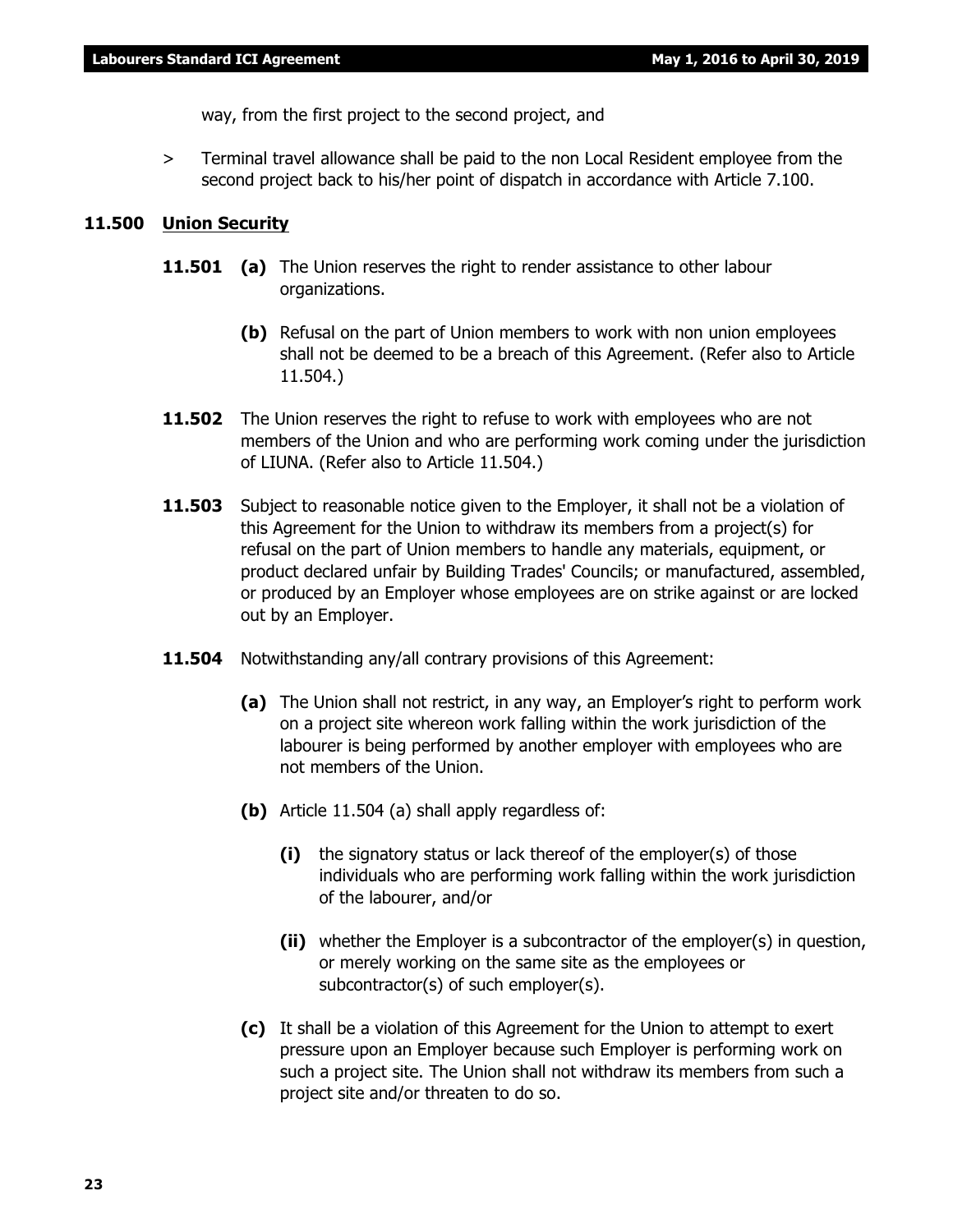way, from the first project to the second project, and

> Terminal travel allowance shall be paid to the non Local Resident employee from the second project back to his/her point of dispatch in accordance with Article 7.100.

## 11.500 Union Security

**11.501** **(a)** The Union reserves the right to render assistance to other labour organizations.

**(b)** Refusal on the part of Union members to work with non union employees shall not be deemed to be a breach of this Agreement. (Refer also to Article 11.504.)

**11.502** The Union reserves the right to refuse to work with employees who are not members of the Union and who are performing work coming under the jurisdiction of LIUNA. (Refer also to Article 11.504.)

**11.503** Subject to reasonable notice given to the Employer, it shall not be a violation of this Agreement for the Union to withdraw its members from a project(s) for refusal on the part of Union members to handle any materials, equipment, or product declared unfair by Building Trades' Councils; or manufactured, assembled, or produced by an Employer whose employees are on strike against or are locked out by an Employer.

**11.504** Notwithstanding any/all contrary provisions of this Agreement:

**(a)** The Union shall not restrict, in any way, an Employer's right to perform work on a project site whereon work falling within the work jurisdiction of the labourer is being performed by another employer with employees who are not members of the Union.

**(b)** Article 11.504 (a) shall apply regardless of:

**(i)** the signatory status or lack thereof of the employer(s) of those individuals who are performing work falling within the work jurisdiction of the labourer, and/or

**(ii)** whether the Employer is a subcontractor of the employer(s) in question, or merely working on the same site as the employees or subcontractor(s) of such employer(s).

**(c)** It shall be a violation of this Agreement for the Union to attempt to exert pressure upon an Employer because such Employer is performing work on such a project site. The Union shall not withdraw its members from such a project site and/or threaten to do so.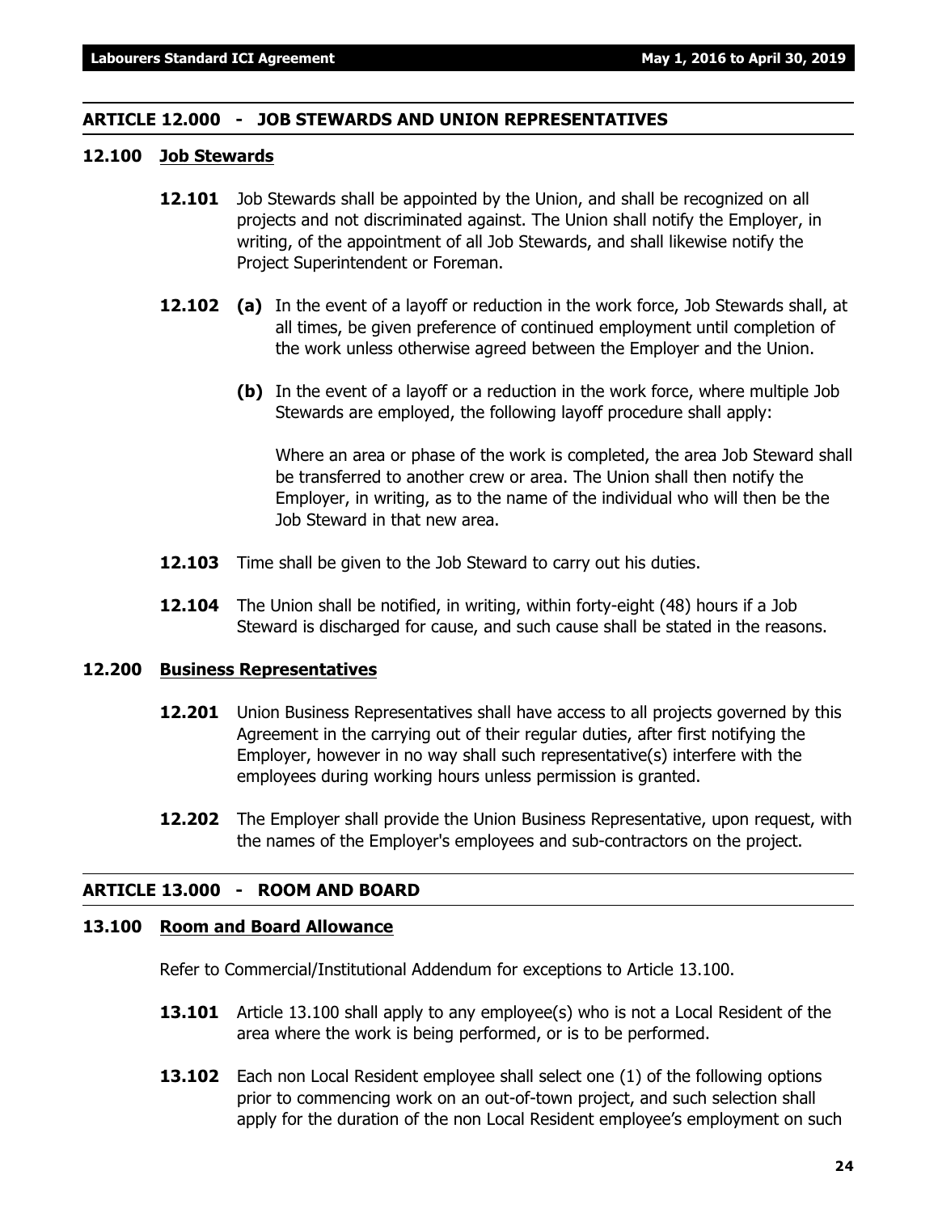## ARTICLE 12.000 - JOB STEWARDS AND UNION REPRESENTATIVES

### 12.100 Job Stewards

**12.101** Job Stewards shall be appointed by the Union, and shall be recognized on all projects and not discriminated against. The Union shall notify the Employer, in writing, of the appointment of all Job Stewards, and shall likewise notify the Project Superintendent or Foreman.

**12.102** **(a)** In the event of a layoff or reduction in the work force, Job Stewards shall, at all times, be given preference of continued employment until completion of the work unless otherwise agreed between the Employer and the Union.

**(b)** In the event of a layoff or a reduction in the work force, where multiple Job Stewards are employed, the following layoff procedure shall apply:

Where an area or phase of the work is completed, the area Job Steward shall be transferred to another crew or area. The Union shall then notify the Employer, in writing, as to the name of the individual who will then be the Job Steward in that new area.

**12.103** Time shall be given to the Job Steward to carry out his duties.

**12.104** The Union shall be notified, in writing, within forty-eight (48) hours if a Job Steward is discharged for cause, and such cause shall be stated in the reasons.

### 12.200 Business Representatives

**12.201** Union Business Representatives shall have access to all projects governed by this Agreement in the carrying out of their regular duties, after first notifying the Employer, however in no way shall such representative(s) interfere with the employees during working hours unless permission is granted.

**12.202** The Employer shall provide the Union Business Representative, upon request, with the names of the Employer's employees and sub-contractors on the project.

## ARTICLE 13.000 - ROOM AND BOARD

### 13.100 Room and Board Allowance

Refer to Commercial/Institutional Addendum for exceptions to Article 13.100.

**13.101** Article 13.100 shall apply to any employee(s) who is not a Local Resident of the area where the work is being performed, or is to be performed.

**13.102** Each non Local Resident employee shall select one (1) of the following options prior to commencing work on an out-of-town project, and such selection shall apply for the duration of the non Local Resident employee's employment on such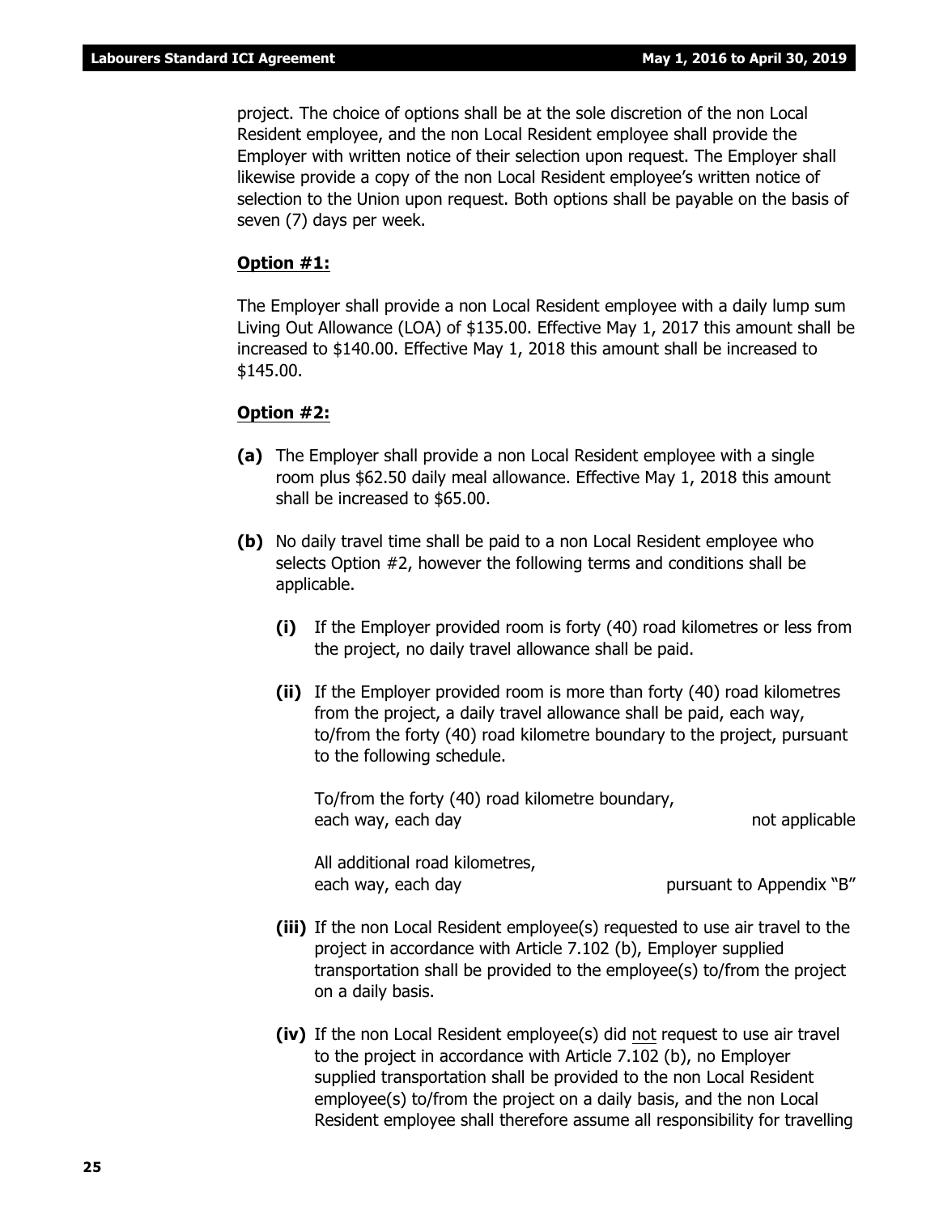project. The choice of options shall be at the sole discretion of the non Local Resident employee, and the non Local Resident employee shall provide the Employer with written notice of their selection upon request. The Employer shall likewise provide a copy of the non Local Resident employee's written notice of selection to the Union upon request. Both options shall be payable on the basis of seven (7) days per week.

**Option #1:**

The Employer shall provide a non Local Resident employee with a daily lump sum Living Out Allowance (LOA) of $135.00. Effective May 1, 2017 this amount shall be increased to $140.00. Effective May 1, 2018 this amount shall be increased to $145.00.

**Option #2:**

**(a)** The Employer shall provide a non Local Resident employee with a single room plus $62.50 daily meal allowance. Effective May 1, 2018 this amount shall be increased to $65.00.

**(b)** No daily travel time shall be paid to a non Local Resident employee who selects Option #2, however the following terms and conditions shall be applicable.

**(i)** If the Employer provided room is forty (40) road kilometres or less from the project, no daily travel allowance shall be paid.

**(ii)** If the Employer provided room is more than forty (40) road kilometres from the project, a daily travel allowance shall be paid, each way, to/from the forty (40) road kilometre boundary to the project, pursuant to the following schedule.

| | |
|---|---|
| To/from the forty (40) road kilometre boundary, each way, each day | not applicable |
| All additional road kilometres, each way, each day | pursuant to Appendix "B" |

**(iii)** If the non Local Resident employee(s) requested to use air travel to the project in accordance with Article 7.102 (b), Employer supplied transportation shall be provided to the employee(s) to/from the project on a daily basis.

**(iv)** If the non Local Resident employee(s) did not request to use air travel to the project in accordance with Article 7.102 (b), no Employer supplied transportation shall be provided to the non Local Resident employee(s) to/from the project on a daily basis, and the non Local Resident employee shall therefore assume all responsibility for travelling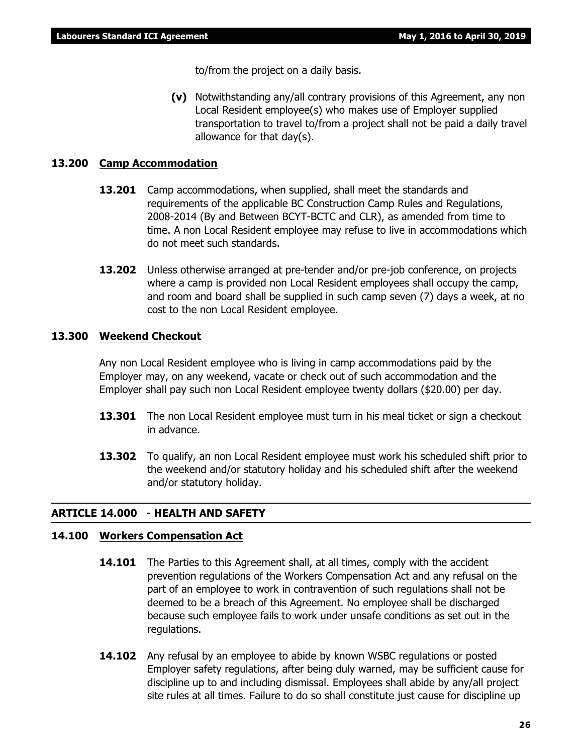to/from the project on a daily basis.

**(v)** Notwithstanding any/all contrary provisions of this Agreement, any non Local Resident employee(s) who makes use of Employer supplied transportation to travel to/from a project shall not be paid a daily travel allowance for that day(s).

### 13.200 Camp Accommodation

**13.201** Camp accommodations, when supplied, shall meet the standards and requirements of the applicable BC Construction Camp Rules and Regulations, 2008-2014 (By and Between BCYT-BCTC and CLR), as amended from time to time. A non Local Resident employee may refuse to live in accommodations which do not meet such standards.

**13.202** Unless otherwise arranged at pre-tender and/or pre-job conference, on projects where a camp is provided non Local Resident employees shall occupy the camp, and room and board shall be supplied in such camp seven (7) days a week, at no cost to the non Local Resident employee.

### 13.300 Weekend Checkout

Any non Local Resident employee who is living in camp accommodations paid by the Employer may, on any weekend, vacate or check out of such accommodation and the Employer shall pay such non Local Resident employee twenty dollars ($20.00) per day.

**13.301** The non Local Resident employee must turn in his meal ticket or sign a checkout in advance.

**13.302** To qualify, an non Local Resident employee must work his scheduled shift prior to the weekend and/or statutory holiday and his scheduled shift after the weekend and/or statutory holiday.

## ARTICLE 14.000 - HEALTH AND SAFETY

### 14.100 Workers Compensation Act

**14.101** The Parties to this Agreement shall, at all times, comply with the accident prevention regulations of the Workers Compensation Act and any refusal on the part of an employee to work in contravention of such regulations shall not be deemed to be a breach of this Agreement. No employee shall be discharged because such employee fails to work under unsafe conditions as set out in the regulations.

**14.102** Any refusal by an employee to abide by known WSBC regulations or posted Employer safety regulations, after being duly warned, may be sufficient cause for discipline up to and including dismissal. Employees shall abide by any/all project site rules at all times. Failure to do so shall constitute just cause for discipline up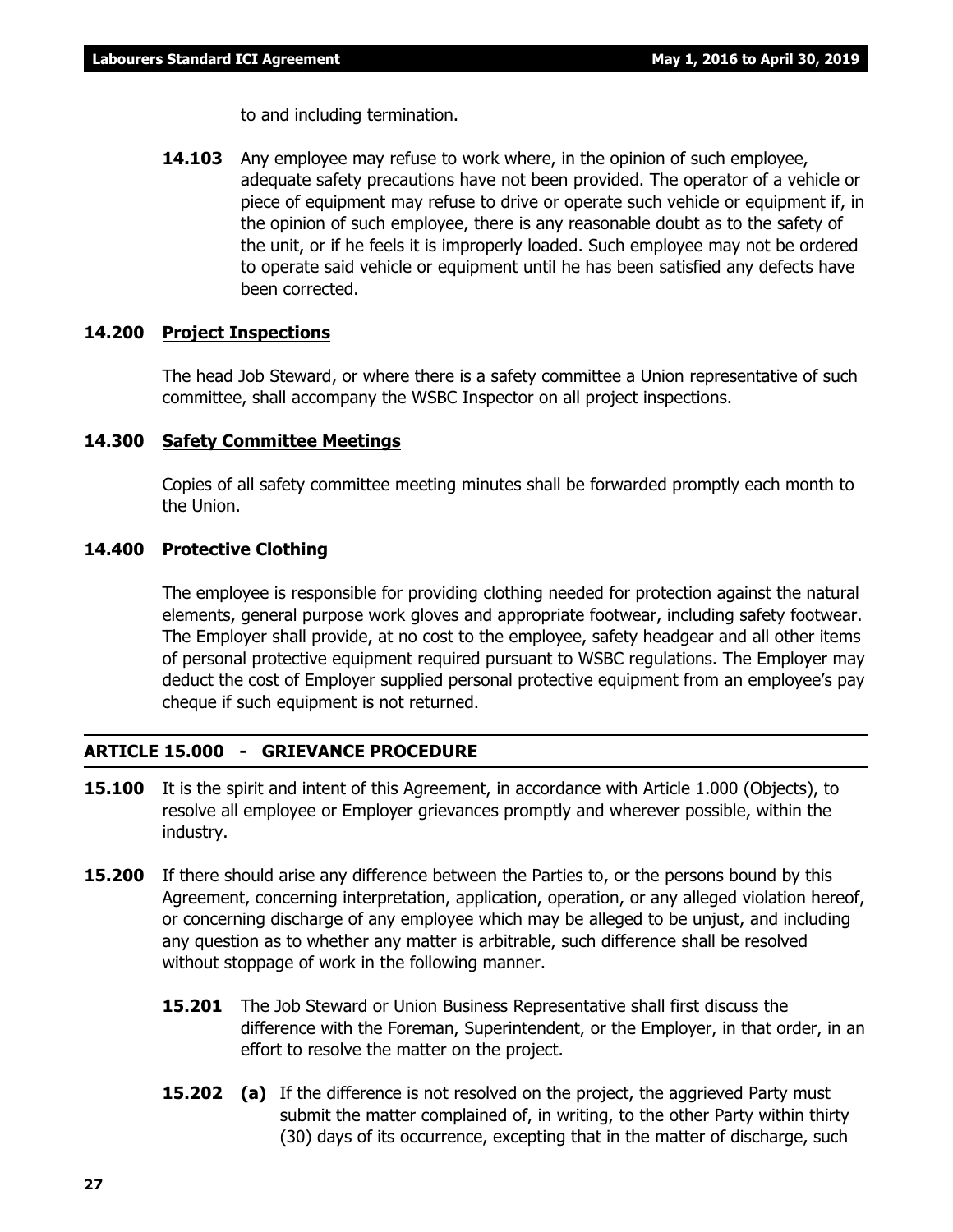to and including termination.

**14.103** Any employee may refuse to work where, in the opinion of such employee, adequate safety precautions have not been provided. The operator of a vehicle or piece of equipment may refuse to drive or operate such vehicle or equipment if, in the opinion of such employee, there is any reasonable doubt as to the safety of the unit, or if he feels it is improperly loaded. Such employee may not be ordered to operate said vehicle or equipment until he has been satisfied any defects have been corrected.

**14.200 Project Inspections**

The head Job Steward, or where there is a safety committee a Union representative of such committee, shall accompany the WSBC Inspector on all project inspections.

**14.300 Safety Committee Meetings**

Copies of all safety committee meeting minutes shall be forwarded promptly each month to the Union.

**14.400 Protective Clothing**

The employee is responsible for providing clothing needed for protection against the natural elements, general purpose work gloves and appropriate footwear, including safety footwear. The Employer shall provide, at no cost to the employee, safety headgear and all other items of personal protective equipment required pursuant to WSBC regulations. The Employer may deduct the cost of Employer supplied personal protective equipment from an employee's pay cheque if such equipment is not returned.

## ARTICLE 15.000 - GRIEVANCE PROCEDURE

**15.100** It is the spirit and intent of this Agreement, in accordance with Article 1.000 (Objects), to resolve all employee or Employer grievances promptly and wherever possible, within the industry.

**15.200** If there should arise any difference between the Parties to, or the persons bound by this Agreement, concerning interpretation, application, operation, or any alleged violation hereof, or concerning discharge of any employee which may be alleged to be unjust, and including any question as to whether any matter is arbitrable, such difference shall be resolved without stoppage of work in the following manner.

**15.201** The Job Steward or Union Business Representative shall first discuss the difference with the Foreman, Superintendent, or the Employer, in that order, in an effort to resolve the matter on the project.

**15.202 (a)** If the difference is not resolved on the project, the aggrieved Party must submit the matter complained of, in writing, to the other Party within thirty (30) days of its occurrence, excepting that in the matter of discharge, such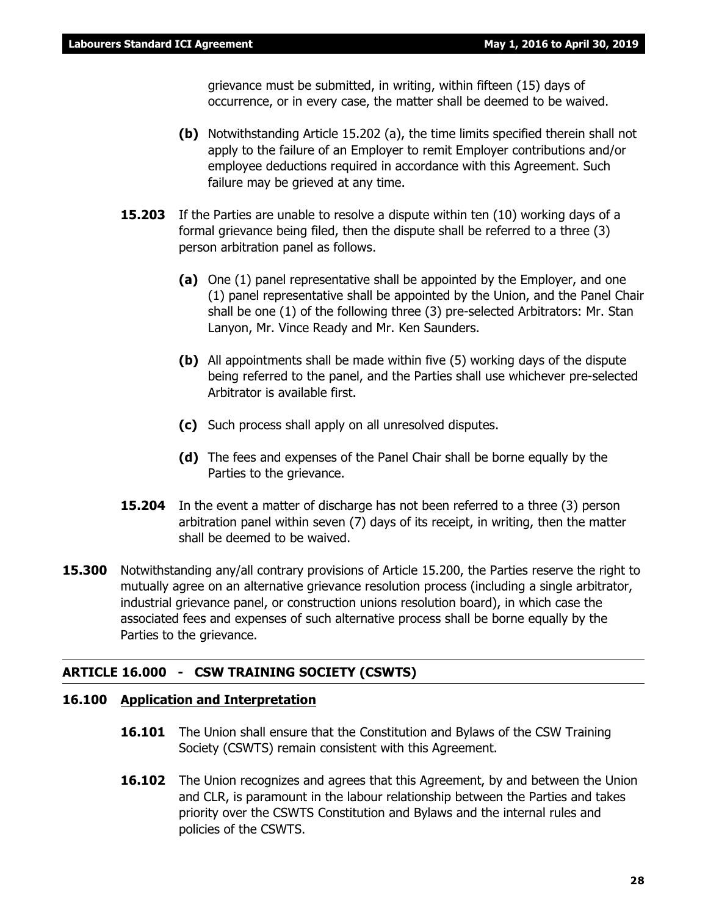grievance must be submitted, in writing, within fifteen (15) days of occurrence, or in every case, the matter shall be deemed to be waived.

**(b)** Notwithstanding Article 15.202 (a), the time limits specified therein shall not apply to the failure of an Employer to remit Employer contributions and/or employee deductions required in accordance with this Agreement. Such failure may be grieved at any time.

**15.203** If the Parties are unable to resolve a dispute within ten (10) working days of a formal grievance being filed, then the dispute shall be referred to a three (3) person arbitration panel as follows.

**(a)** One (1) panel representative shall be appointed by the Employer, and one (1) panel representative shall be appointed by the Union, and the Panel Chair shall be one (1) of the following three (3) pre-selected Arbitrators: Mr. Stan Lanyon, Mr. Vince Ready and Mr. Ken Saunders.

**(b)** All appointments shall be made within five (5) working days of the dispute being referred to the panel, and the Parties shall use whichever pre-selected Arbitrator is available first.

**(c)** Such process shall apply on all unresolved disputes.

**(d)** The fees and expenses of the Panel Chair shall be borne equally by the Parties to the grievance.

**15.204** In the event a matter of discharge has not been referred to a three (3) person arbitration panel within seven (7) days of its receipt, in writing, then the matter shall be deemed to be waived.

**15.300** Notwithstanding any/all contrary provisions of Article 15.200, the Parties reserve the right to mutually agree on an alternative grievance resolution process (including a single arbitrator, industrial grievance panel, or construction unions resolution board), in which case the associated fees and expenses of such alternative process shall be borne equally by the Parties to the grievance.

## ARTICLE 16.000 - CSW TRAINING SOCIETY (CSWTS)

### 16.100 Application and Interpretation

**16.101** The Union shall ensure that the Constitution and Bylaws of the CSW Training Society (CSWTS) remain consistent with this Agreement.

**16.102** The Union recognizes and agrees that this Agreement, by and between the Union and CLR, is paramount in the labour relationship between the Parties and takes priority over the CSWTS Constitution and Bylaws and the internal rules and policies of the CSWTS.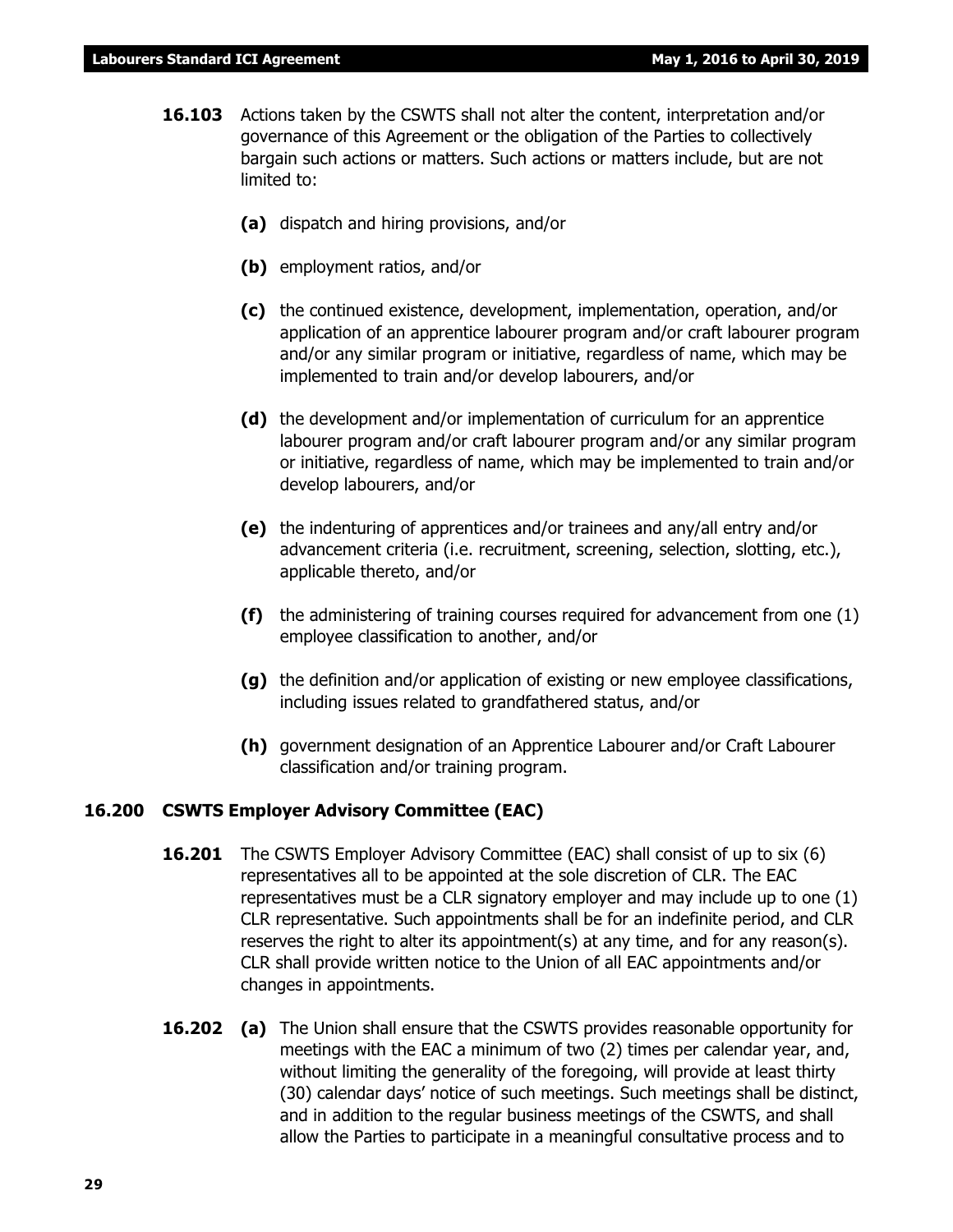**16.103** Actions taken by the CSWTS shall not alter the content, interpretation and/or governance of this Agreement or the obligation of the Parties to collectively bargain such actions or matters. Such actions or matters include, but are not limited to:

**(a)** dispatch and hiring provisions, and/or

**(b)** employment ratios, and/or

**(c)** the continued existence, development, implementation, operation, and/or application of an apprentice labourer program and/or craft labourer program and/or any similar program or initiative, regardless of name, which may be implemented to train and/or develop labourers, and/or

**(d)** the development and/or implementation of curriculum for an apprentice labourer program and/or craft labourer program and/or any similar program or initiative, regardless of name, which may be implemented to train and/or develop labourers, and/or

**(e)** the indenturing of apprentices and/or trainees and any/all entry and/or advancement criteria (i.e. recruitment, screening, selection, slotting, etc.), applicable thereto, and/or

**(f)** the administering of training courses required for advancement from one (1) employee classification to another, and/or

**(g)** the definition and/or application of existing or new employee classifications, including issues related to grandfathered status, and/or

**(h)** government designation of an Apprentice Labourer and/or Craft Labourer classification and/or training program.

### 16.200 CSWTS Employer Advisory Committee (EAC)

**16.201** The CSWTS Employer Advisory Committee (EAC) shall consist of up to six (6) representatives all to be appointed at the sole discretion of CLR. The EAC representatives must be a CLR signatory employer and may include up to one (1) CLR representative. Such appointments shall be for an indefinite period, and CLR reserves the right to alter its appointment(s) at any time, and for any reason(s). CLR shall provide written notice to the Union of all EAC appointments and/or changes in appointments.

**16.202** **(a)** The Union shall ensure that the CSWTS provides reasonable opportunity for meetings with the EAC a minimum of two (2) times per calendar year, and, without limiting the generality of the foregoing, will provide at least thirty (30) calendar days' notice of such meetings. Such meetings shall be distinct, and in addition to the regular business meetings of the CSWTS, and shall allow the Parties to participate in a meaningful consultative process and to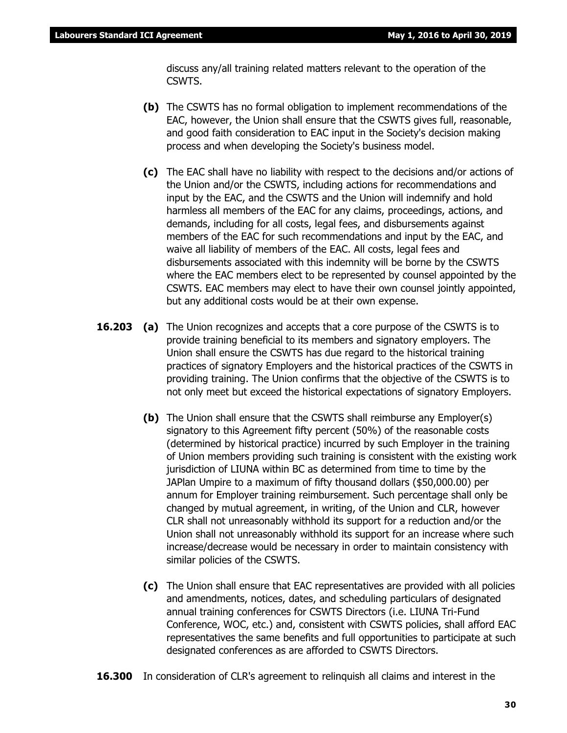discuss any/all training related matters relevant to the operation of the CSWTS.

**(b)** The CSWTS has no formal obligation to implement recommendations of the EAC, however, the Union shall ensure that the CSWTS gives full, reasonable, and good faith consideration to EAC input in the Society's decision making process and when developing the Society's business model.

**(c)** The EAC shall have no liability with respect to the decisions and/or actions of the Union and/or the CSWTS, including actions for recommendations and input by the EAC, and the CSWTS and the Union will indemnify and hold harmless all members of the EAC for any claims, proceedings, actions, and demands, including for all costs, legal fees, and disbursements against members of the EAC for such recommendations and input by the EAC, and waive all liability of members of the EAC. All costs, legal fees and disbursements associated with this indemnity will be borne by the CSWTS where the EAC members elect to be represented by counsel appointed by the CSWTS. EAC members may elect to have their own counsel jointly appointed, but any additional costs would be at their own expense.

**16.203** **(a)** The Union recognizes and accepts that a core purpose of the CSWTS is to provide training beneficial to its members and signatory employers. The Union shall ensure the CSWTS has due regard to the historical training practices of signatory Employers and the historical practices of the CSWTS in providing training. The Union confirms that the objective of the CSWTS is to not only meet but exceed the historical expectations of signatory Employers.

**(b)** The Union shall ensure that the CSWTS shall reimburse any Employer(s) signatory to this Agreement fifty percent (50%) of the reasonable costs (determined by historical practice) incurred by such Employer in the training of Union members providing such training is consistent with the existing work jurisdiction of LIUNA within BC as determined from time to time by the JAPlan Umpire to a maximum of fifty thousand dollars ($50,000.00) per annum for Employer training reimbursement. Such percentage shall only be changed by mutual agreement, in writing, of the Union and CLR, however CLR shall not unreasonably withhold its support for a reduction and/or the Union shall not unreasonably withhold its support for an increase where such increase/decrease would be necessary in order to maintain consistency with similar policies of the CSWTS.

**(c)** The Union shall ensure that EAC representatives are provided with all policies and amendments, notices, dates, and scheduling particulars of designated annual training conferences for CSWTS Directors (i.e. LIUNA Tri-Fund Conference, WOC, etc.) and, consistent with CSWTS policies, shall afford EAC representatives the same benefits and full opportunities to participate at such designated conferences as are afforded to CSWTS Directors.

**16.300** In consideration of CLR's agreement to relinquish all claims and interest in the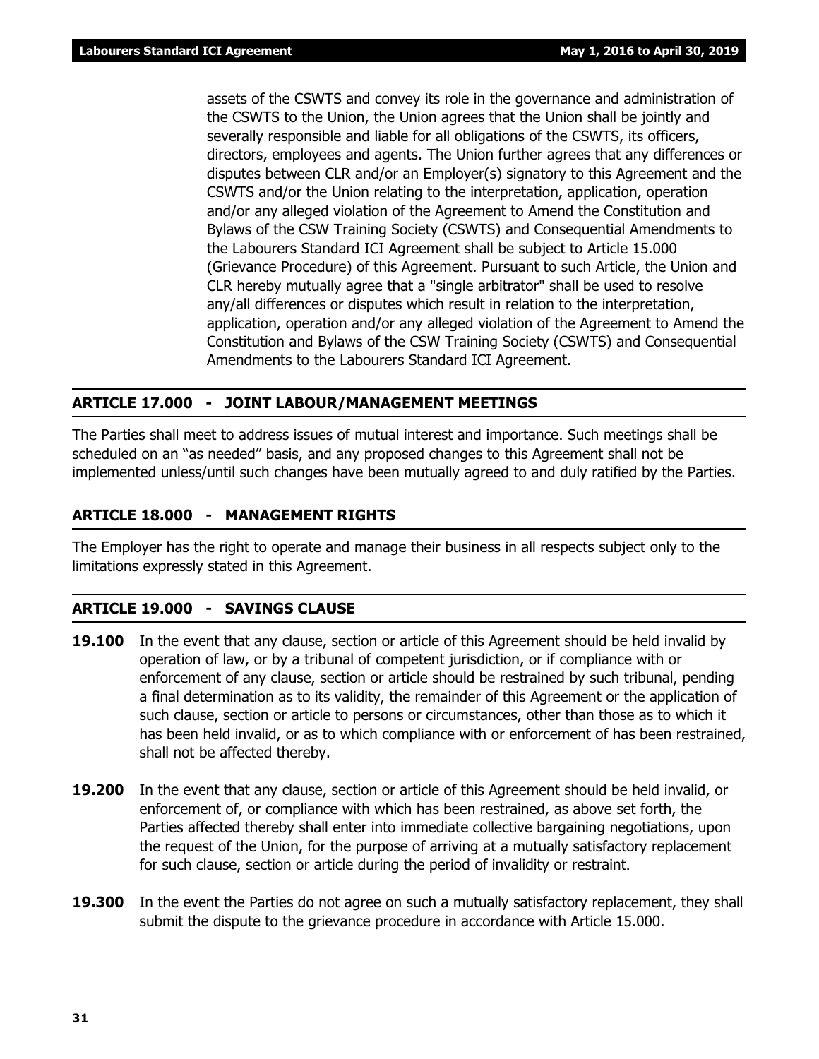assets of the CSWTS and convey its role in the governance and administration of the CSWTS to the Union, the Union agrees that the Union shall be jointly and severally responsible and liable for all obligations of the CSWTS, its officers, directors, employees and agents. The Union further agrees that any differences or disputes between CLR and/or an Employer(s) signatory to this Agreement and the CSWTS and/or the Union relating to the interpretation, application, operation and/or any alleged violation of the Agreement to Amend the Constitution and Bylaws of the CSW Training Society (CSWTS) and Consequential Amendments to the Labourers Standard ICI Agreement shall be subject to Article 15.000 (Grievance Procedure) of this Agreement. Pursuant to such Article, the Union and CLR hereby mutually agree that a "single arbitrator" shall be used to resolve any/all differences or disputes which result in relation to the interpretation, application, operation and/or any alleged violation of the Agreement to Amend the Constitution and Bylaws of the CSW Training Society (CSWTS) and Consequential Amendments to the Labourers Standard ICI Agreement.

## ARTICLE 17.000 - JOINT LABOUR/MANAGEMENT MEETINGS

The Parties shall meet to address issues of mutual interest and importance. Such meetings shall be scheduled on an "as needed" basis, and any proposed changes to this Agreement shall not be implemented unless/until such changes have been mutually agreed to and duly ratified by the Parties.

## ARTICLE 18.000 - MANAGEMENT RIGHTS

The Employer has the right to operate and manage their business in all respects subject only to the limitations expressly stated in this Agreement.

## ARTICLE 19.000 - SAVINGS CLAUSE

**19.100** In the event that any clause, section or article of this Agreement should be held invalid by operation of law, or by a tribunal of competent jurisdiction, or if compliance with or enforcement of any clause, section or article should be restrained by such tribunal, pending a final determination as to its validity, the remainder of this Agreement or the application of such clause, section or article to persons or circumstances, other than those as to which it has been held invalid, or as to which compliance with or enforcement of has been restrained, shall not be affected thereby.

**19.200** In the event that any clause, section or article of this Agreement should be held invalid, or enforcement of, or compliance with which has been restrained, as above set forth, the Parties affected thereby shall enter into immediate collective bargaining negotiations, upon the request of the Union, for the purpose of arriving at a mutually satisfactory replacement for such clause, section or article during the period of invalidity or restraint.

**19.300** In the event the Parties do not agree on such a mutually satisfactory replacement, they shall submit the dispute to the grievance procedure in accordance with Article 15.000.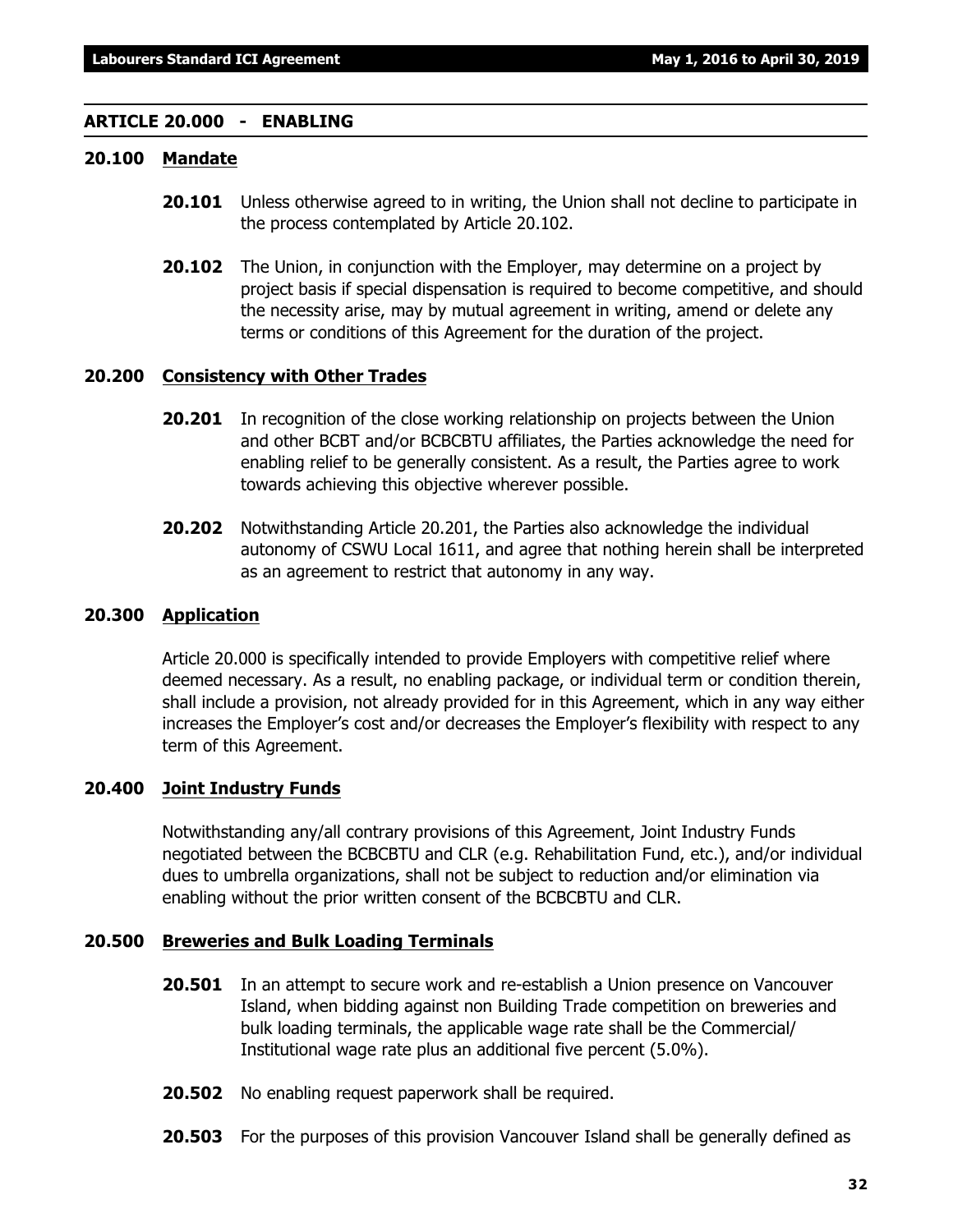## ARTICLE 20.000 - ENABLING

### 20.100 Mandate

**20.101** Unless otherwise agreed to in writing, the Union shall not decline to participate in the process contemplated by Article 20.102.

**20.102** The Union, in conjunction with the Employer, may determine on a project by project basis if special dispensation is required to become competitive, and should the necessity arise, may by mutual agreement in writing, amend or delete any terms or conditions of this Agreement for the duration of the project.

### 20.200 Consistency with Other Trades

**20.201** In recognition of the close working relationship on projects between the Union and other BCBT and/or BCBCBTU affiliates, the Parties acknowledge the need for enabling relief to be generally consistent. As a result, the Parties agree to work towards achieving this objective wherever possible.

**20.202** Notwithstanding Article 20.201, the Parties also acknowledge the individual autonomy of CSWU Local 1611, and agree that nothing herein shall be interpreted as an agreement to restrict that autonomy in any way.

### 20.300 Application

Article 20.000 is specifically intended to provide Employers with competitive relief where deemed necessary. As a result, no enabling package, or individual term or condition therein, shall include a provision, not already provided for in this Agreement, which in any way either increases the Employer's cost and/or decreases the Employer's flexibility with respect to any term of this Agreement.

### 20.400 Joint Industry Funds

Notwithstanding any/all contrary provisions of this Agreement, Joint Industry Funds negotiated between the BCBCBTU and CLR (e.g. Rehabilitation Fund, etc.), and/or individual dues to umbrella organizations, shall not be subject to reduction and/or elimination via enabling without the prior written consent of the BCBCBTU and CLR.

### 20.500 Breweries and Bulk Loading Terminals

**20.501** In an attempt to secure work and re-establish a Union presence on Vancouver Island, when bidding against non Building Trade competition on breweries and bulk loading terminals, the applicable wage rate shall be the Commercial/ Institutional wage rate plus an additional five percent (5.0%).

**20.502** No enabling request paperwork shall be required.

**20.503** For the purposes of this provision Vancouver Island shall be generally defined as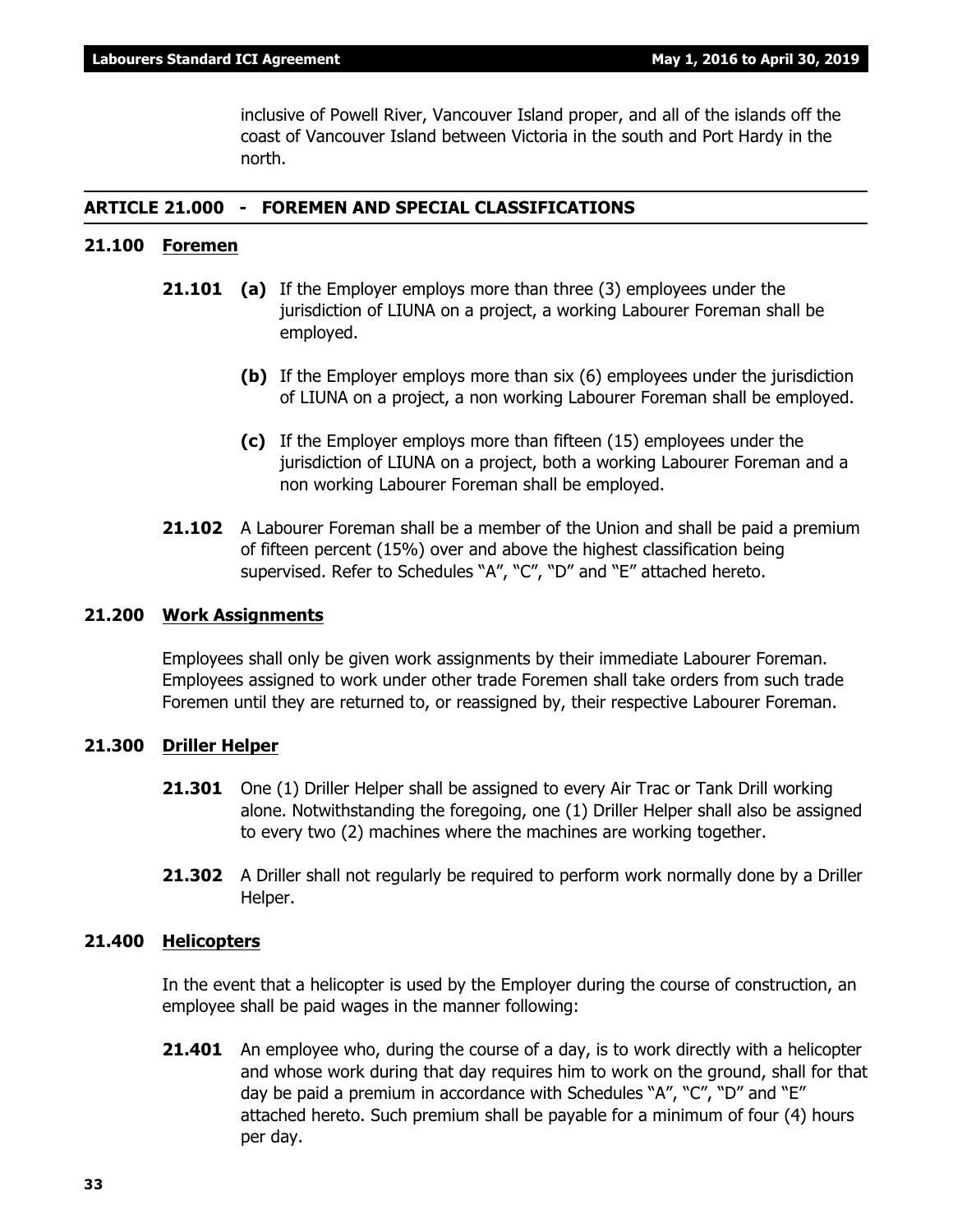inclusive of Powell River, Vancouver Island proper, and all of the islands off the coast of Vancouver Island between Victoria in the south and Port Hardy in the north.

## ARTICLE 21.000 - FOREMEN AND SPECIAL CLASSIFICATIONS

### 21.100 Foremen

**21.101** **(a)** If the Employer employs more than three (3) employees under the jurisdiction of LIUNA on a project, a working Labourer Foreman shall be employed.

**(b)** If the Employer employs more than six (6) employees under the jurisdiction of LIUNA on a project, a non working Labourer Foreman shall be employed.

**(c)** If the Employer employs more than fifteen (15) employees under the jurisdiction of LIUNA on a project, both a working Labourer Foreman and a non working Labourer Foreman shall be employed.

**21.102** A Labourer Foreman shall be a member of the Union and shall be paid a premium of fifteen percent (15%) over and above the highest classification being supervised. Refer to Schedules "A", "C", "D" and "E" attached hereto.

### 21.200 Work Assignments

Employees shall only be given work assignments by their immediate Labourer Foreman. Employees assigned to work under other trade Foremen shall take orders from such trade Foremen until they are returned to, or reassigned by, their respective Labourer Foreman.

### 21.300 Driller Helper

**21.301** One (1) Driller Helper shall be assigned to every Air Trac or Tank Drill working alone. Notwithstanding the foregoing, one (1) Driller Helper shall also be assigned to every two (2) machines where the machines are working together.

**21.302** A Driller shall not regularly be required to perform work normally done by a Driller Helper.

### 21.400 Helicopters

In the event that a helicopter is used by the Employer during the course of construction, an employee shall be paid wages in the manner following:

**21.401** An employee who, during the course of a day, is to work directly with a helicopter and whose work during that day requires him to work on the ground, shall for that day be paid a premium in accordance with Schedules "A", "C", "D" and "E" attached hereto. Such premium shall be payable for a minimum of four (4) hours per day.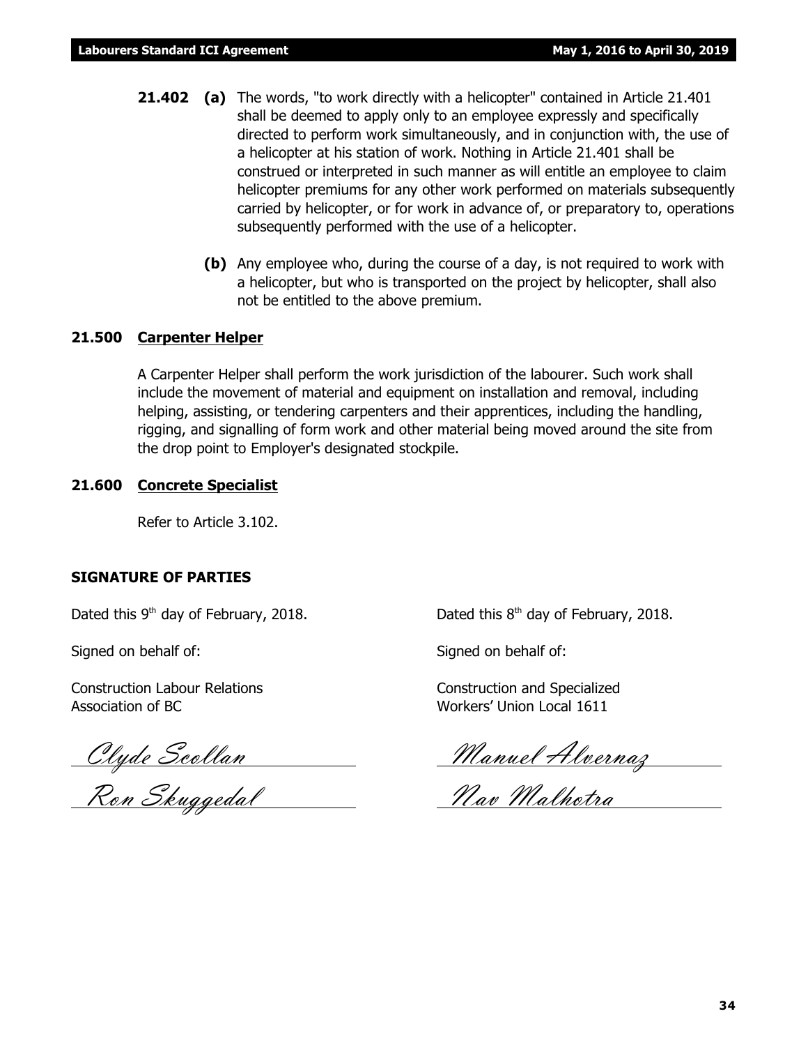**21.402** **(a)** The words, "to work directly with a helicopter" contained in Article 21.401 shall be deemed to apply only to an employee expressly and specifically directed to perform work simultaneously, and in conjunction with, the use of a helicopter at his station of work. Nothing in Article 21.401 shall be construed or interpreted in such manner as will entitle an employee to claim helicopter premiums for any other work performed on materials subsequently carried by helicopter, or for work in advance of, or preparatory to, operations subsequently performed with the use of a helicopter.

**(b)** Any employee who, during the course of a day, is not required to work with a helicopter, but who is transported on the project by helicopter, shall also not be entitled to the above premium.

**21.500 Carpenter Helper**

A Carpenter Helper shall perform the work jurisdiction of the labourer. Such work shall include the movement of material and equipment on installation and removal, including helping, assisting, or tendering carpenters and their apprentices, including the handling, rigging, and signalling of form work and other material being moved around the site from the drop point to Employer's designated stockpile.

**21.600 Concrete Specialist**

Refer to Article 3.102.

**SIGNATURE OF PARTIES**

Dated this 9th day of February, 2018.

Signed on behalf of:

Construction Labour Relations Association of BC

*Clyde Scollan*

*Ron Skuggedal*

Dated this 8th day of February, 2018.

Signed on behalf of:

Construction and Specialized Workers' Union Local 1611

*Manuel Alvernaz*

*Nav Malhotra*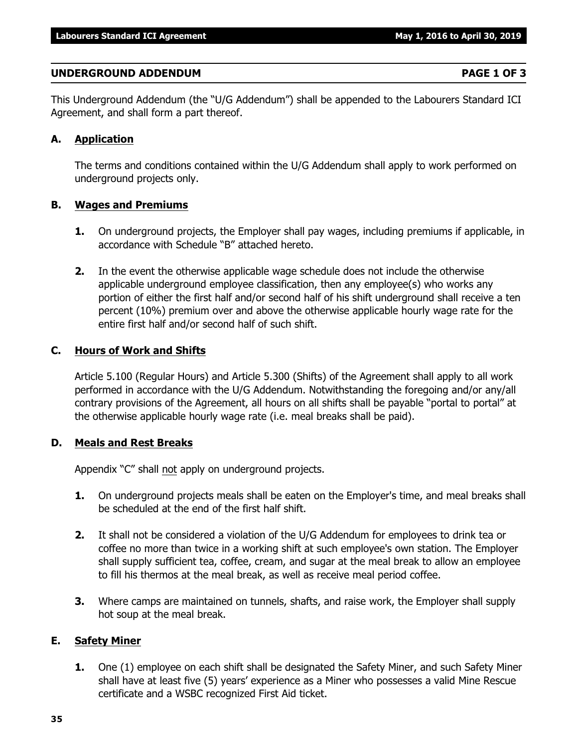## UNDERGROUND ADDENDUM PAGE 1 OF 3

This Underground Addendum (the "U/G Addendum") shall be appended to the Labourers Standard ICI Agreement, and shall form a part thereof.

### A. Application

The terms and conditions contained within the U/G Addendum shall apply to work performed on underground projects only.

### B. Wages and Premiums

**1.** On underground projects, the Employer shall pay wages, including premiums if applicable, in accordance with Schedule "B" attached hereto.

**2.** In the event the otherwise applicable wage schedule does not include the otherwise applicable underground employee classification, then any employee(s) who works any portion of either the first half and/or second half of his shift underground shall receive a ten percent (10%) premium over and above the otherwise applicable hourly wage rate for the entire first half and/or second half of such shift.

### C. Hours of Work and Shifts

Article 5.100 (Regular Hours) and Article 5.300 (Shifts) of the Agreement shall apply to all work performed in accordance with the U/G Addendum. Notwithstanding the foregoing and/or any/all contrary provisions of the Agreement, all hours on all shifts shall be payable "portal to portal" at the otherwise applicable hourly wage rate (i.e. meal breaks shall be paid).

### D. Meals and Rest Breaks

Appendix "C" shall not apply on underground projects.

**1.** On underground projects meals shall be eaten on the Employer's time, and meal breaks shall be scheduled at the end of the first half shift.

**2.** It shall not be considered a violation of the U/G Addendum for employees to drink tea or coffee no more than twice in a working shift at such employee's own station. The Employer shall supply sufficient tea, coffee, cream, and sugar at the meal break to allow an employee to fill his thermos at the meal break, as well as receive meal period coffee.

**3.** Where camps are maintained on tunnels, shafts, and raise work, the Employer shall supply hot soup at the meal break.

### E. Safety Miner

**1.** One (1) employee on each shift shall be designated the Safety Miner, and such Safety Miner shall have at least five (5) years' experience as a Miner who possesses a valid Mine Rescue certificate and a WSBC recognized First Aid ticket.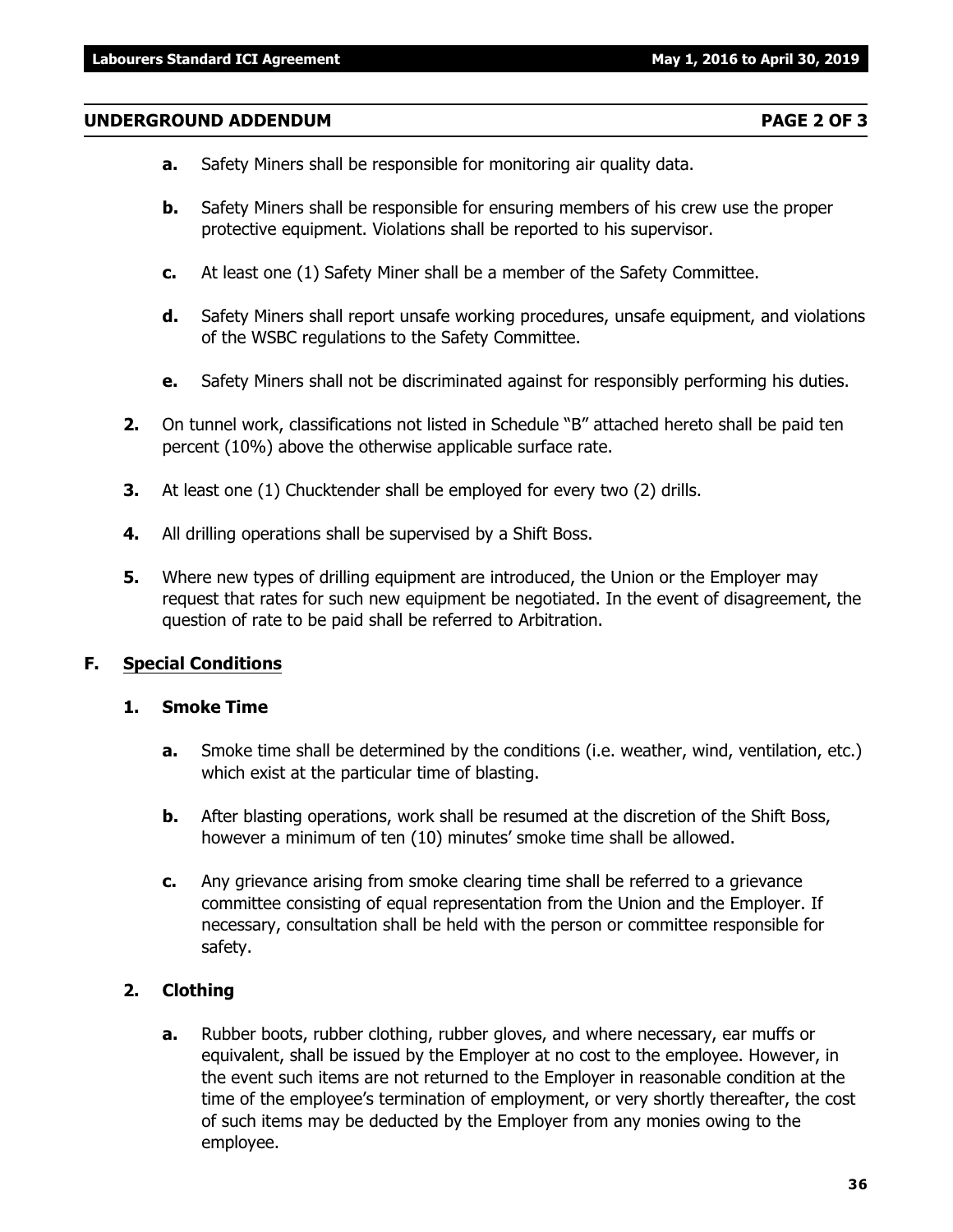- **a.** Safety Miners shall be responsible for monitoring air quality data.
- **b.** Safety Miners shall be responsible for ensuring members of his crew use the proper protective equipment. Violations shall be reported to his supervisor.
- **c.** At least one (1) Safety Miner shall be a member of the Safety Committee.
- **d.** Safety Miners shall report unsafe working procedures, unsafe equipment, and violations of the WSBC regulations to the Safety Committee.
- **e.** Safety Miners shall not be discriminated against for responsibly performing his duties.

**2.** On tunnel work, classifications not listed in Schedule "B" attached hereto shall be paid ten percent (10%) above the otherwise applicable surface rate.

**3.** At least one (1) Chucktender shall be employed for every two (2) drills.

**4.** All drilling operations shall be supervised by a Shift Boss.

**5.** Where new types of drilling equipment are introduced, the Union or the Employer may request that rates for such new equipment be negotiated. In the event of disagreement, the question of rate to be paid shall be referred to Arbitration.

## F. Special Conditions

### 1. Smoke Time

- **a.** Smoke time shall be determined by the conditions (i.e. weather, wind, ventilation, etc.) which exist at the particular time of blasting.
- **b.** After blasting operations, work shall be resumed at the discretion of the Shift Boss, however a minimum of ten (10) minutes' smoke time shall be allowed.
- **c.** Any grievance arising from smoke clearing time shall be referred to a grievance committee consisting of equal representation from the Union and the Employer. If necessary, consultation shall be held with the person or committee responsible for safety.

### 2. Clothing

- **a.** Rubber boots, rubber clothing, rubber gloves, and where necessary, ear muffs or equivalent, shall be issued by the Employer at no cost to the employee. However, in the event such items are not returned to the Employer in reasonable condition at the time of the employee's termination of employment, or very shortly thereafter, the cost of such items may be deducted by the Employer from any monies owing to the employee.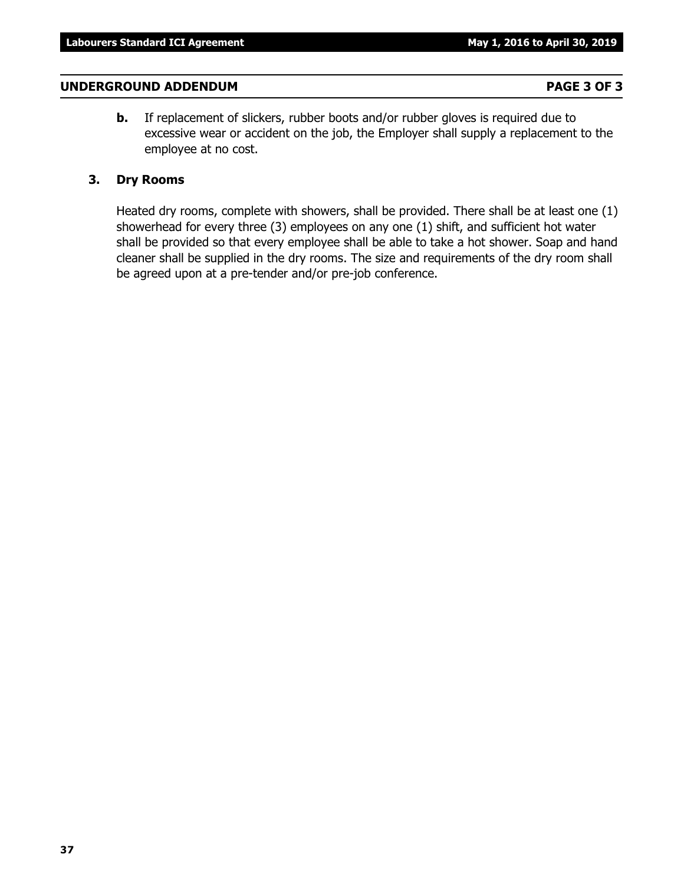## UNDERGROUND ADDENDUM

**b.** If replacement of slickers, rubber boots and/or rubber gloves is required due to excessive wear or accident on the job, the Employer shall supply a replacement to the employee at no cost.

### 3. Dry Rooms

Heated dry rooms, complete with showers, shall be provided. There shall be at least one (1) showerhead for every three (3) employees on any one (1) shift, and sufficient hot water shall be provided so that every employee shall be able to take a hot shower. Soap and hand cleaner shall be supplied in the dry rooms. The size and requirements of the dry room shall be agreed upon at a pre-tender and/or pre-job conference.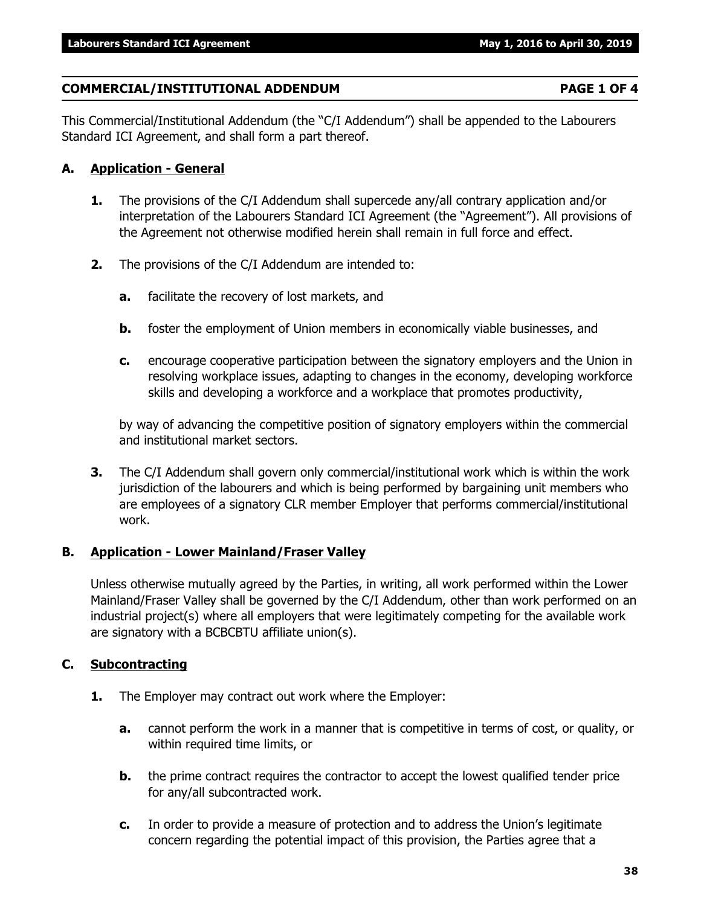## COMMERCIAL/INSTITUTIONAL ADDENDUM PAGE 1 OF 4

This Commercial/Institutional Addendum (the "C/I Addendum") shall be appended to the Labourers Standard ICI Agreement, and shall form a part thereof.

### A. Application - General

**1.** The provisions of the C/I Addendum shall supercede any/all contrary application and/or interpretation of the Labourers Standard ICI Agreement (the "Agreement"). All provisions of the Agreement not otherwise modified herein shall remain in full force and effect.

**2.** The provisions of the C/I Addendum are intended to:

**a.** facilitate the recovery of lost markets, and

**b.** foster the employment of Union members in economically viable businesses, and

**c.** encourage cooperative participation between the signatory employers and the Union in resolving workplace issues, adapting to changes in the economy, developing workforce skills and developing a workforce and a workplace that promotes productivity,

by way of advancing the competitive position of signatory employers within the commercial and institutional market sectors.

**3.** The C/I Addendum shall govern only commercial/institutional work which is within the work jurisdiction of the labourers and which is being performed by bargaining unit members who are employees of a signatory CLR member Employer that performs commercial/institutional work.

### B. Application - Lower Mainland/Fraser Valley

Unless otherwise mutually agreed by the Parties, in writing, all work performed within the Lower Mainland/Fraser Valley shall be governed by the C/I Addendum, other than work performed on an industrial project(s) where all employers that were legitimately competing for the available work are signatory with a BCBCBTU affiliate union(s).

### C. Subcontracting

**1.** The Employer may contract out work where the Employer:

**a.** cannot perform the work in a manner that is competitive in terms of cost, or quality, or within required time limits, or

**b.** the prime contract requires the contractor to accept the lowest qualified tender price for any/all subcontracted work.

**c.** In order to provide a measure of protection and to address the Union's legitimate concern regarding the potential impact of this provision, the Parties agree that a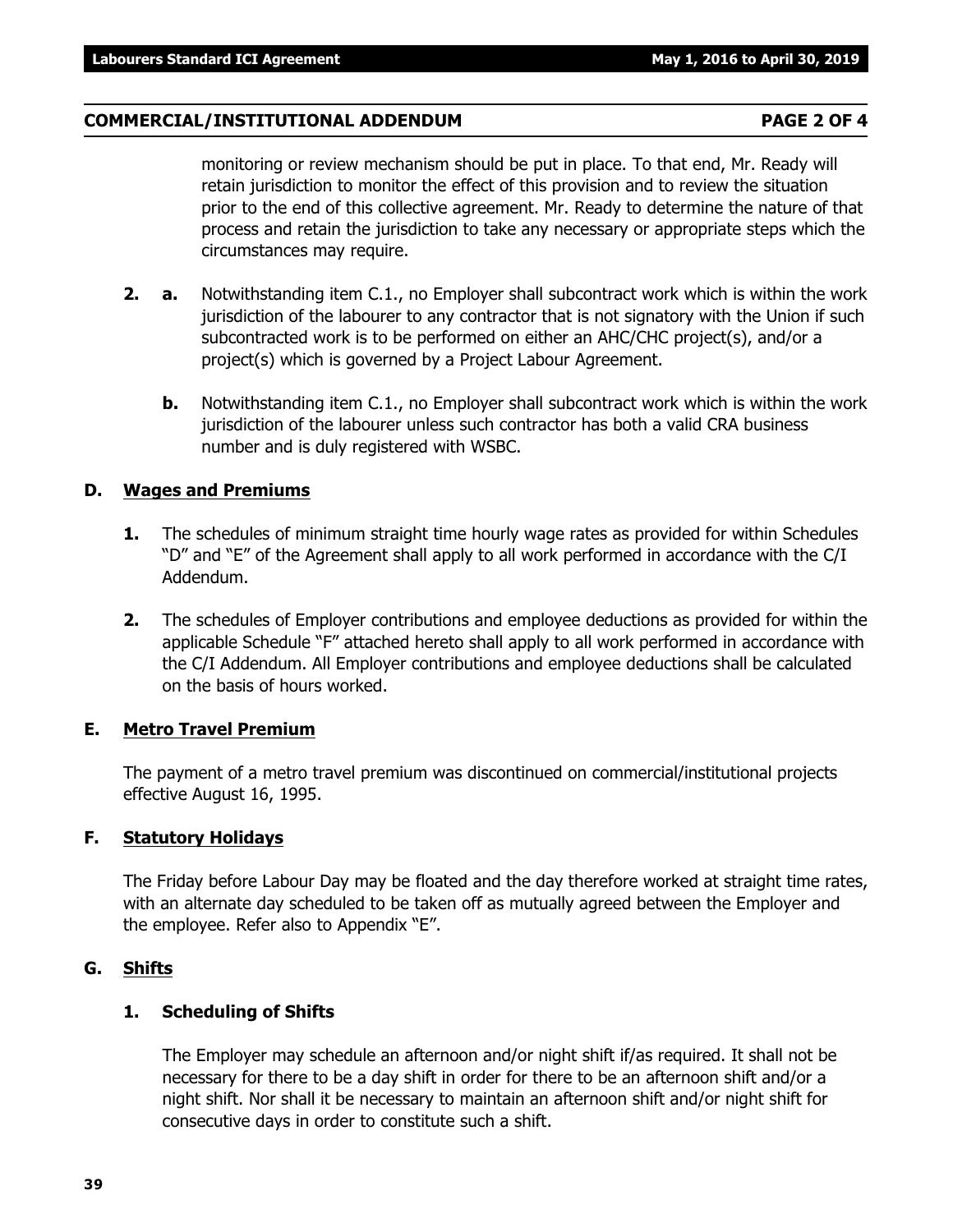monitoring or review mechanism should be put in place. To that end, Mr. Ready will retain jurisdiction to monitor the effect of this provision and to review the situation prior to the end of this collective agreement. Mr. Ready to determine the nature of that process and retain the jurisdiction to take any necessary or appropriate steps which the circumstances may require.

**2. a.** Notwithstanding item C.1., no Employer shall subcontract work which is within the work jurisdiction of the labourer to any contractor that is not signatory with the Union if such subcontracted work is to be performed on either an AHC/CHC project(s), and/or a project(s) which is governed by a Project Labour Agreement.

**b.** Notwithstanding item C.1., no Employer shall subcontract work which is within the work jurisdiction of the labourer unless such contractor has both a valid CRA business number and is duly registered with WSBC.

## D. Wages and Premiums

**1.** The schedules of minimum straight time hourly wage rates as provided for within Schedules "D" and "E" of the Agreement shall apply to all work performed in accordance with the C/I Addendum.

**2.** The schedules of Employer contributions and employee deductions as provided for within the applicable Schedule "F" attached hereto shall apply to all work performed in accordance with the C/I Addendum. All Employer contributions and employee deductions shall be calculated on the basis of hours worked.

## E. Metro Travel Premium

The payment of a metro travel premium was discontinued on commercial/institutional projects effective August 16, 1995.

## F. Statutory Holidays

The Friday before Labour Day may be floated and the day therefore worked at straight time rates, with an alternate day scheduled to be taken off as mutually agreed between the Employer and the employee. Refer also to Appendix "E".

## G. Shifts

### 1. Scheduling of Shifts

The Employer may schedule an afternoon and/or night shift if/as required. It shall not be necessary for there to be a day shift in order for there to be an afternoon shift and/or a night shift. Nor shall it be necessary to maintain an afternoon shift and/or night shift for consecutive days in order to constitute such a shift.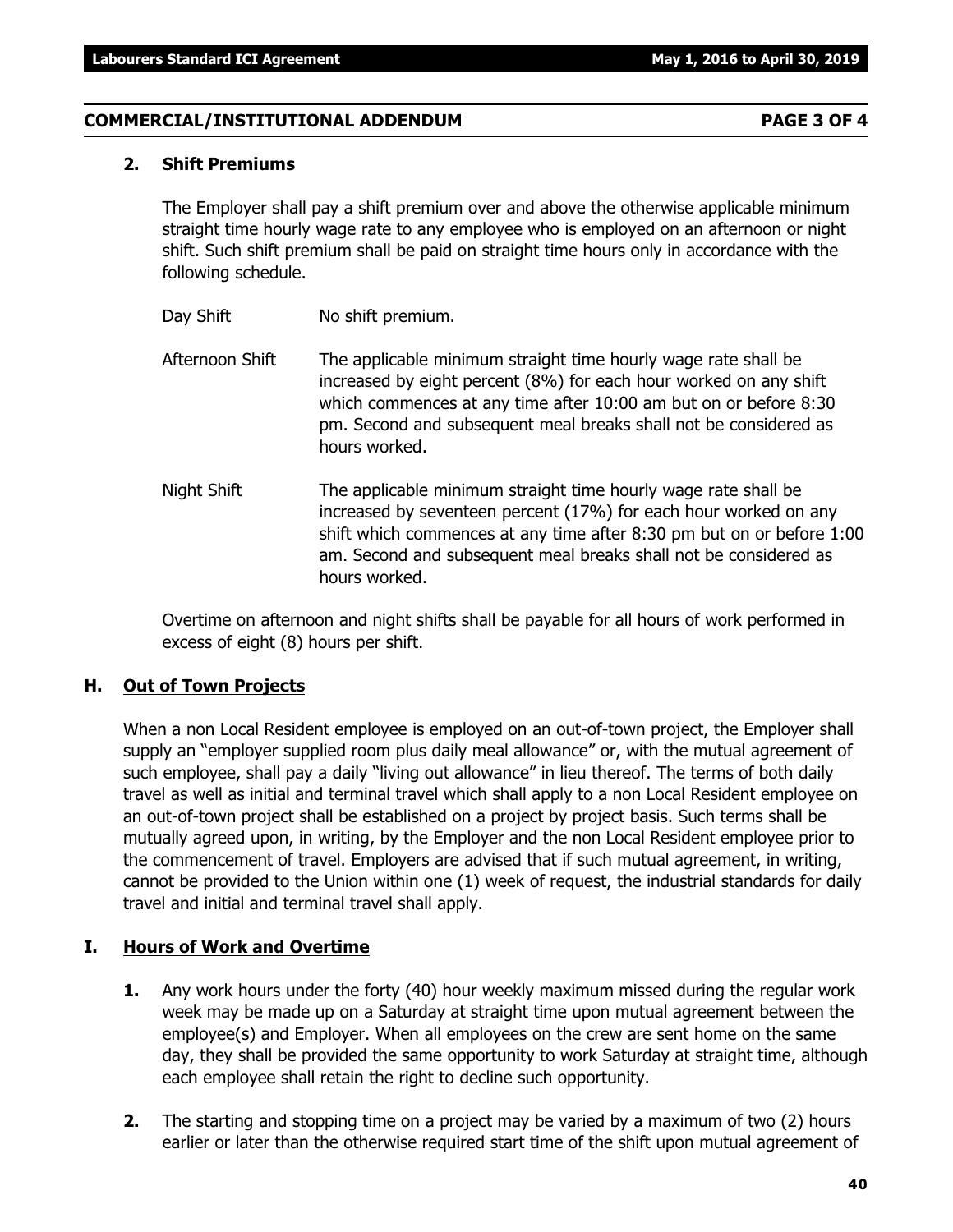## COMMERCIAL/INSTITUTIONAL ADDENDUM PAGE 3 OF 4

### 2. Shift Premiums

The Employer shall pay a shift premium over and above the otherwise applicable minimum straight time hourly wage rate to any employee who is employed on an afternoon or night shift. Such shift premium shall be paid on straight time hours only in accordance with the following schedule.

Day Shift — No shift premium.

Afternoon Shift — The applicable minimum straight time hourly wage rate shall be increased by eight percent (8%) for each hour worked on any shift which commences at any time after 10:00 am but on or before 8:30 pm. Second and subsequent meal breaks shall not be considered as hours worked.

Night Shift — The applicable minimum straight time hourly wage rate shall be increased by seventeen percent (17%) for each hour worked on any shift which commences at any time after 8:30 pm but on or before 1:00 am. Second and subsequent meal breaks shall not be considered as hours worked.

Overtime on afternoon and night shifts shall be payable for all hours of work performed in excess of eight (8) hours per shift.

## H. Out of Town Projects

When a non Local Resident employee is employed on an out-of-town project, the Employer shall supply an "employer supplied room plus daily meal allowance" or, with the mutual agreement of such employee, shall pay a daily "living out allowance" in lieu thereof. The terms of both daily travel as well as initial and terminal travel which shall apply to a non Local Resident employee on an out-of-town project shall be established on a project by project basis. Such terms shall be mutually agreed upon, in writing, by the Employer and the non Local Resident employee prior to the commencement of travel. Employers are advised that if such mutual agreement, in writing, cannot be provided to the Union within one (1) week of request, the industrial standards for daily travel and initial and terminal travel shall apply.

## I. Hours of Work and Overtime

**1.** Any work hours under the forty (40) hour weekly maximum missed during the regular work week may be made up on a Saturday at straight time upon mutual agreement between the employee(s) and Employer. When all employees on the crew are sent home on the same day, they shall be provided the same opportunity to work Saturday at straight time, although each employee shall retain the right to decline such opportunity.

**2.** The starting and stopping time on a project may be varied by a maximum of two (2) hours earlier or later than the otherwise required start time of the shift upon mutual agreement of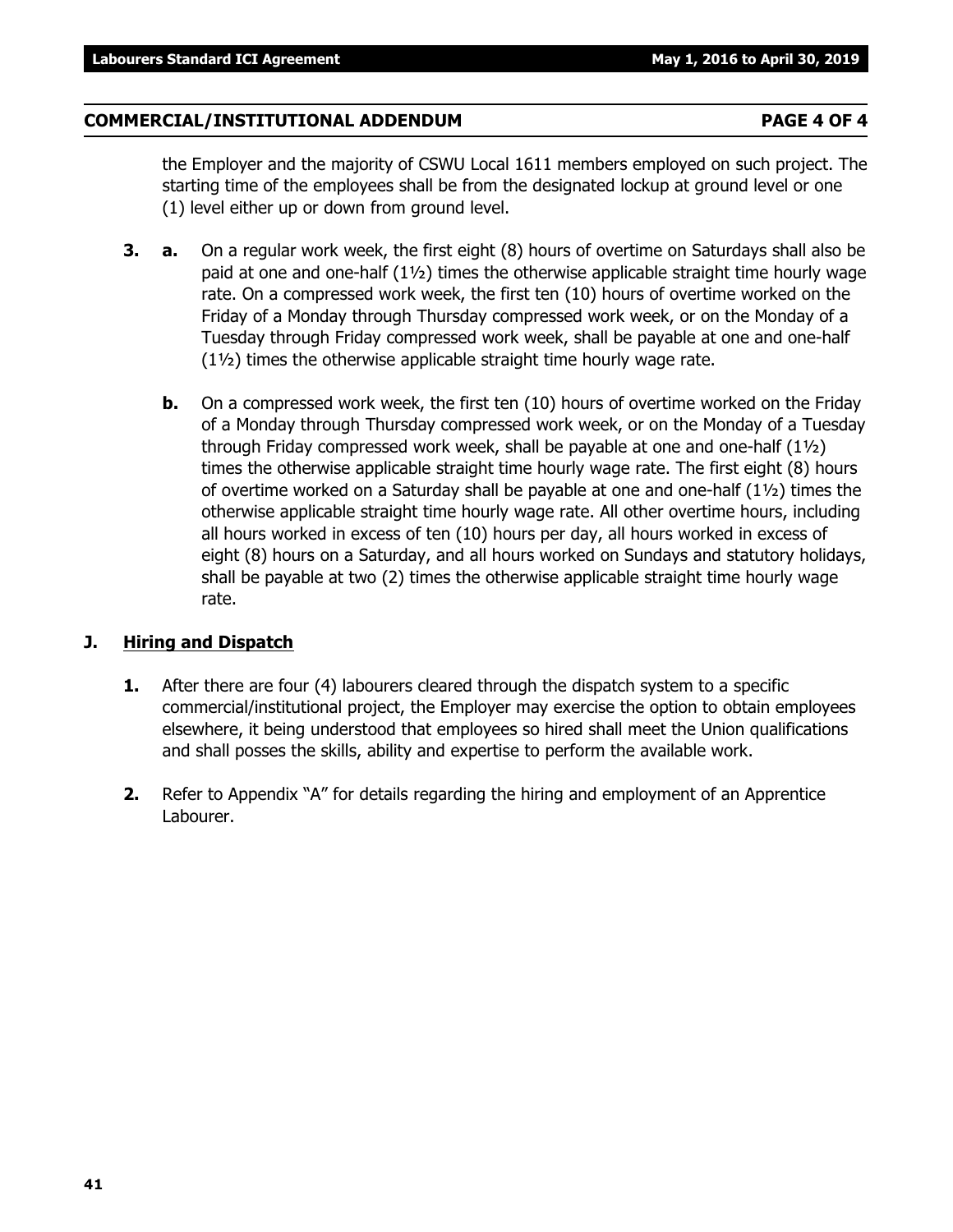the Employer and the majority of CSWU Local 1611 members employed on such project. The starting time of the employees shall be from the designated lockup at ground level or one (1) level either up or down from ground level.

**3.** **a.** On a regular work week, the first eight (8) hours of overtime on Saturdays shall also be paid at one and one-half (1½) times the otherwise applicable straight time hourly wage rate. On a compressed work week, the first ten (10) hours of overtime worked on the Friday of a Monday through Thursday compressed work week, or on the Monday of a Tuesday through Friday compressed work week, shall be payable at one and one-half (1½) times the otherwise applicable straight time hourly wage rate.

**b.** On a compressed work week, the first ten (10) hours of overtime worked on the Friday of a Monday through Thursday compressed work week, or on the Monday of a Tuesday through Friday compressed work week, shall be payable at one and one-half (1½) times the otherwise applicable straight time hourly wage rate. The first eight (8) hours of overtime worked on a Saturday shall be payable at one and one-half (1½) times the otherwise applicable straight time hourly wage rate. All other overtime hours, including all hours worked in excess of ten (10) hours per day, all hours worked in excess of eight (8) hours on a Saturday, and all hours worked on Sundays and statutory holidays, shall be payable at two (2) times the otherwise applicable straight time hourly wage rate.

## J. Hiring and Dispatch

**1.** After there are four (4) labourers cleared through the dispatch system to a specific commercial/institutional project, the Employer may exercise the option to obtain employees elsewhere, it being understood that employees so hired shall meet the Union qualifications and shall posses the skills, ability and expertise to perform the available work.

**2.** Refer to Appendix "A" for details regarding the hiring and employment of an Apprentice Labourer.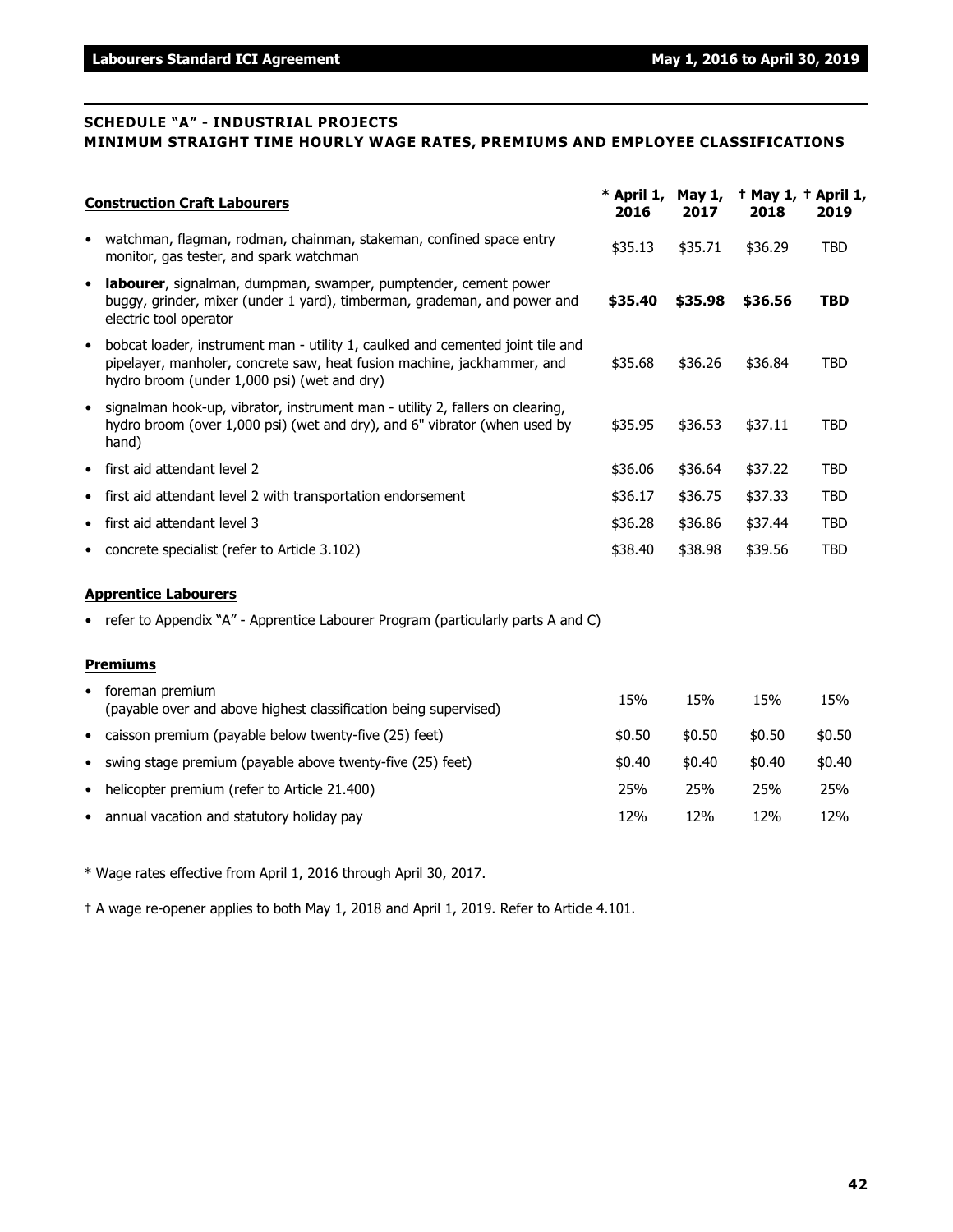## SCHEDULE "A" - INDUSTRIAL PROJECTS
## MINIMUM STRAIGHT TIME HOURLY WAGE RATES, PREMIUMS AND EMPLOYEE CLASSIFICATIONS

| Construction Craft Labourers | * April 1, 2016 | May 1, 2017 | † May 1, 2018 | † April 1, 2019 |
|---|---|---|---|---|
| • watchman, flagman, rodman, chainman, stakeman, confined space entry monitor, gas tester, and spark watchman | $35.13 | $35.71 | $36.29 | TBD |
| • **labourer**, signalman, dumpman, swamper, pumptender, cement power buggy, grinder, mixer (under 1 yard), timberman, grademan, and power and electric tool operator | **$35.40** | **$35.98** | **$36.56** | **TBD** |
| • bobcat loader, instrument man - utility 1, caulked and cemented joint tile and pipelayer, manholer, concrete saw, heat fusion machine, jackhammer, and hydro broom (under 1,000 psi) (wet and dry) | $35.68 | $36.26 | $36.84 | TBD |
| • signalman hook-up, vibrator, instrument man - utility 2, fallers on clearing, hydro broom (over 1,000 psi) (wet and dry), and 6" vibrator (when used by hand) | $35.95 | $36.53 | $37.11 | TBD |
| • first aid attendant level 2 | $36.06 | $36.64 | $37.22 | TBD |
| • first aid attendant level 2 with transportation endorsement | $36.17 | $36.75 | $37.33 | TBD |
| • first aid attendant level 3 | $36.28 | $36.86 | $37.44 | TBD |
| • concrete specialist (refer to Article 3.102) | $38.40 | $38.98 | $39.56 | TBD |

**Apprentice Labourers**

- refer to Appendix "A" - Apprentice Labourer Program (particularly parts A and C)

| Premiums | | | | |
|---|---|---|---|---|
| • foreman premium (payable over and above highest classification being supervised) | 15% | 15% | 15% | 15% |
| • caisson premium (payable below twenty-five (25) feet) | $0.50 | $0.50 | $0.50 | $0.50 |
| • swing stage premium (payable above twenty-five (25) feet) | $0.40 | $0.40 | $0.40 | $0.40 |
| • helicopter premium (refer to Article 21.400) | 25% | 25% | 25% | 25% |
| • annual vacation and statutory holiday pay | 12% | 12% | 12% | 12% |

* Wage rates effective from April 1, 2016 through April 30, 2017.

† A wage re-opener applies to both May 1, 2018 and April 1, 2019. Refer to Article 4.101.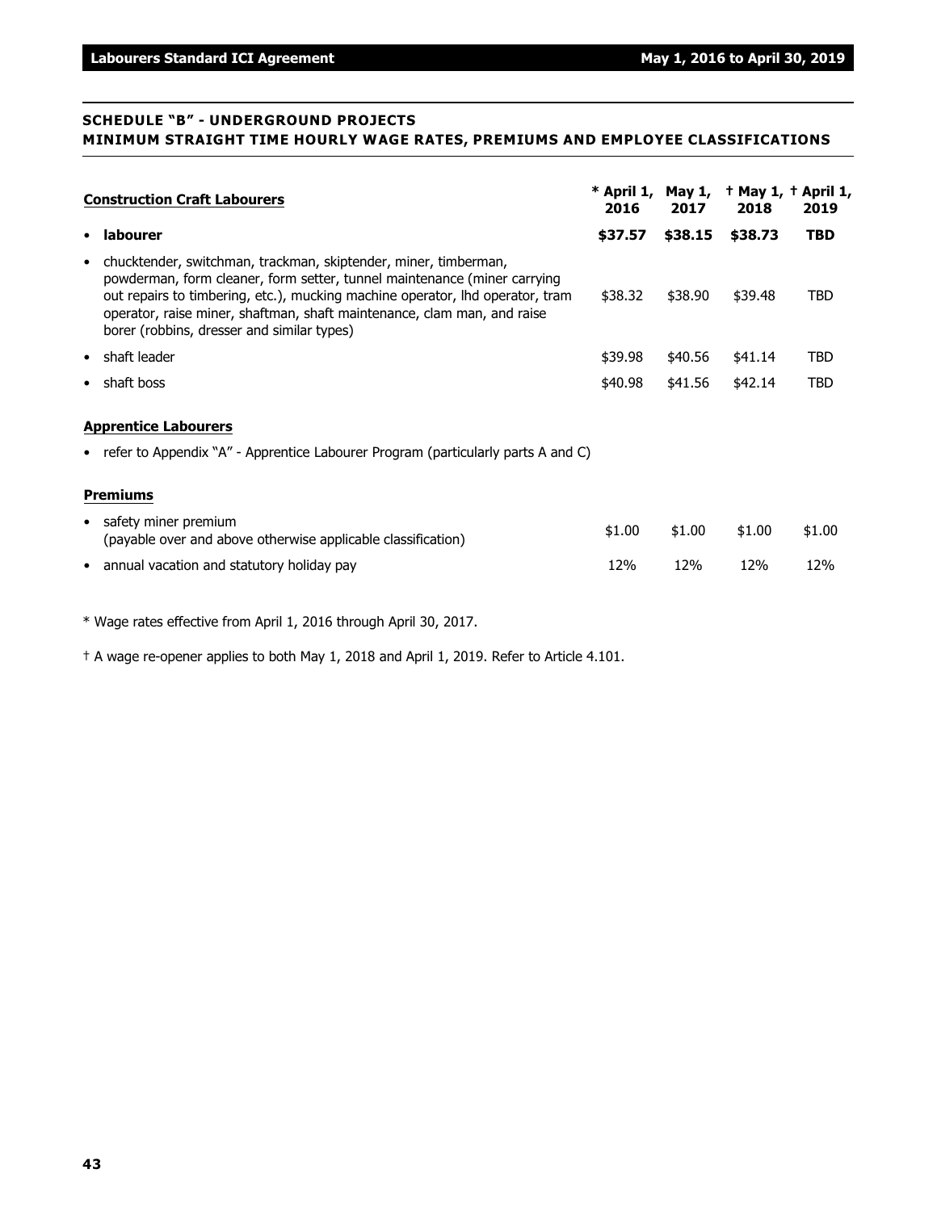## SCHEDULE "B" - UNDERGROUND PROJECTS
## MINIMUM STRAIGHT TIME HOURLY WAGE RATES, PREMIUMS AND EMPLOYEE CLASSIFICATIONS

| **Construction Craft Labourers** | **\* April 1, 2016** | **May 1, 2017** | **† May 1, 2018** | **† April 1, 2019** |
|---|---|---|---|---|
| • **labourer** | **$37.57** | **$38.15** | **$38.73** | **TBD** |
| • chucktender, switchman, trackman, skiptender, miner, timberman, powderman, form cleaner, form setter, tunnel maintenance (miner carrying out repairs to timbering, etc.), mucking machine operator, lhd operator, tram operator, raise miner, shaftman, shaft maintenance, clam man, and raise borer (robbins, dresser and similar types) | $38.32 | $38.90 | $39.48 | TBD |
| • shaft leader | $39.98 | $40.56 | $41.14 | TBD |
| • shaft boss | $40.98 | $41.56 | $42.14 | TBD |

**Apprentice Labourers**

- refer to Appendix "A" - Apprentice Labourer Program (particularly parts A and C)

| **Premiums** | | | | |
|---|---|---|---|---|
| • safety miner premium (payable over and above otherwise applicable classification) | $1.00 | $1.00 | $1.00 | $1.00 |
| • annual vacation and statutory holiday pay | 12% | 12% | 12% | 12% |

\* Wage rates effective from April 1, 2016 through April 30, 2017.

† A wage re-opener applies to both May 1, 2018 and April 1, 2019. Refer to Article 4.101.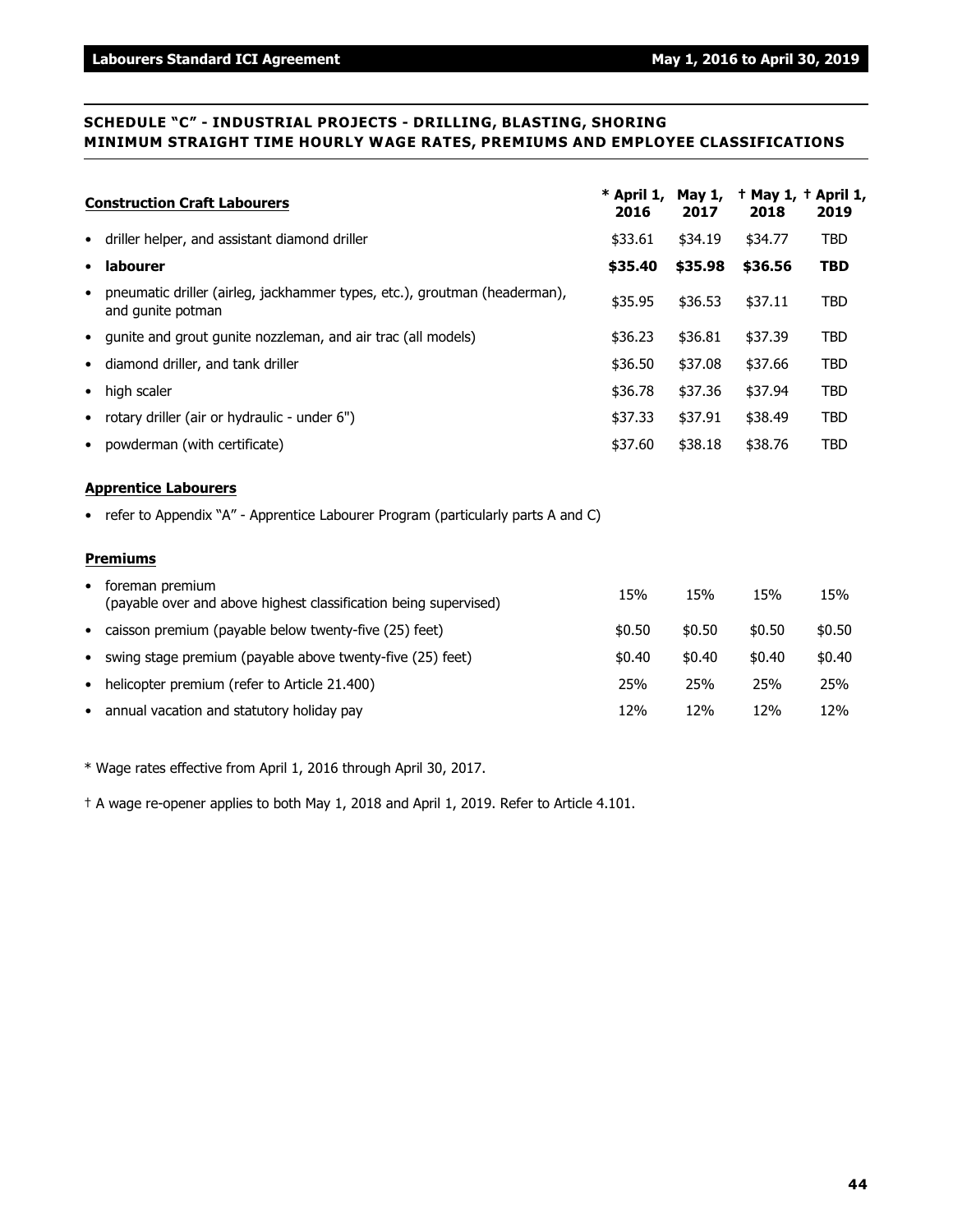## SCHEDULE "C" - INDUSTRIAL PROJECTS - DRILLING, BLASTING, SHORING MINIMUM STRAIGHT TIME HOURLY WAGE RATES, PREMIUMS AND EMPLOYEE CLASSIFICATIONS

| Construction Craft Labourers | * April 1, 2016 | May 1, 2017 | † May 1, 2018 | † April 1, 2019 |
|---|---|---|---|---|
| • driller helper, and assistant diamond driller | $33.61 | $34.19 | $34.77 | TBD |
| • **labourer** | **$35.40** | **$35.98** | **$36.56** | **TBD** |
| • pneumatic driller (airleg, jackhammer types, etc.), groutman (headerman), and gunite potman | $35.95 | $36.53 | $37.11 | TBD |
| • gunite and grout gunite nozzleman, and air trac (all models) | $36.23 | $36.81 | $37.39 | TBD |
| • diamond driller, and tank driller | $36.50 | $37.08 | $37.66 | TBD |
| • high scaler | $36.78 | $37.36 | $37.94 | TBD |
| • rotary driller (air or hydraulic - under 6") | $37.33 | $37.91 | $38.49 | TBD |
| • powderman (with certificate) | $37.60 | $38.18 | $38.76 | TBD |

**Apprentice Labourers**

- refer to Appendix "A" - Apprentice Labourer Program (particularly parts A and C)

| Premiums | | | | |
|---|---|---|---|---|
| • foreman premium (payable over and above highest classification being supervised) | 15% | 15% | 15% | 15% |
| • caisson premium (payable below twenty-five (25) feet) | $0.50 | $0.50 | $0.50 | $0.50 |
| • swing stage premium (payable above twenty-five (25) feet) | $0.40 | $0.40 | $0.40 | $0.40 |
| • helicopter premium (refer to Article 21.400) | 25% | 25% | 25% | 25% |
| • annual vacation and statutory holiday pay | 12% | 12% | 12% | 12% |

* Wage rates effective from April 1, 2016 through April 30, 2017.

† A wage re-opener applies to both May 1, 2018 and April 1, 2019. Refer to Article 4.101.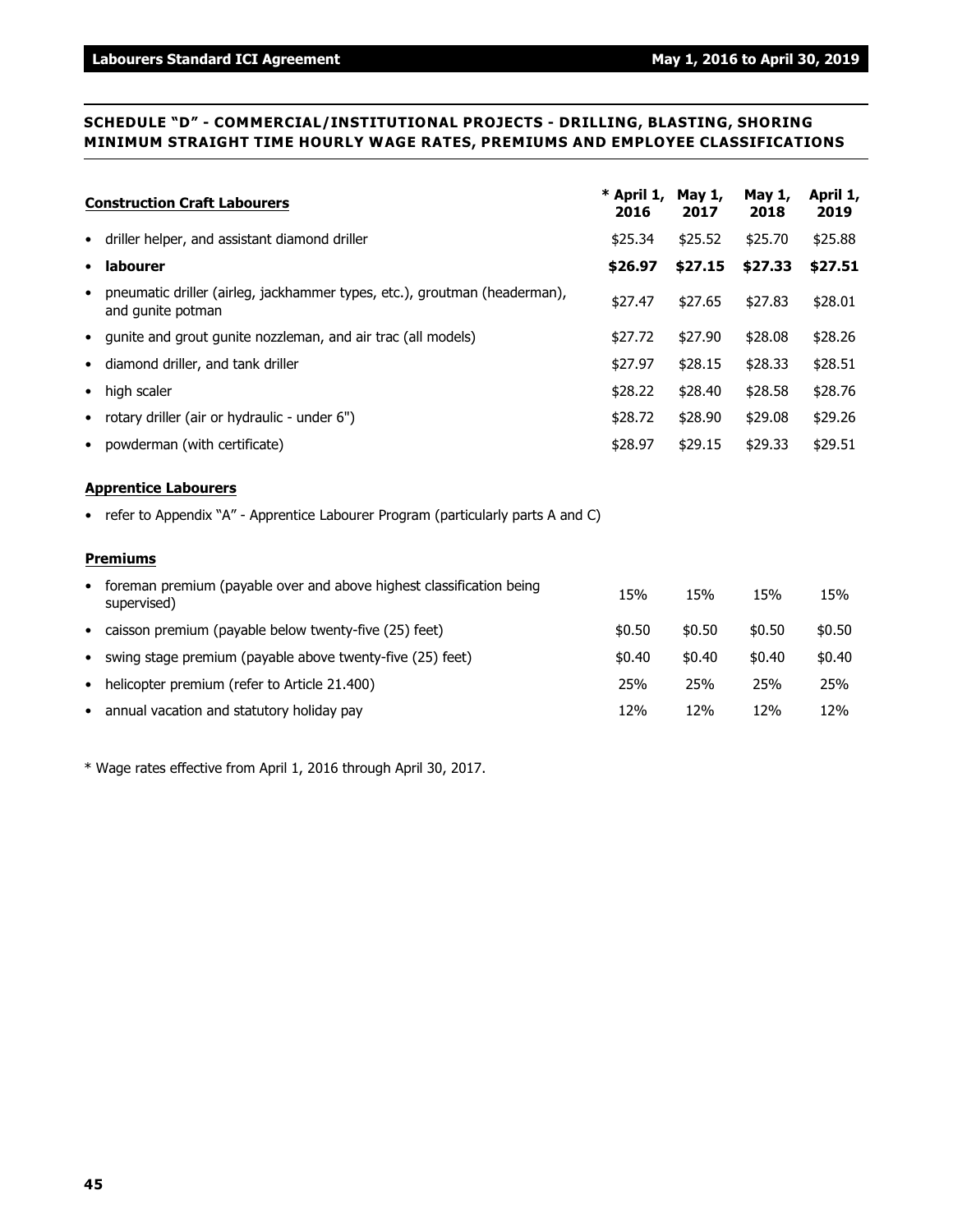## SCHEDULE "D" - COMMERCIAL/INSTITUTIONAL PROJECTS - DRILLING, BLASTING, SHORING MINIMUM STRAIGHT TIME HOURLY WAGE RATES, PREMIUMS AND EMPLOYEE CLASSIFICATIONS

| Construction Craft Labourers | * April 1, 2016 | May 1, 2017 | May 1, 2018 | April 1, 2019 |
|---|---|---|---|---|
| • driller helper, and assistant diamond driller | $25.34 | $25.52 | $25.70 | $25.88 |
| • **labourer** | **$26.97** | **$27.15** | **$27.33** | **$27.51** |
| • pneumatic driller (airleg, jackhammer types, etc.), groutman (headerman), and gunite potman | $27.47 | $27.65 | $27.83 | $28.01 |
| • gunite and grout gunite nozzleman, and air trac (all models) | $27.72 | $27.90 | $28.08 | $28.26 |
| • diamond driller, and tank driller | $27.97 | $28.15 | $28.33 | $28.51 |
| • high scaler | $28.22 | $28.40 | $28.58 | $28.76 |
| • rotary driller (air or hydraulic - under 6") | $28.72 | $28.90 | $29.08 | $29.26 |
| • powderman (with certificate) | $28.97 | $29.15 | $29.33 | $29.51 |

**Apprentice Labourers**

- refer to Appendix "A" - Apprentice Labourer Program (particularly parts A and C)

| Premiums | * April 1, 2016 | May 1, 2017 | May 1, 2018 | April 1, 2019 |
|---|---|---|---|---|
| • foreman premium (payable over and above highest classification being supervised) | 15% | 15% | 15% | 15% |
| • caisson premium (payable below twenty-five (25) feet) | $0.50 | $0.50 | $0.50 | $0.50 |
| • swing stage premium (payable above twenty-five (25) feet) | $0.40 | $0.40 | $0.40 | $0.40 |
| • helicopter premium (refer to Article 21.400) | 25% | 25% | 25% | 25% |
| • annual vacation and statutory holiday pay | 12% | 12% | 12% | 12% |

* Wage rates effective from April 1, 2016 through April 30, 2017.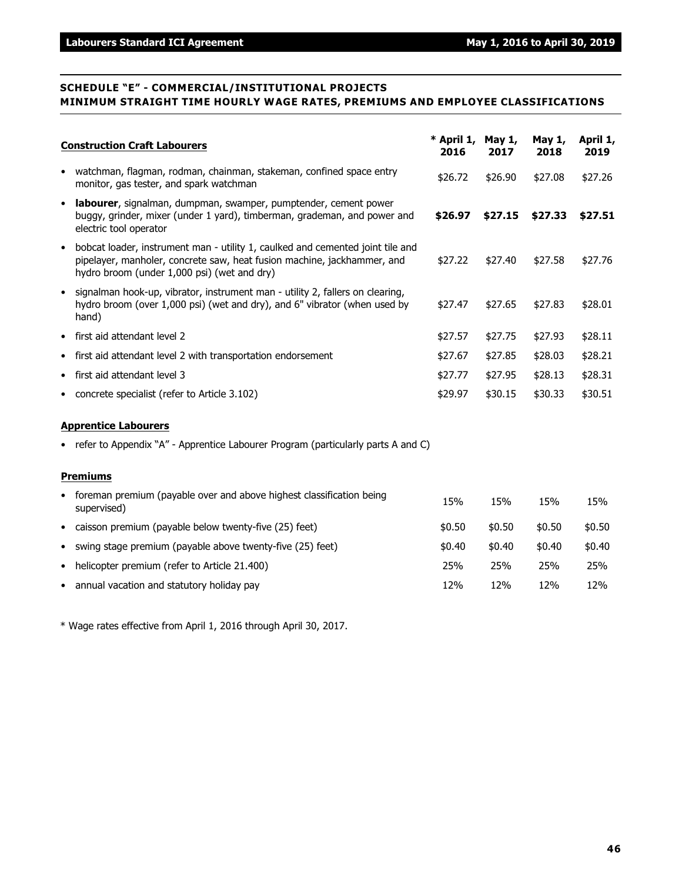## SCHEDULE "E" - COMMERCIAL/INSTITUTIONAL PROJECTS MINIMUM STRAIGHT TIME HOURLY WAGE RATES, PREMIUMS AND EMPLOYEE CLASSIFICATIONS

| **Construction Craft Labourers** | *** April 1, 2016** | **May 1, 2017** | **May 1, 2018** | **April 1, 2019** |
|---|---|---|---|---|
| • watchman, flagman, rodman, chainman, stakeman, confined space entry monitor, gas tester, and spark watchman | $26.72 | $26.90 | $27.08 | $27.26 |
| • **labourer**, signalman, dumpman, swamper, pumptender, cement power buggy, grinder, mixer (under 1 yard), timberman, grademan, and power and electric tool operator | **$26.97** | **$27.15** | **$27.33** | **$27.51** |
| • bobcat loader, instrument man - utility 1, caulked and cemented joint tile and pipelayer, manholer, concrete saw, heat fusion machine, jackhammer, and hydro broom (under 1,000 psi) (wet and dry) | $27.22 | $27.40 | $27.58 | $27.76 |
| • signalman hook-up, vibrator, instrument man - utility 2, fallers on clearing, hydro broom (over 1,000 psi) (wet and dry), and 6" vibrator (when used by hand) | $27.47 | $27.65 | $27.83 | $28.01 |
| • first aid attendant level 2 | $27.57 | $27.75 | $27.93 | $28.11 |
| • first aid attendant level 2 with transportation endorsement | $27.67 | $27.85 | $28.03 | $28.21 |
| • first aid attendant level 3 | $27.77 | $27.95 | $28.13 | $28.31 |
| • concrete specialist (refer to Article 3.102) | $29.97 | $30.15 | $30.33 | $30.51 |

**Apprentice Labourers**

- refer to Appendix "A" - Apprentice Labourer Program (particularly parts A and C)

| **Premiums** | | | | |
|---|---|---|---|---|
| • foreman premium (payable over and above highest classification being supervised) | 15% | 15% | 15% | 15% |
| • caisson premium (payable below twenty-five (25) feet) | $0.50 | $0.50 | $0.50 | $0.50 |
| • swing stage premium (payable above twenty-five (25) feet) | $0.40 | $0.40 | $0.40 | $0.40 |
| • helicopter premium (refer to Article 21.400) | 25% | 25% | 25% | 25% |
| • annual vacation and statutory holiday pay | 12% | 12% | 12% | 12% |

* Wage rates effective from April 1, 2016 through April 30, 2017.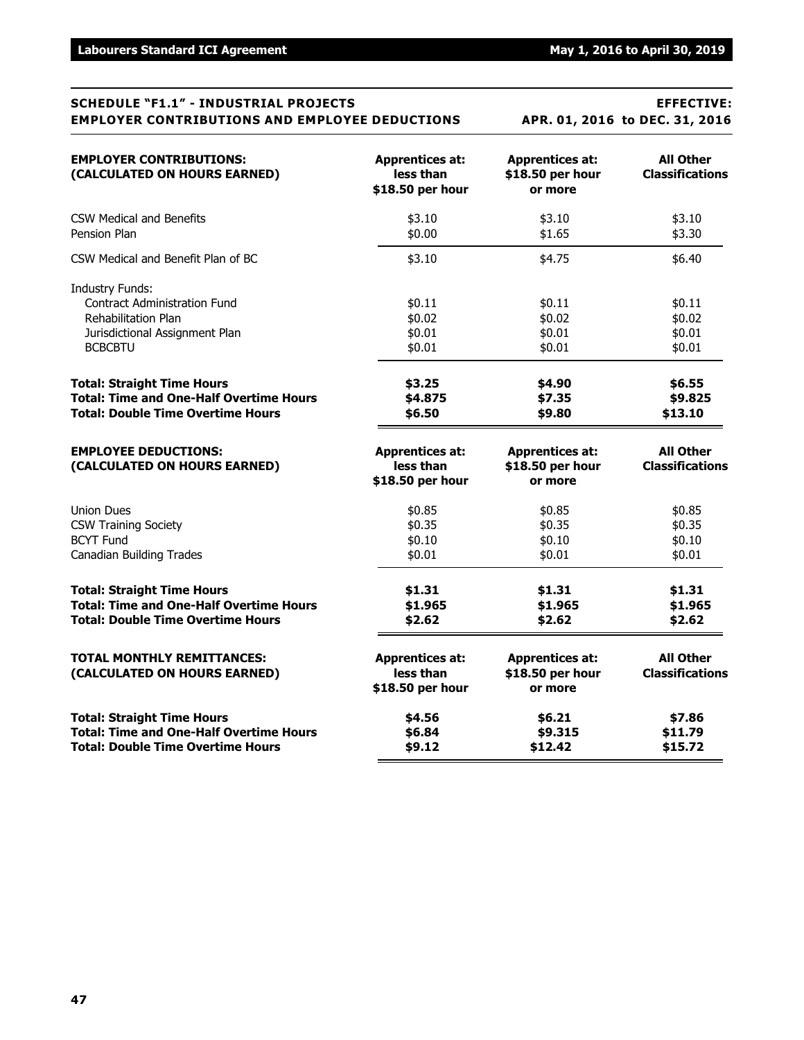**SCHEDULE "F1.1" - INDUSTRIAL PROJECTS — EMPLOYER CONTRIBUTIONS AND EMPLOYEE DEDUCTIONS**

**EFFECTIVE: APR. 01, 2016 to DEC. 31, 2016**

| EMPLOYER CONTRIBUTIONS: (CALCULATED ON HOURS EARNED) | Apprentices at: less than $18.50 per hour | Apprentices at: $18.50 per hour or more | All Other Classifications |
|---|---|---|---|
| CSW Medical and Benefits | $3.10 | $3.10 | $3.10 |
| Pension Plan | $0.00 | $1.65 | $3.30 |
| CSW Medical and Benefit Plan of BC | $3.10 | $4.75 | $6.40 |
| Industry Funds: | | | |
| Contract Administration Fund | $0.11 | $0.11 | $0.11 |
| Rehabilitation Plan | $0.02 | $0.02 | $0.02 |
| Jurisdictional Assignment Plan | $0.01 | $0.01 | $0.01 |
| BCBCBTU | $0.01 | $0.01 | $0.01 |
| **Total: Straight Time Hours** | **$3.25** | **$4.90** | **$6.55** |
| **Total: Time and One-Half Overtime Hours** | **$4.875** | **$7.35** | **$9.825** |
| **Total: Double Time Overtime Hours** | **$6.50** | **$9.80** | **$13.10** |

| EMPLOYEE DEDUCTIONS: (CALCULATED ON HOURS EARNED) | Apprentices at: less than $18.50 per hour | Apprentices at: $18.50 per hour or more | All Other Classifications |
|---|---|---|---|
| Union Dues | $0.85 | $0.85 | $0.85 |
| CSW Training Society | $0.35 | $0.35 | $0.35 |
| BCYT Fund | $0.10 | $0.10 | $0.10 |
| Canadian Building Trades | $0.01 | $0.01 | $0.01 |
| **Total: Straight Time Hours** | **$1.31** | **$1.31** | **$1.31** |
| **Total: Time and One-Half Overtime Hours** | **$1.965** | **$1.965** | **$1.965** |
| **Total: Double Time Overtime Hours** | **$2.62** | **$2.62** | **$2.62** |

| TOTAL MONTHLY REMITTANCES: (CALCULATED ON HOURS EARNED) | Apprentices at: less than $18.50 per hour | Apprentices at: $18.50 per hour or more | All Other Classifications |
|---|---|---|---|
| **Total: Straight Time Hours** | **$4.56** | **$6.21** | **$7.86** |
| **Total: Time and One-Half Overtime Hours** | **$6.84** | **$9.315** | **$11.79** |
| **Total: Double Time Overtime Hours** | **$9.12** | **$12.42** | **$15.72** |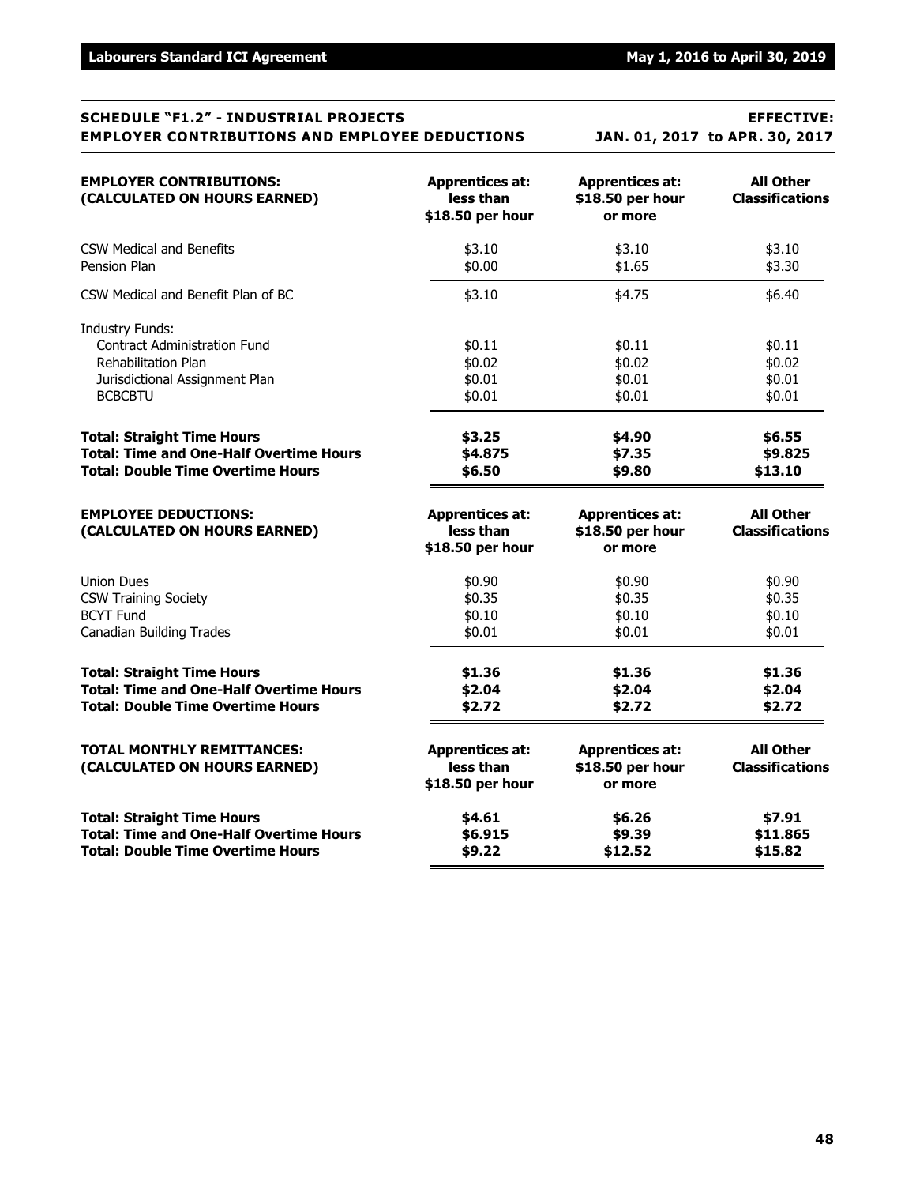**SCHEDULE "F1.2" - INDUSTRIAL PROJECTS EMPLOYER CONTRIBUTIONS AND EMPLOYEE DEDUCTIONS**

**EFFECTIVE: JAN. 01, 2017 to APR. 30, 2017**

| **EMPLOYER CONTRIBUTIONS: (CALCULATED ON HOURS EARNED)** | **Apprentices at: less than $18.50 per hour** | **Apprentices at: $18.50 per hour or more** | **All Other Classifications** |
|---|---|---|---|
| CSW Medical and Benefits | $3.10 | $3.10 | $3.10 |
| Pension Plan | $0.00 | $1.65 | $3.30 |
| CSW Medical and Benefit Plan of BC | $3.10 | $4.75 | $6.40 |
| Industry Funds: | | | |
| Contract Administration Fund | $0.11 | $0.11 | $0.11 |
| Rehabilitation Plan | $0.02 | $0.02 | $0.02 |
| Jurisdictional Assignment Plan | $0.01 | $0.01 | $0.01 |
| BCBCBTU | $0.01 | $0.01 | $0.01 |
| **Total: Straight Time Hours** | **$3.25** | **$4.90** | **$6.55** |
| **Total: Time and One-Half Overtime Hours** | **$4.875** | **$7.35** | **$9.825** |
| **Total: Double Time Overtime Hours** | **$6.50** | **$9.80** | **$13.10** |

| **EMPLOYEE DEDUCTIONS: (CALCULATED ON HOURS EARNED)** | **Apprentices at: less than $18.50 per hour** | **Apprentices at: $18.50 per hour or more** | **All Other Classifications** |
|---|---|---|---|
| Union Dues | $0.90 | $0.90 | $0.90 |
| CSW Training Society | $0.35 | $0.35 | $0.35 |
| BCYT Fund | $0.10 | $0.10 | $0.10 |
| Canadian Building Trades | $0.01 | $0.01 | $0.01 |
| **Total: Straight Time Hours** | **$1.36** | **$1.36** | **$1.36** |
| **Total: Time and One-Half Overtime Hours** | **$2.04** | **$2.04** | **$2.04** |
| **Total: Double Time Overtime Hours** | **$2.72** | **$2.72** | **$2.72** |

| **TOTAL MONTHLY REMITTANCES: (CALCULATED ON HOURS EARNED)** | **Apprentices at: less than $18.50 per hour** | **Apprentices at: $18.50 per hour or more** | **All Other Classifications** |
|---|---|---|---|
| **Total: Straight Time Hours** | **$4.61** | **$6.26** | **$7.91** |
| **Total: Time and One-Half Overtime Hours** | **$6.915** | **$9.39** | **$11.865** |
| **Total: Double Time Overtime Hours** | **$9.22** | **$12.52** | **$15.82** |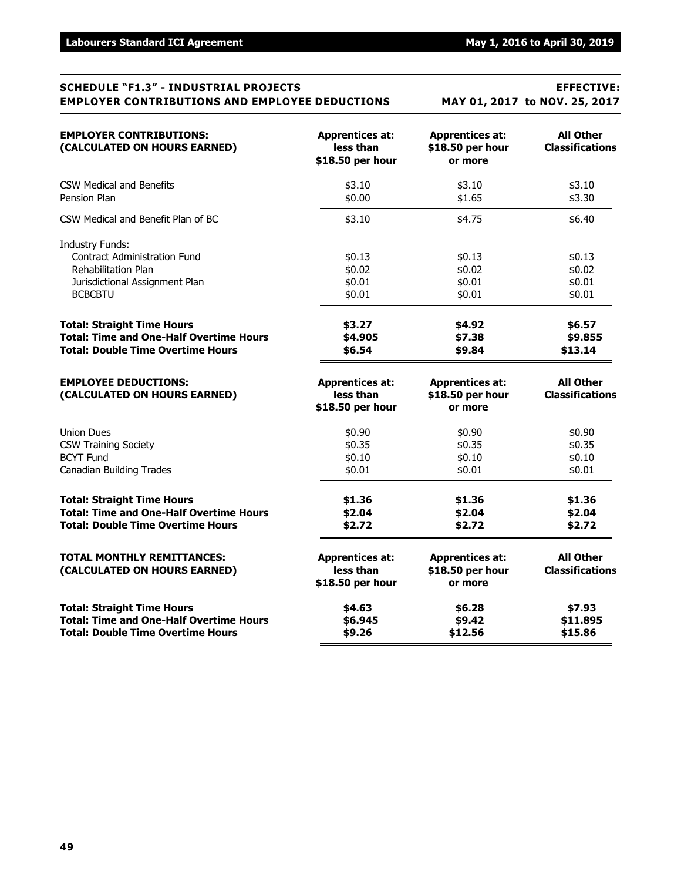## SCHEDULE "F1.3" - INDUSTRIAL PROJECTS EMPLOYER CONTRIBUTIONS AND EMPLOYEE DEDUCTIONS

**EFFECTIVE: MAY 01, 2017 to NOV. 25, 2017**

| **EMPLOYER CONTRIBUTIONS: (CALCULATED ON HOURS EARNED)** | **Apprentices at: less than $18.50 per hour** | **Apprentices at: $18.50 per hour or more** | **All Other Classifications** |
|---|---|---|---|
| CSW Medical and Benefits | $3.10 | $3.10 | $3.10 |
| Pension Plan | $0.00 | $1.65 | $3.30 |
| CSW Medical and Benefit Plan of BC | $3.10 | $4.75 | $6.40 |
| Industry Funds: | | | |
| Contract Administration Fund | $0.13 | $0.13 | $0.13 |
| Rehabilitation Plan | $0.02 | $0.02 | $0.02 |
| Jurisdictional Assignment Plan | $0.01 | $0.01 | $0.01 |
| BCBCBTU | $0.01 | $0.01 | $0.01 |
| **Total: Straight Time Hours** | **$3.27** | **$4.92** | **$6.57** |
| **Total: Time and One-Half Overtime Hours** | **$4.905** | **$7.38** | **$9.855** |
| **Total: Double Time Overtime Hours** | **$6.54** | **$9.84** | **$13.14** |

| **EMPLOYEE DEDUCTIONS: (CALCULATED ON HOURS EARNED)** | **Apprentices at: less than $18.50 per hour** | **Apprentices at: $18.50 per hour or more** | **All Other Classifications** |
|---|---|---|---|
| Union Dues | $0.90 | $0.90 | $0.90 |
| CSW Training Society | $0.35 | $0.35 | $0.35 |
| BCYT Fund | $0.10 | $0.10 | $0.10 |
| Canadian Building Trades | $0.01 | $0.01 | $0.01 |
| **Total: Straight Time Hours** | **$1.36** | **$1.36** | **$1.36** |
| **Total: Time and One-Half Overtime Hours** | **$2.04** | **$2.04** | **$2.04** |
| **Total: Double Time Overtime Hours** | **$2.72** | **$2.72** | **$2.72** |

| **TOTAL MONTHLY REMITTANCES: (CALCULATED ON HOURS EARNED)** | **Apprentices at: less than $18.50 per hour** | **Apprentices at: $18.50 per hour or more** | **All Other Classifications** |
|---|---|---|---|
| **Total: Straight Time Hours** | **$4.63** | **$6.28** | **$7.93** |
| **Total: Time and One-Half Overtime Hours** | **$6.945** | **$9.42** | **$11.895** |
| **Total: Double Time Overtime Hours** | **$9.26** | **$12.56** | **$15.86** |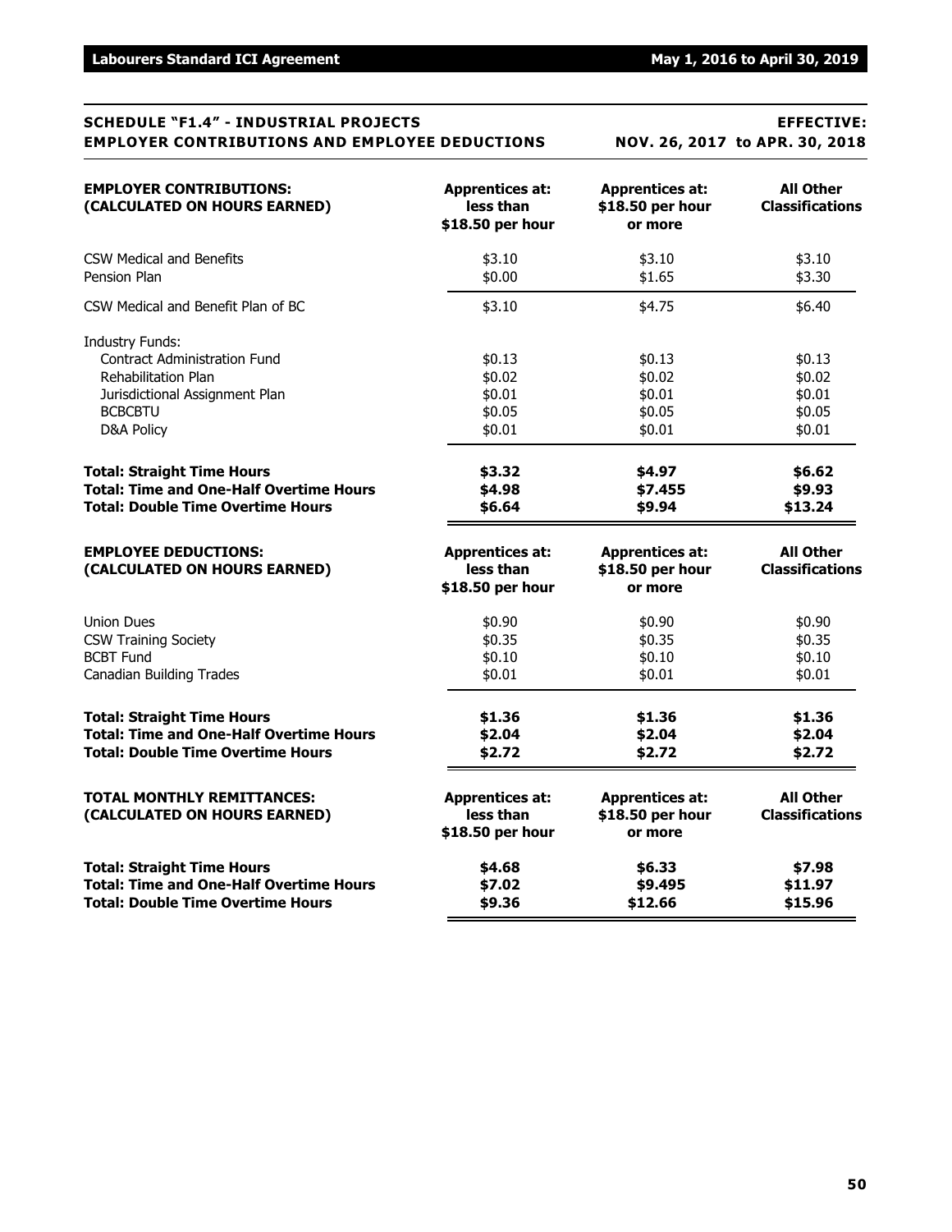## SCHEDULE "F1.4" - INDUSTRIAL PROJECTS EMPLOYER CONTRIBUTIONS AND EMPLOYEE DEDUCTIONS

**EFFECTIVE: NOV. 26, 2017 to APR. 30, 2018**

| **EMPLOYER CONTRIBUTIONS: (CALCULATED ON HOURS EARNED)** | **Apprentices at: less than $18.50 per hour** | **Apprentices at: $18.50 per hour or more** | **All Other Classifications** |
|---|---|---|---|
| CSW Medical and Benefits | $3.10 | $3.10 | $3.10 |
| Pension Plan | $0.00 | $1.65 | $3.30 |
| CSW Medical and Benefit Plan of BC | $3.10 | $4.75 | $6.40 |
| Industry Funds: | | | |
| Contract Administration Fund | $0.13 | $0.13 | $0.13 |
| Rehabilitation Plan | $0.02 | $0.02 | $0.02 |
| Jurisdictional Assignment Plan | $0.01 | $0.01 | $0.01 |
| BCBCBTU | $0.05 | $0.05 | $0.05 |
| D&A Policy | $0.01 | $0.01 | $0.01 |
| **Total: Straight Time Hours** | **$3.32** | **$4.97** | **$6.62** |
| **Total: Time and One-Half Overtime Hours** | **$4.98** | **$7.455** | **$9.93** |
| **Total: Double Time Overtime Hours** | **$6.64** | **$9.94** | **$13.24** |

| **EMPLOYEE DEDUCTIONS: (CALCULATED ON HOURS EARNED)** | **Apprentices at: less than $18.50 per hour** | **Apprentices at: $18.50 per hour or more** | **All Other Classifications** |
|---|---|---|---|
| Union Dues | $0.90 | $0.90 | $0.90 |
| CSW Training Society | $0.35 | $0.35 | $0.35 |
| BCBT Fund | $0.10 | $0.10 | $0.10 |
| Canadian Building Trades | $0.01 | $0.01 | $0.01 |
| **Total: Straight Time Hours** | **$1.36** | **$1.36** | **$1.36** |
| **Total: Time and One-Half Overtime Hours** | **$2.04** | **$2.04** | **$2.04** |
| **Total: Double Time Overtime Hours** | **$2.72** | **$2.72** | **$2.72** |

| **TOTAL MONTHLY REMITTANCES: (CALCULATED ON HOURS EARNED)** | **Apprentices at: less than $18.50 per hour** | **Apprentices at: $18.50 per hour or more** | **All Other Classifications** |
|---|---|---|---|
| **Total: Straight Time Hours** | **$4.68** | **$6.33** | **$7.98** |
| **Total: Time and One-Half Overtime Hours** | **$7.02** | **$9.495** | **$11.97** |
| **Total: Double Time Overtime Hours** | **$9.36** | **$12.66** | **$15.96** |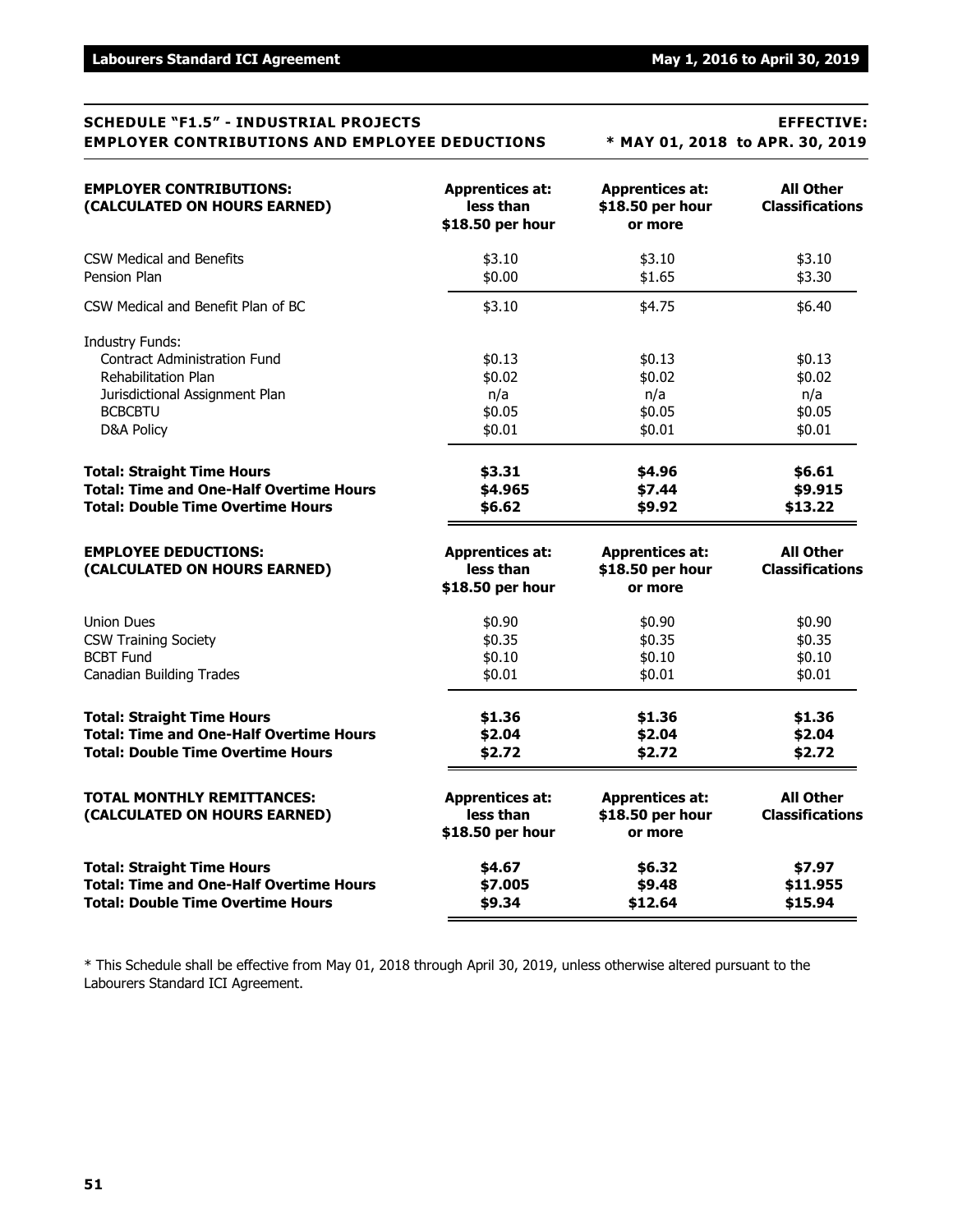## SCHEDULE "F1.5" - INDUSTRIAL PROJECTS EMPLOYER CONTRIBUTIONS AND EMPLOYEE DEDUCTIONS

**EFFECTIVE: * MAY 01, 2018 to APR. 30, 2019**

| EMPLOYER CONTRIBUTIONS: (CALCULATED ON HOURS EARNED) | Apprentices at: less than $18.50 per hour | Apprentices at: $18.50 per hour or more | All Other Classifications |
|---|---|---|---|
| CSW Medical and Benefits | $3.10 | $3.10 | $3.10 |
| Pension Plan | $0.00 | $1.65 | $3.30 |
| CSW Medical and Benefit Plan of BC | $3.10 | $4.75 | $6.40 |
| Industry Funds: | | | |
| Contract Administration Fund | $0.13 | $0.13 | $0.13 |
| Rehabilitation Plan | $0.02 | $0.02 | $0.02 |
| Jurisdictional Assignment Plan | n/a | n/a | n/a |
| BCBCBTU | $0.05 | $0.05 | $0.05 |
| D&A Policy | $0.01 | $0.01 | $0.01 |
| **Total: Straight Time Hours** | **$3.31** | **$4.96** | **$6.61** |
| **Total: Time and One-Half Overtime Hours** | **$4.965** | **$7.44** | **$9.915** |
| **Total: Double Time Overtime Hours** | **$6.62** | **$9.92** | **$13.22** |

| EMPLOYEE DEDUCTIONS: (CALCULATED ON HOURS EARNED) | Apprentices at: less than $18.50 per hour | Apprentices at: $18.50 per hour or more | All Other Classifications |
|---|---|---|---|
| Union Dues | $0.90 | $0.90 | $0.90 |
| CSW Training Society | $0.35 | $0.35 | $0.35 |
| BCBT Fund | $0.10 | $0.10 | $0.10 |
| Canadian Building Trades | $0.01 | $0.01 | $0.01 |
| **Total: Straight Time Hours** | **$1.36** | **$1.36** | **$1.36** |
| **Total: Time and One-Half Overtime Hours** | **$2.04** | **$2.04** | **$2.04** |
| **Total: Double Time Overtime Hours** | **$2.72** | **$2.72** | **$2.72** |

| TOTAL MONTHLY REMITTANCES: (CALCULATED ON HOURS EARNED) | Apprentices at: less than $18.50 per hour | Apprentices at: $18.50 per hour or more | All Other Classifications |
|---|---|---|---|
| **Total: Straight Time Hours** | **$4.67** | **$6.32** | **$7.97** |
| **Total: Time and One-Half Overtime Hours** | **$7.005** | **$9.48** | **$11.955** |
| **Total: Double Time Overtime Hours** | **$9.34** | **$12.64** | **$15.94** |

* This Schedule shall be effective from May 01, 2018 through April 30, 2019, unless otherwise altered pursuant to the Labourers Standard ICI Agreement.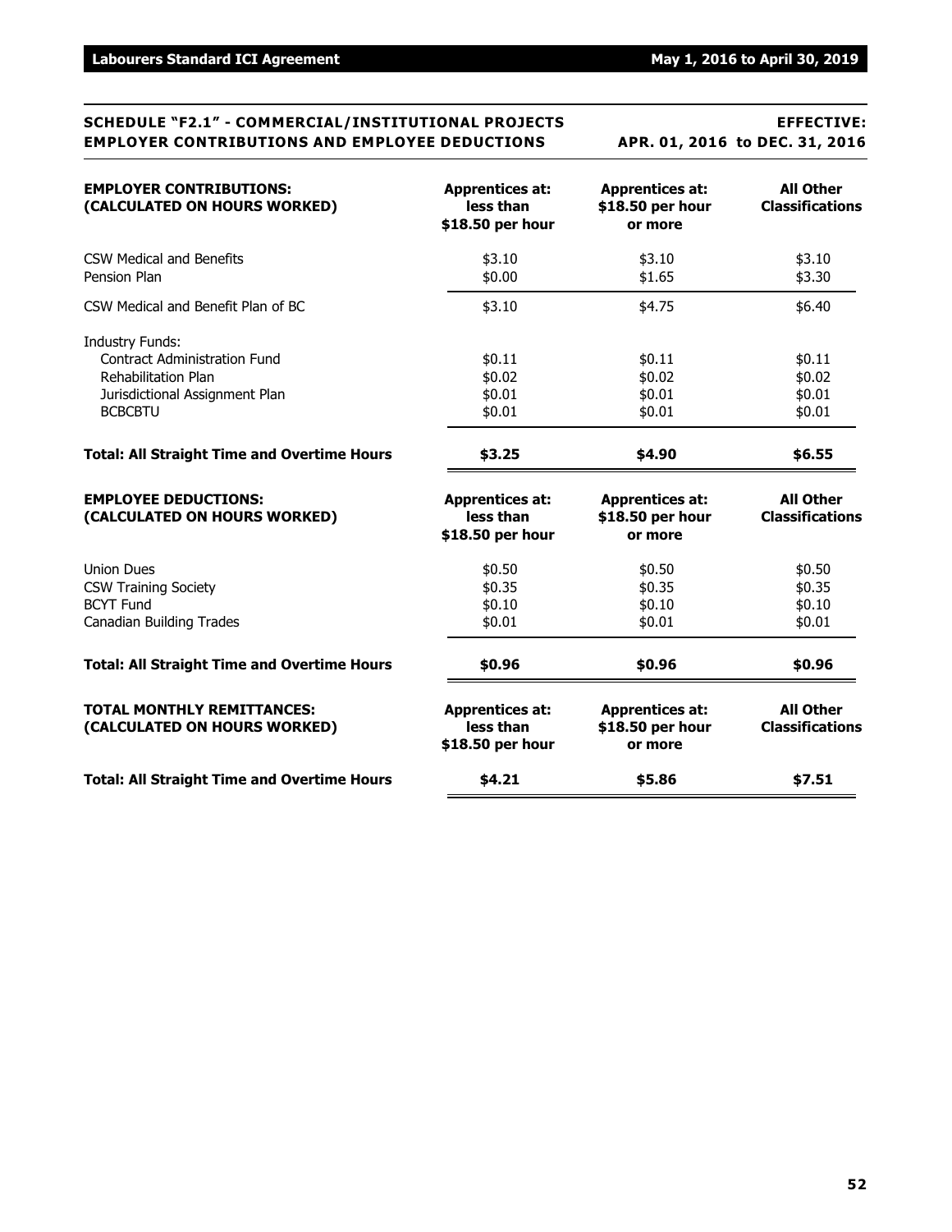## SCHEDULE "F2.1" - COMMERCIAL/INSTITUTIONAL PROJECTS EMPLOYER CONTRIBUTIONS AND EMPLOYEE DEDUCTIONS

**EFFECTIVE: APR. 01, 2016 to DEC. 31, 2016**

| EMPLOYER CONTRIBUTIONS: (CALCULATED ON HOURS WORKED) | Apprentices at: less than $18.50 per hour | Apprentices at: $18.50 per hour or more | All Other Classifications |
|---|---|---|---|
| CSW Medical and Benefits | $3.10 | $3.10 | $3.10 |
| Pension Plan | $0.00 | $1.65 | $3.30 |
| CSW Medical and Benefit Plan of BC | $3.10 | $4.75 | $6.40 |
| Industry Funds: | | | |
| Contract Administration Fund | $0.11 | $0.11 | $0.11 |
| Rehabilitation Plan | $0.02 | $0.02 | $0.02 |
| Jurisdictional Assignment Plan | $0.01 | $0.01 | $0.01 |
| BCBCBTU | $0.01 | $0.01 | $0.01 |
| **Total: All Straight Time and Overtime Hours** | **$3.25** | **$4.90** | **$6.55** |

| EMPLOYEE DEDUCTIONS: (CALCULATED ON HOURS WORKED) | Apprentices at: less than $18.50 per hour | Apprentices at: $18.50 per hour or more | All Other Classifications |
|---|---|---|---|
| Union Dues | $0.50 | $0.50 | $0.50 |
| CSW Training Society | $0.35 | $0.35 | $0.35 |
| BCYT Fund | $0.10 | $0.10 | $0.10 |
| Canadian Building Trades | $0.01 | $0.01 | $0.01 |
| **Total: All Straight Time and Overtime Hours** | **$0.96** | **$0.96** | **$0.96** |

| TOTAL MONTHLY REMITTANCES: (CALCULATED ON HOURS WORKED) | Apprentices at: less than $18.50 per hour | Apprentices at: $18.50 per hour or more | All Other Classifications |
|---|---|---|---|
| **Total: All Straight Time and Overtime Hours** | **$4.21** | **$5.86** | **$7.51** |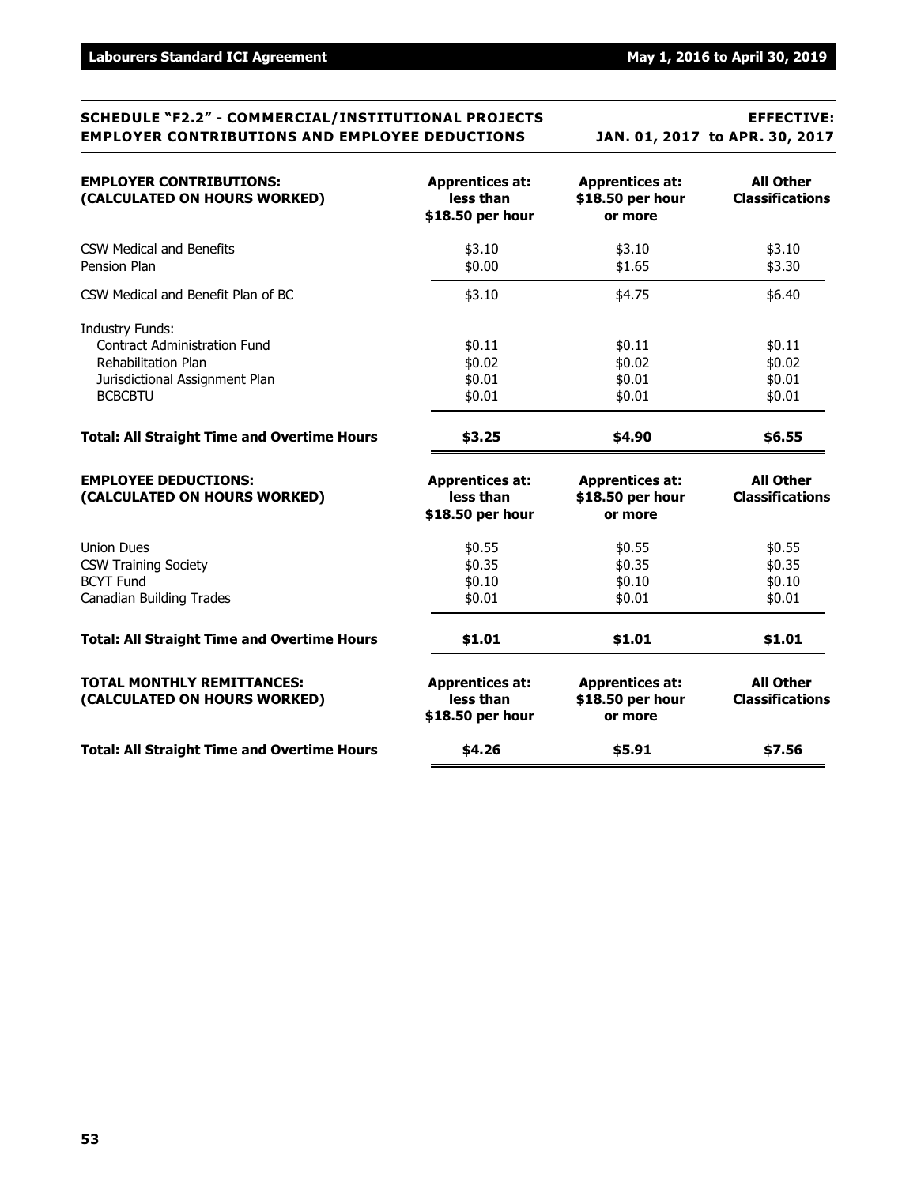## SCHEDULE "F2.2" - COMMERCIAL/INSTITUTIONAL PROJECTS EMPLOYER CONTRIBUTIONS AND EMPLOYEE DEDUCTIONS

**EFFECTIVE: JAN. 01, 2017 to APR. 30, 2017**

| **EMPLOYER CONTRIBUTIONS: (CALCULATED ON HOURS WORKED)** | **Apprentices at: less than $18.50 per hour** | **Apprentices at: $18.50 per hour or more** | **All Other Classifications** |
|---|---|---|---|
| CSW Medical and Benefits | $3.10 | $3.10 | $3.10 |
| Pension Plan | $0.00 | $1.65 | $3.30 |
| CSW Medical and Benefit Plan of BC | $3.10 | $4.75 | $6.40 |
| Industry Funds: | | | |
| Contract Administration Fund | $0.11 | $0.11 | $0.11 |
| Rehabilitation Plan | $0.02 | $0.02 | $0.02 |
| Jurisdictional Assignment Plan | $0.01 | $0.01 | $0.01 |
| BCBCBTU | $0.01 | $0.01 | $0.01 |
| **Total: All Straight Time and Overtime Hours** | **$3.25** | **$4.90** | **$6.55** |

| **EMPLOYEE DEDUCTIONS: (CALCULATED ON HOURS WORKED)** | **Apprentices at: less than $18.50 per hour** | **Apprentices at: $18.50 per hour or more** | **All Other Classifications** |
|---|---|---|---|
| Union Dues | $0.55 | $0.55 | $0.55 |
| CSW Training Society | $0.35 | $0.35 | $0.35 |
| BCYT Fund | $0.10 | $0.10 | $0.10 |
| Canadian Building Trades | $0.01 | $0.01 | $0.01 |
| **Total: All Straight Time and Overtime Hours** | **$1.01** | **$1.01** | **$1.01** |

| **TOTAL MONTHLY REMITTANCES: (CALCULATED ON HOURS WORKED)** | **Apprentices at: less than $18.50 per hour** | **Apprentices at: $18.50 per hour or more** | **All Other Classifications** |
|---|---|---|---|
| **Total: All Straight Time and Overtime Hours** | **$4.26** | **$5.91** | **$7.56** |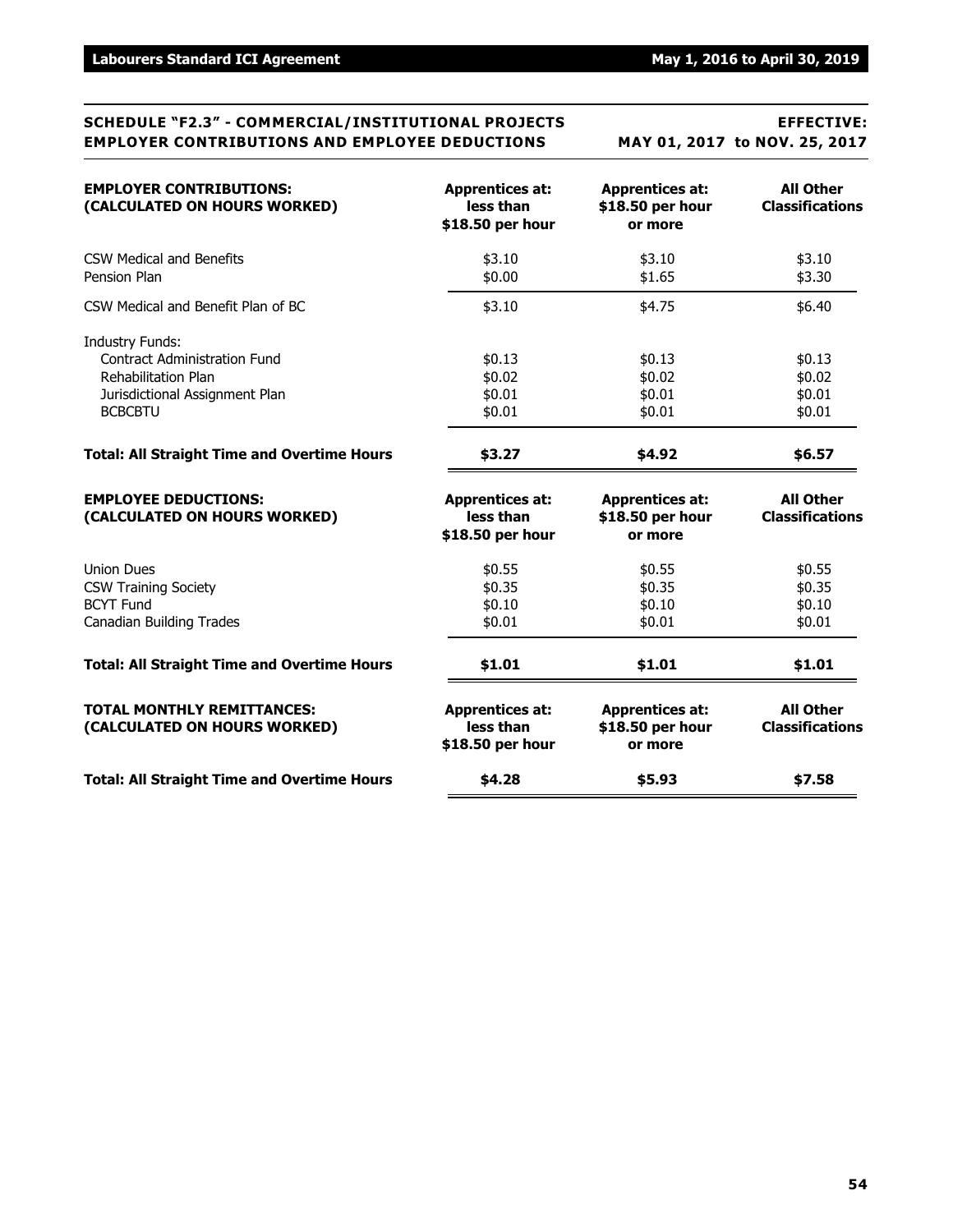## SCHEDULE "F2.3" - COMMERCIAL/INSTITUTIONAL PROJECTS EMPLOYER CONTRIBUTIONS AND EMPLOYEE DEDUCTIONS

**EFFECTIVE: MAY 01, 2017 to NOV. 25, 2017**

| **EMPLOYER CONTRIBUTIONS: (CALCULATED ON HOURS WORKED)** | **Apprentices at: less than \$18.50 per hour** | **Apprentices at: \$18.50 per hour or more** | **All Other Classifications** |
|---|---|---|---|
| CSW Medical and Benefits | \$3.10 | \$3.10 | \$3.10 |
| Pension Plan | \$0.00 | \$1.65 | \$3.30 |
| CSW Medical and Benefit Plan of BC | \$3.10 | \$4.75 | \$6.40 |
| Industry Funds: | | | |
| Contract Administration Fund | \$0.13 | \$0.13 | \$0.13 |
| Rehabilitation Plan | \$0.02 | \$0.02 | \$0.02 |
| Jurisdictional Assignment Plan | \$0.01 | \$0.01 | \$0.01 |
| BCBCBTU | \$0.01 | \$0.01 | \$0.01 |
| **Total: All Straight Time and Overtime Hours** | **\$3.27** | **\$4.92** | **\$6.57** |

| **EMPLOYEE DEDUCTIONS: (CALCULATED ON HOURS WORKED)** | **Apprentices at: less than \$18.50 per hour** | **Apprentices at: \$18.50 per hour or more** | **All Other Classifications** |
|---|---|---|---|
| Union Dues | \$0.55 | \$0.55 | \$0.55 |
| CSW Training Society | \$0.35 | \$0.35 | \$0.35 |
| BCYT Fund | \$0.10 | \$0.10 | \$0.10 |
| Canadian Building Trades | \$0.01 | \$0.01 | \$0.01 |
| **Total: All Straight Time and Overtime Hours** | **\$1.01** | **\$1.01** | **\$1.01** |

| **TOTAL MONTHLY REMITTANCES: (CALCULATED ON HOURS WORKED)** | **Apprentices at: less than \$18.50 per hour** | **Apprentices at: \$18.50 per hour or more** | **All Other Classifications** |
|---|---|---|---|
| **Total: All Straight Time and Overtime Hours** | **\$4.28** | **\$5.93** | **\$7.58** |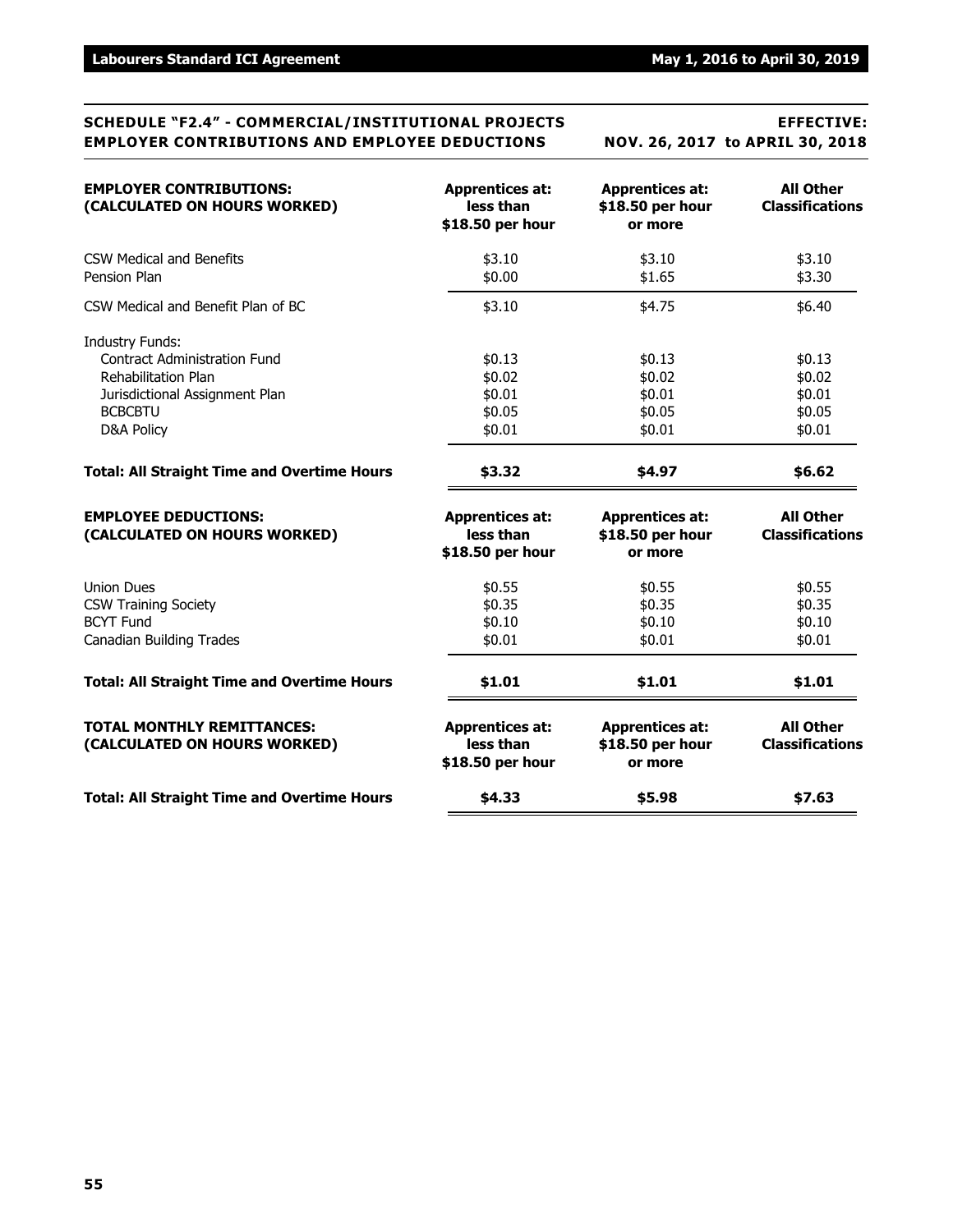## SCHEDULE "F2.4" - COMMERCIAL/INSTITUTIONAL PROJECTS EMPLOYER CONTRIBUTIONS AND EMPLOYEE DEDUCTIONS

**EFFECTIVE: NOV. 26, 2017 to APRIL 30, 2018**

| **EMPLOYER CONTRIBUTIONS: (CALCULATED ON HOURS WORKED)** | **Apprentices at: less than $18.50 per hour** | **Apprentices at: $18.50 per hour or more** | **All Other Classifications** |
|---|---|---|---|
| CSW Medical and Benefits | $3.10 | $3.10 | $3.10 |
| Pension Plan | $0.00 | $1.65 | $3.30 |
| CSW Medical and Benefit Plan of BC | $3.10 | $4.75 | $6.40 |
| Industry Funds: | | | |
| Contract Administration Fund | $0.13 | $0.13 | $0.13 |
| Rehabilitation Plan | $0.02 | $0.02 | $0.02 |
| Jurisdictional Assignment Plan | $0.01 | $0.01 | $0.01 |
| BCBCBTU | $0.05 | $0.05 | $0.05 |
| D&A Policy | $0.01 | $0.01 | $0.01 |
| **Total: All Straight Time and Overtime Hours** | **$3.32** | **$4.97** | **$6.62** |

| **EMPLOYEE DEDUCTIONS: (CALCULATED ON HOURS WORKED)** | **Apprentices at: less than $18.50 per hour** | **Apprentices at: $18.50 per hour or more** | **All Other Classifications** |
|---|---|---|---|
| Union Dues | $0.55 | $0.55 | $0.55 |
| CSW Training Society | $0.35 | $0.35 | $0.35 |
| BCYT Fund | $0.10 | $0.10 | $0.10 |
| Canadian Building Trades | $0.01 | $0.01 | $0.01 |
| **Total: All Straight Time and Overtime Hours** | **$1.01** | **$1.01** | **$1.01** |

| **TOTAL MONTHLY REMITTANCES: (CALCULATED ON HOURS WORKED)** | **Apprentices at: less than $18.50 per hour** | **Apprentices at: $18.50 per hour or more** | **All Other Classifications** |
|---|---|---|---|
| **Total: All Straight Time and Overtime Hours** | **$4.33** | **$5.98** | **$7.63** |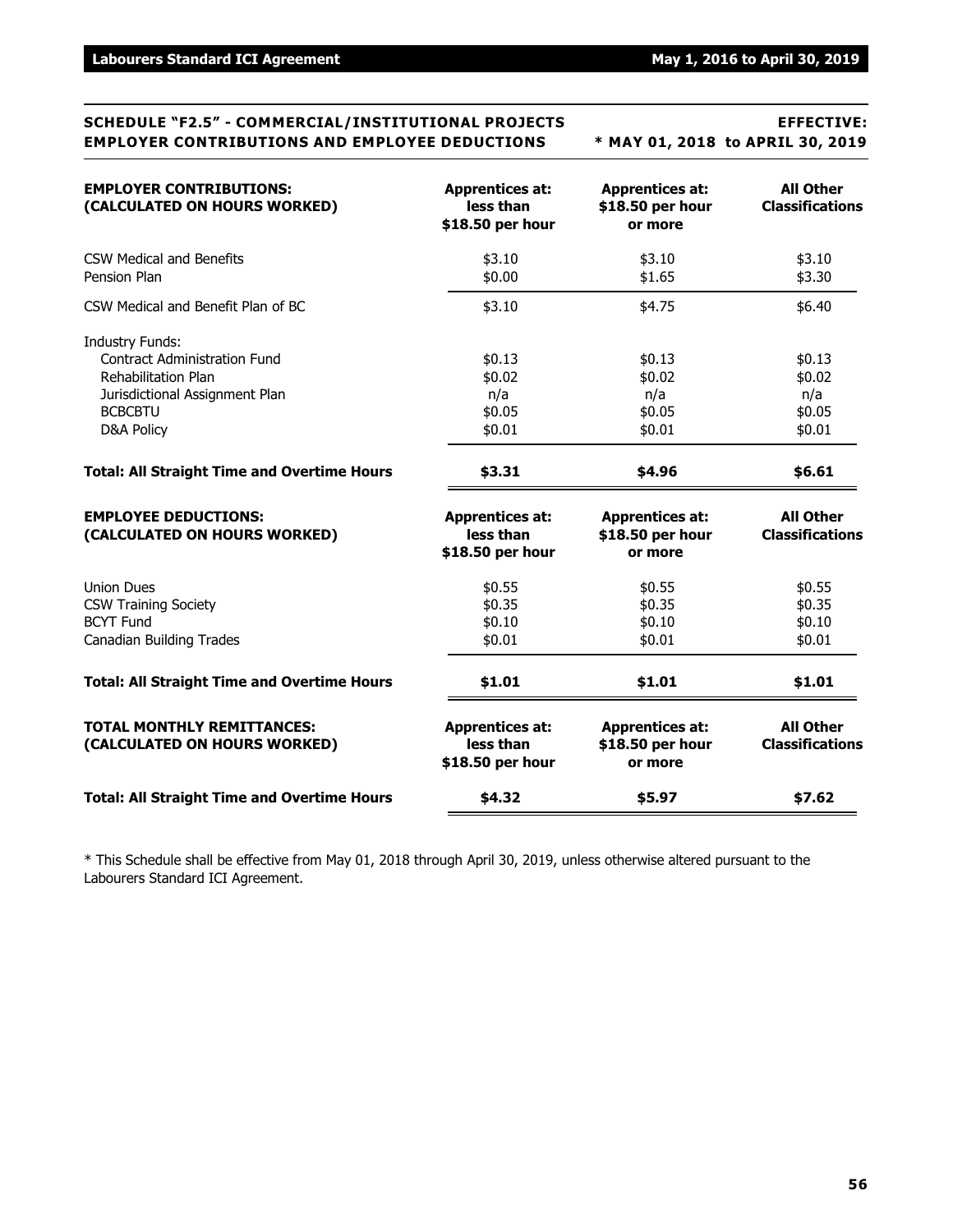## SCHEDULE "F2.5" - COMMERCIAL/INSTITUTIONAL PROJECTS EMPLOYER CONTRIBUTIONS AND EMPLOYEE DEDUCTIONS

**EFFECTIVE: * MAY 01, 2018 to APRIL 30, 2019**

| EMPLOYER CONTRIBUTIONS: (CALCULATED ON HOURS WORKED) | Apprentices at: less than $18.50 per hour | Apprentices at: $18.50 per hour or more | All Other Classifications |
|---|---|---|---|
| CSW Medical and Benefits | $3.10 | $3.10 | $3.10 |
| Pension Plan | $0.00 | $1.65 | $3.30 |
| CSW Medical and Benefit Plan of BC | $3.10 | $4.75 | $6.40 |
| Industry Funds: | | | |
| Contract Administration Fund | $0.13 | $0.13 | $0.13 |
| Rehabilitation Plan | $0.02 | $0.02 | $0.02 |
| Jurisdictional Assignment Plan | n/a | n/a | n/a |
| BCBCBTU | $0.05 | $0.05 | $0.05 |
| D&A Policy | $0.01 | $0.01 | $0.01 |
| **Total: All Straight Time and Overtime Hours** | **$3.31** | **$4.96** | **$6.61** |

| EMPLOYEE DEDUCTIONS: (CALCULATED ON HOURS WORKED) | Apprentices at: less than $18.50 per hour | Apprentices at: $18.50 per hour or more | All Other Classifications |
|---|---|---|---|
| Union Dues | $0.55 | $0.55 | $0.55 |
| CSW Training Society | $0.35 | $0.35 | $0.35 |
| BCYT Fund | $0.10 | $0.10 | $0.10 |
| Canadian Building Trades | $0.01 | $0.01 | $0.01 |
| **Total: All Straight Time and Overtime Hours** | **$1.01** | **$1.01** | **$1.01** |

| TOTAL MONTHLY REMITTANCES: (CALCULATED ON HOURS WORKED) | Apprentices at: less than $18.50 per hour | Apprentices at: $18.50 per hour or more | All Other Classifications |
|---|---|---|---|
| **Total: All Straight Time and Overtime Hours** | **$4.32** | **$5.97** | **$7.62** |

* This Schedule shall be effective from May 01, 2018 through April 30, 2019, unless otherwise altered pursuant to the Labourers Standard ICI Agreement.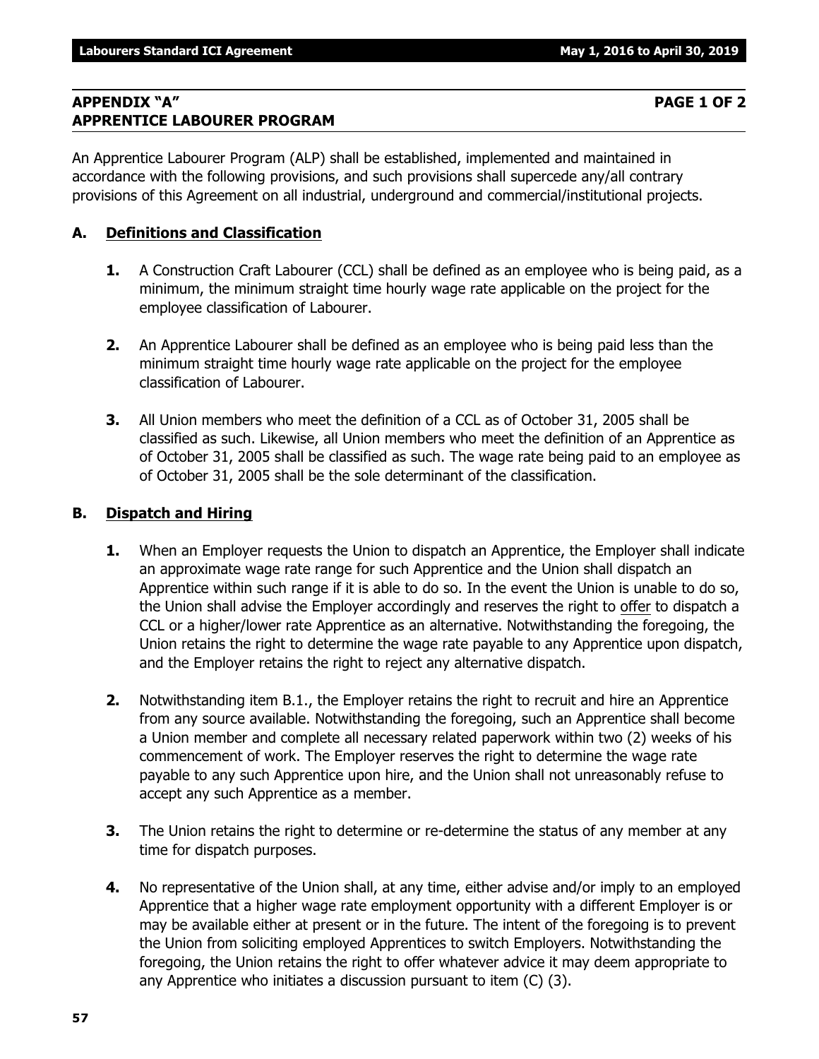## APPENDIX "A" — APPRENTICE LABOURER PROGRAM

**PAGE 1 OF 2**

An Apprentice Labourer Program (ALP) shall be established, implemented and maintained in accordance with the following provisions, and such provisions shall supercede any/all contrary provisions of this Agreement on all industrial, underground and commercial/institutional projects.

### A. Definitions and Classification

**1.** A Construction Craft Labourer (CCL) shall be defined as an employee who is being paid, as a minimum, the minimum straight time hourly wage rate applicable on the project for the employee classification of Labourer.

**2.** An Apprentice Labourer shall be defined as an employee who is being paid less than the minimum straight time hourly wage rate applicable on the project for the employee classification of Labourer.

**3.** All Union members who meet the definition of a CCL as of October 31, 2005 shall be classified as such. Likewise, all Union members who meet the definition of an Apprentice as of October 31, 2005 shall be classified as such. The wage rate being paid to an employee as of October 31, 2005 shall be the sole determinant of the classification.

### B. Dispatch and Hiring

**1.** When an Employer requests the Union to dispatch an Apprentice, the Employer shall indicate an approximate wage rate range for such Apprentice and the Union shall dispatch an Apprentice within such range if it is able to do so. In the event the Union is unable to do so, the Union shall advise the Employer accordingly and reserves the right to offer to dispatch a CCL or a higher/lower rate Apprentice as an alternative. Notwithstanding the foregoing, the Union retains the right to determine the wage rate payable to any Apprentice upon dispatch, and the Employer retains the right to reject any alternative dispatch.

**2.** Notwithstanding item B.1., the Employer retains the right to recruit and hire an Apprentice from any source available. Notwithstanding the foregoing, such an Apprentice shall become a Union member and complete all necessary related paperwork within two (2) weeks of his commencement of work. The Employer reserves the right to determine the wage rate payable to any such Apprentice upon hire, and the Union shall not unreasonably refuse to accept any such Apprentice as a member.

**3.** The Union retains the right to determine or re-determine the status of any member at any time for dispatch purposes.

**4.** No representative of the Union shall, at any time, either advise and/or imply to an employed Apprentice that a higher wage rate employment opportunity with a different Employer is or may be available either at present or in the future. The intent of the foregoing is to prevent the Union from soliciting employed Apprentices to switch Employers. Notwithstanding the foregoing, the Union retains the right to offer whatever advice it may deem appropriate to any Apprentice who initiates a discussion pursuant to item (C) (3).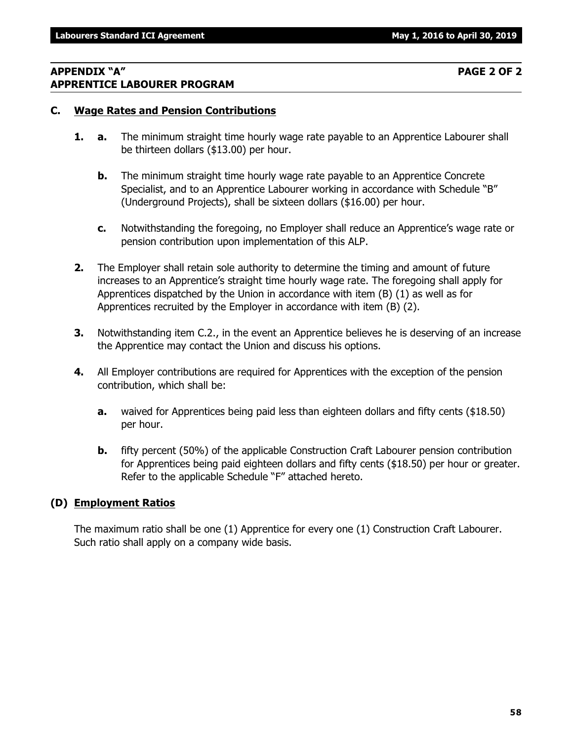## APPENDIX "A" PAGE 2 OF 2
## APPRENTICE LABOURER PROGRAM

### C. Wage Rates and Pension Contributions

**1.** **a.** The minimum straight time hourly wage rate payable to an Apprentice Labourer shall be thirteen dollars ($13.00) per hour.

**b.** The minimum straight time hourly wage rate payable to an Apprentice Concrete Specialist, and to an Apprentice Labourer working in accordance with Schedule "B" (Underground Projects), shall be sixteen dollars ($16.00) per hour.

**c.** Notwithstanding the foregoing, no Employer shall reduce an Apprentice's wage rate or pension contribution upon implementation of this ALP.

**2.** The Employer shall retain sole authority to determine the timing and amount of future increases to an Apprentice's straight time hourly wage rate. The foregoing shall apply for Apprentices dispatched by the Union in accordance with item (B) (1) as well as for Apprentices recruited by the Employer in accordance with item (B) (2).

**3.** Notwithstanding item C.2., in the event an Apprentice believes he is deserving of an increase the Apprentice may contact the Union and discuss his options.

**4.** All Employer contributions are required for Apprentices with the exception of the pension contribution, which shall be:

**a.** waived for Apprentices being paid less than eighteen dollars and fifty cents ($18.50) per hour.

**b.** fifty percent (50%) of the applicable Construction Craft Labourer pension contribution for Apprentices being paid eighteen dollars and fifty cents ($18.50) per hour or greater. Refer to the applicable Schedule "F" attached hereto.

### (D) Employment Ratios

The maximum ratio shall be one (1) Apprentice for every one (1) Construction Craft Labourer. Such ratio shall apply on a company wide basis.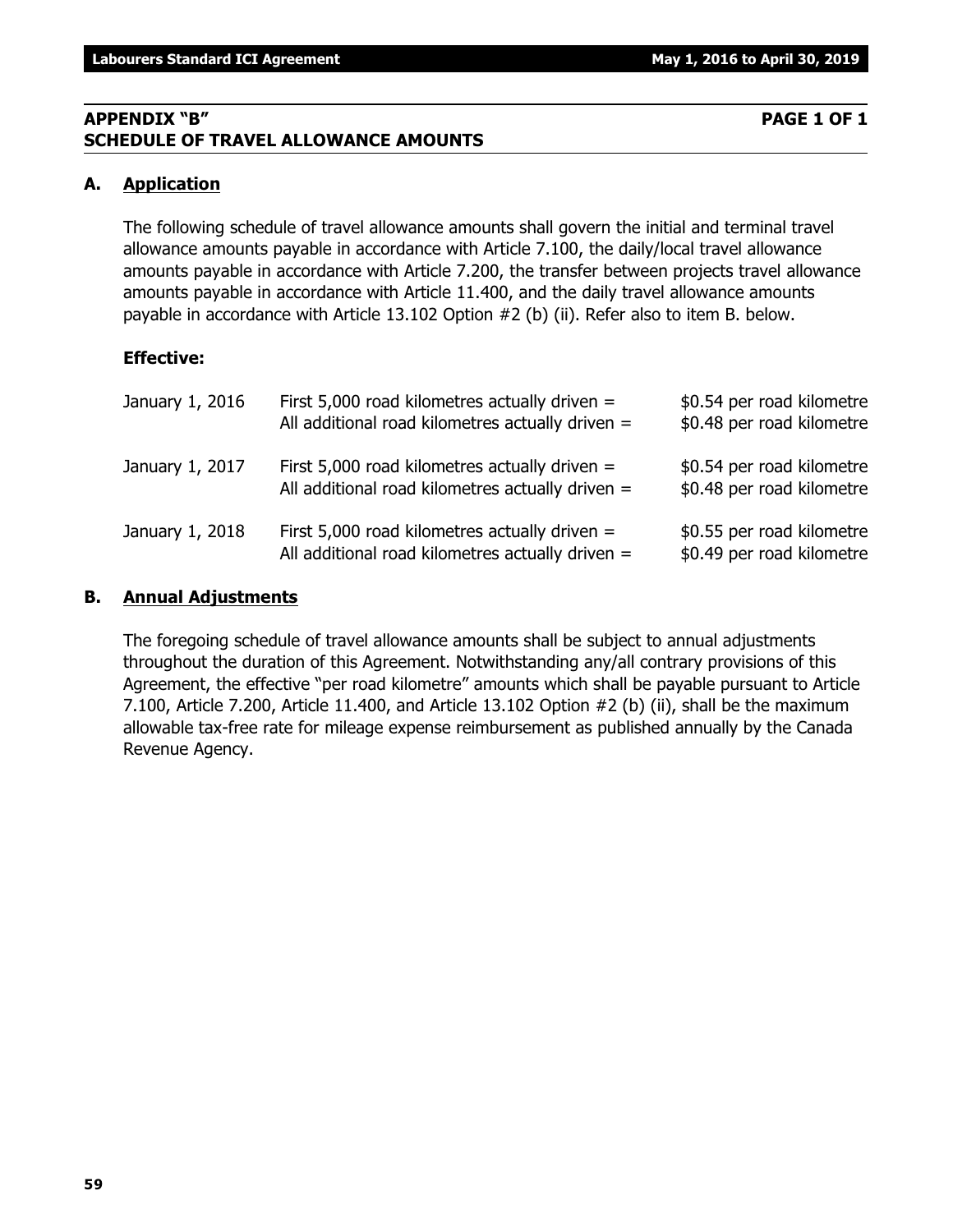## APPENDIX "B" PAGE 1 OF 1
## SCHEDULE OF TRAVEL ALLOWANCE AMOUNTS

### A. Application

The following schedule of travel allowance amounts shall govern the initial and terminal travel allowance amounts payable in accordance with Article 7.100, the daily/local travel allowance amounts payable in accordance with Article 7.200, the transfer between projects travel allowance amounts payable in accordance with Article 11.400, and the daily travel allowance amounts payable in accordance with Article 13.102 Option #2 (b) (ii). Refer also to item B. below.

**Effective:**

| | | |
|---|---|---|
| January 1, 2016 | First 5,000 road kilometres actually driven = | $0.54 per road kilometre |
| | All additional road kilometres actually driven = | $0.48 per road kilometre |
| January 1, 2017 | First 5,000 road kilometres actually driven = | $0.54 per road kilometre |
| | All additional road kilometres actually driven = | $0.48 per road kilometre |
| January 1, 2018 | First 5,000 road kilometres actually driven = | $0.55 per road kilometre |
| | All additional road kilometres actually driven = | $0.49 per road kilometre |

### B. Annual Adjustments

The foregoing schedule of travel allowance amounts shall be subject to annual adjustments throughout the duration of this Agreement. Notwithstanding any/all contrary provisions of this Agreement, the effective "per road kilometre" amounts which shall be payable pursuant to Article 7.100, Article 7.200, Article 11.400, and Article 13.102 Option #2 (b) (ii), shall be the maximum allowable tax-free rate for mileage expense reimbursement as published annually by the Canada Revenue Agency.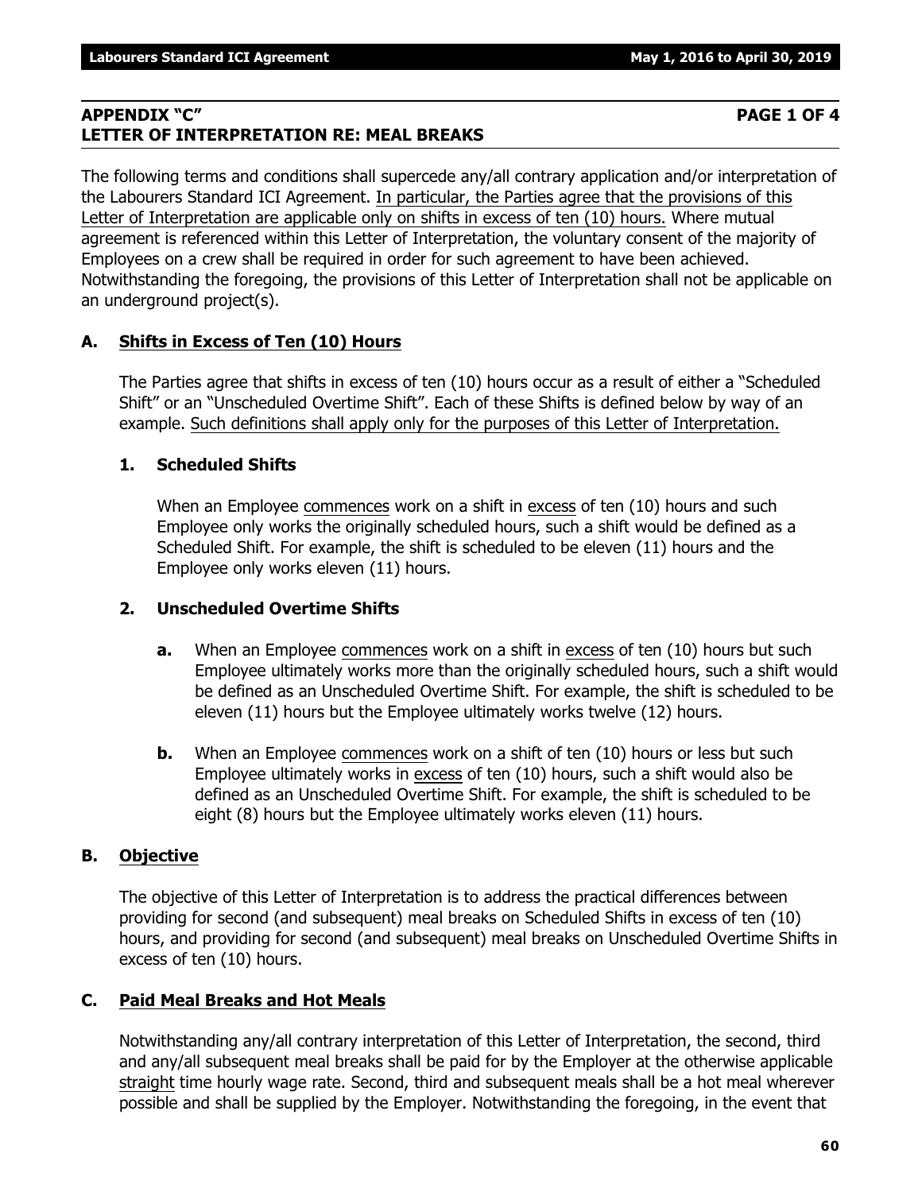## APPENDIX "C" PAGE 1 OF 4
## LETTER OF INTERPRETATION RE: MEAL BREAKS

The following terms and conditions shall supercede any/all contrary application and/or interpretation of the Labourers Standard ICI Agreement. In particular, the Parties agree that the provisions of this Letter of Interpretation are applicable only on shifts in excess of ten (10) hours. Where mutual agreement is referenced within this Letter of Interpretation, the voluntary consent of the majority of Employees on a crew shall be required in order for such agreement to have been achieved. Notwithstanding the foregoing, the provisions of this Letter of Interpretation shall not be applicable on an underground project(s).

### A. Shifts in Excess of Ten (10) Hours

The Parties agree that shifts in excess of ten (10) hours occur as a result of either a "Scheduled Shift" or an "Unscheduled Overtime Shift". Each of these Shifts is defined below by way of an example. Such definitions shall apply only for the purposes of this Letter of Interpretation.

#### 1. Scheduled Shifts

When an Employee commences work on a shift in excess of ten (10) hours and such Employee only works the originally scheduled hours, such a shift would be defined as a Scheduled Shift. For example, the shift is scheduled to be eleven (11) hours and the Employee only works eleven (11) hours.

#### 2. Unscheduled Overtime Shifts

**a.** When an Employee commences work on a shift in excess of ten (10) hours but such Employee ultimately works more than the originally scheduled hours, such a shift would be defined as an Unscheduled Overtime Shift. For example, the shift is scheduled to be eleven (11) hours but the Employee ultimately works twelve (12) hours.

**b.** When an Employee commences work on a shift of ten (10) hours or less but such Employee ultimately works in excess of ten (10) hours, such a shift would also be defined as an Unscheduled Overtime Shift. For example, the shift is scheduled to be eight (8) hours but the Employee ultimately works eleven (11) hours.

### B. Objective

The objective of this Letter of Interpretation is to address the practical differences between providing for second (and subsequent) meal breaks on Scheduled Shifts in excess of ten (10) hours, and providing for second (and subsequent) meal breaks on Unscheduled Overtime Shifts in excess of ten (10) hours.

### C. Paid Meal Breaks and Hot Meals

Notwithstanding any/all contrary interpretation of this Letter of Interpretation, the second, third and any/all subsequent meal breaks shall be paid for by the Employer at the otherwise applicable straight time hourly wage rate. Second, third and subsequent meals shall be a hot meal wherever possible and shall be supplied by the Employer. Notwithstanding the foregoing, in the event that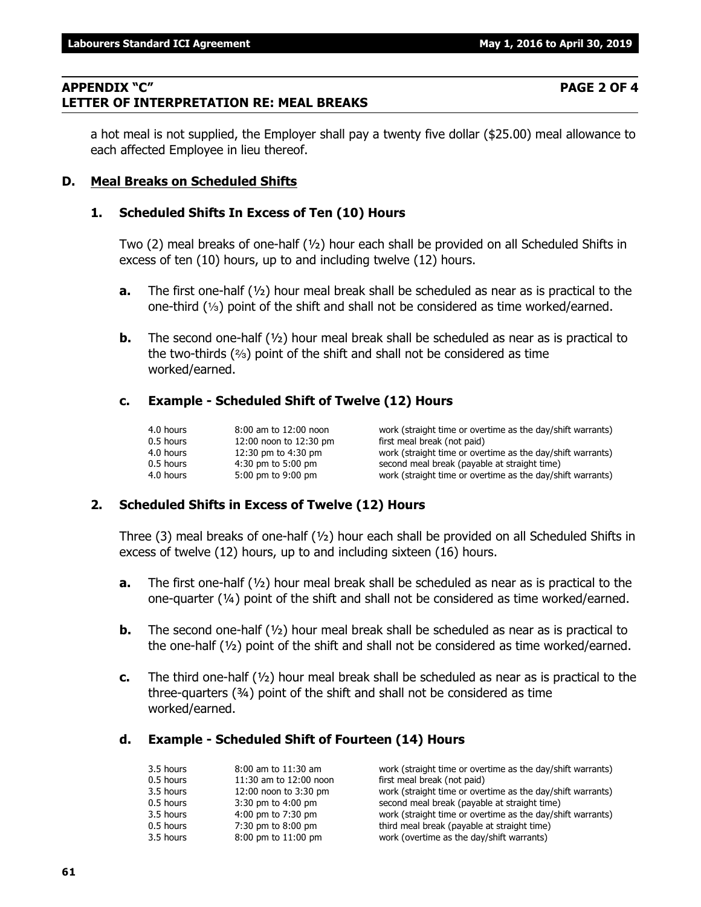## APPENDIX "C" PAGE 2 OF 4
## LETTER OF INTERPRETATION RE: MEAL BREAKS

a hot meal is not supplied, the Employer shall pay a twenty five dollar ($25.00) meal allowance to each affected Employee in lieu thereof.

### D. Meal Breaks on Scheduled Shifts

#### 1. Scheduled Shifts In Excess of Ten (10) Hours

Two (2) meal breaks of one-half (½) hour each shall be provided on all Scheduled Shifts in excess of ten (10) hours, up to and including twelve (12) hours.

**a.** The first one-half (½) hour meal break shall be scheduled as near as is practical to the one-third (⅓) point of the shift and shall not be considered as time worked/earned.

**b.** The second one-half (½) hour meal break shall be scheduled as near as is practical to the two-thirds (⅔) point of the shift and shall not be considered as time worked/earned.

**c. Example - Scheduled Shift of Twelve (12) Hours**

| | | |
|---|---|---|
| 4.0 hours | 8:00 am to 12:00 noon | work (straight time or overtime as the day/shift warrants) |
| 0.5 hours | 12:00 noon to 12:30 pm | first meal break (not paid) |
| 4.0 hours | 12:30 pm to 4:30 pm | work (straight time or overtime as the day/shift warrants) |
| 0.5 hours | 4:30 pm to 5:00 pm | second meal break (payable at straight time) |
| 4.0 hours | 5:00 pm to 9:00 pm | work (straight time or overtime as the day/shift warrants) |

#### 2. Scheduled Shifts in Excess of Twelve (12) Hours

Three (3) meal breaks of one-half (½) hour each shall be provided on all Scheduled Shifts in excess of twelve (12) hours, up to and including sixteen (16) hours.

**a.** The first one-half (½) hour meal break shall be scheduled as near as is practical to the one-quarter (¼) point of the shift and shall not be considered as time worked/earned.

**b.** The second one-half (½) hour meal break shall be scheduled as near as is practical to the one-half (½) point of the shift and shall not be considered as time worked/earned.

**c.** The third one-half (½) hour meal break shall be scheduled as near as is practical to the three-quarters (¾) point of the shift and shall not be considered as time worked/earned.

**d. Example - Scheduled Shift of Fourteen (14) Hours**

| | | |
|---|---|---|
| 3.5 hours | 8:00 am to 11:30 am | work (straight time or overtime as the day/shift warrants) |
| 0.5 hours | 11:30 am to 12:00 noon | first meal break (not paid) |
| 3.5 hours | 12:00 noon to 3:30 pm | work (straight time or overtime as the day/shift warrants) |
| 0.5 hours | 3:30 pm to 4:00 pm | second meal break (payable at straight time) |
| 3.5 hours | 4:00 pm to 7:30 pm | work (straight time or overtime as the day/shift warrants) |
| 0.5 hours | 7:30 pm to 8:00 pm | third meal break (payable at straight time) |
| 3.5 hours | 8:00 pm to 11:00 pm | work (overtime as the day/shift warrants) |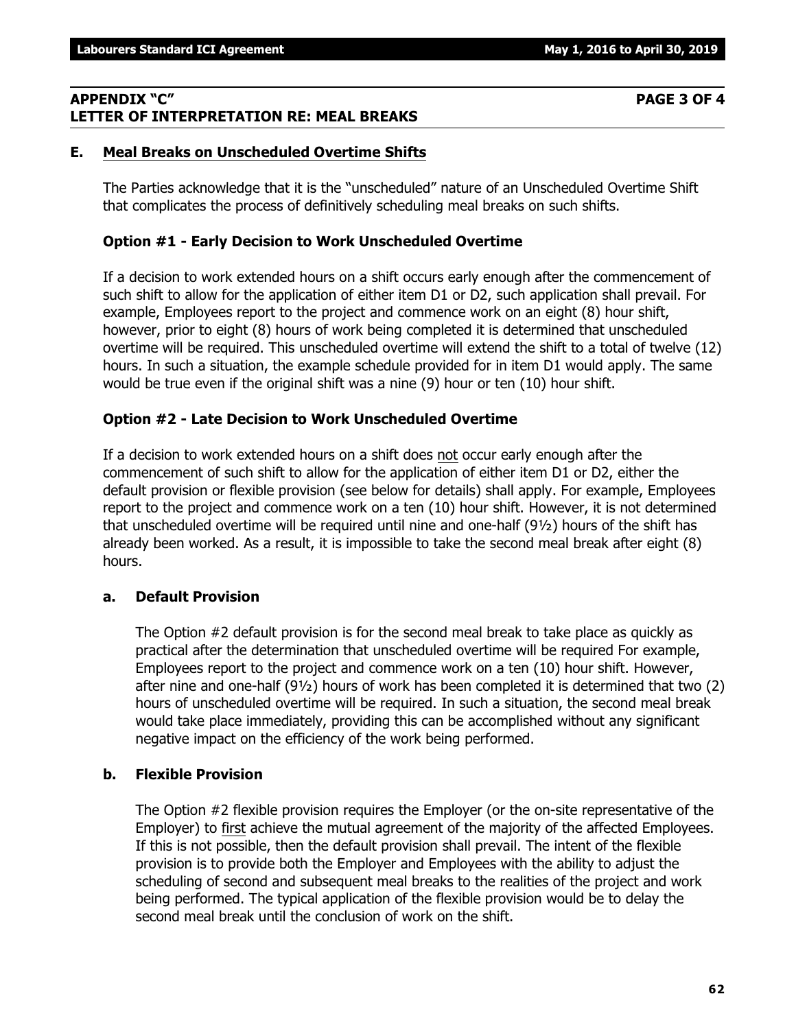## APPENDIX "C" PAGE 3 OF 4
## LETTER OF INTERPRETATION RE: MEAL BREAKS

### E. Meal Breaks on Unscheduled Overtime Shifts

The Parties acknowledge that it is the "unscheduled" nature of an Unscheduled Overtime Shift that complicates the process of definitively scheduling meal breaks on such shifts.

#### Option #1 - Early Decision to Work Unscheduled Overtime

If a decision to work extended hours on a shift occurs early enough after the commencement of such shift to allow for the application of either item D1 or D2, such application shall prevail. For example, Employees report to the project and commence work on an eight (8) hour shift, however, prior to eight (8) hours of work being completed it is determined that unscheduled overtime will be required. This unscheduled overtime will extend the shift to a total of twelve (12) hours. In such a situation, the example schedule provided for in item D1 would apply. The same would be true even if the original shift was a nine (9) hour or ten (10) hour shift.

#### Option #2 - Late Decision to Work Unscheduled Overtime

If a decision to work extended hours on a shift does not occur early enough after the commencement of such shift to allow for the application of either item D1 or D2, either the default provision or flexible provision (see below for details) shall apply. For example, Employees report to the project and commence work on a ten (10) hour shift. However, it is not determined that unscheduled overtime will be required until nine and one-half (9½) hours of the shift has already been worked. As a result, it is impossible to take the second meal break after eight (8) hours.

#### a. Default Provision

The Option #2 default provision is for the second meal break to take place as quickly as practical after the determination that unscheduled overtime will be required For example, Employees report to the project and commence work on a ten (10) hour shift. However, after nine and one-half (9½) hours of work has been completed it is determined that two (2) hours of unscheduled overtime will be required. In such a situation, the second meal break would take place immediately, providing this can be accomplished without any significant negative impact on the efficiency of the work being performed.

#### b. Flexible Provision

The Option #2 flexible provision requires the Employer (or the on-site representative of the Employer) to first achieve the mutual agreement of the majority of the affected Employees. If this is not possible, then the default provision shall prevail. The intent of the flexible provision is to provide both the Employer and Employees with the ability to adjust the scheduling of second and subsequent meal breaks to the realities of the project and work being performed. The typical application of the flexible provision would be to delay the second meal break until the conclusion of work on the shift.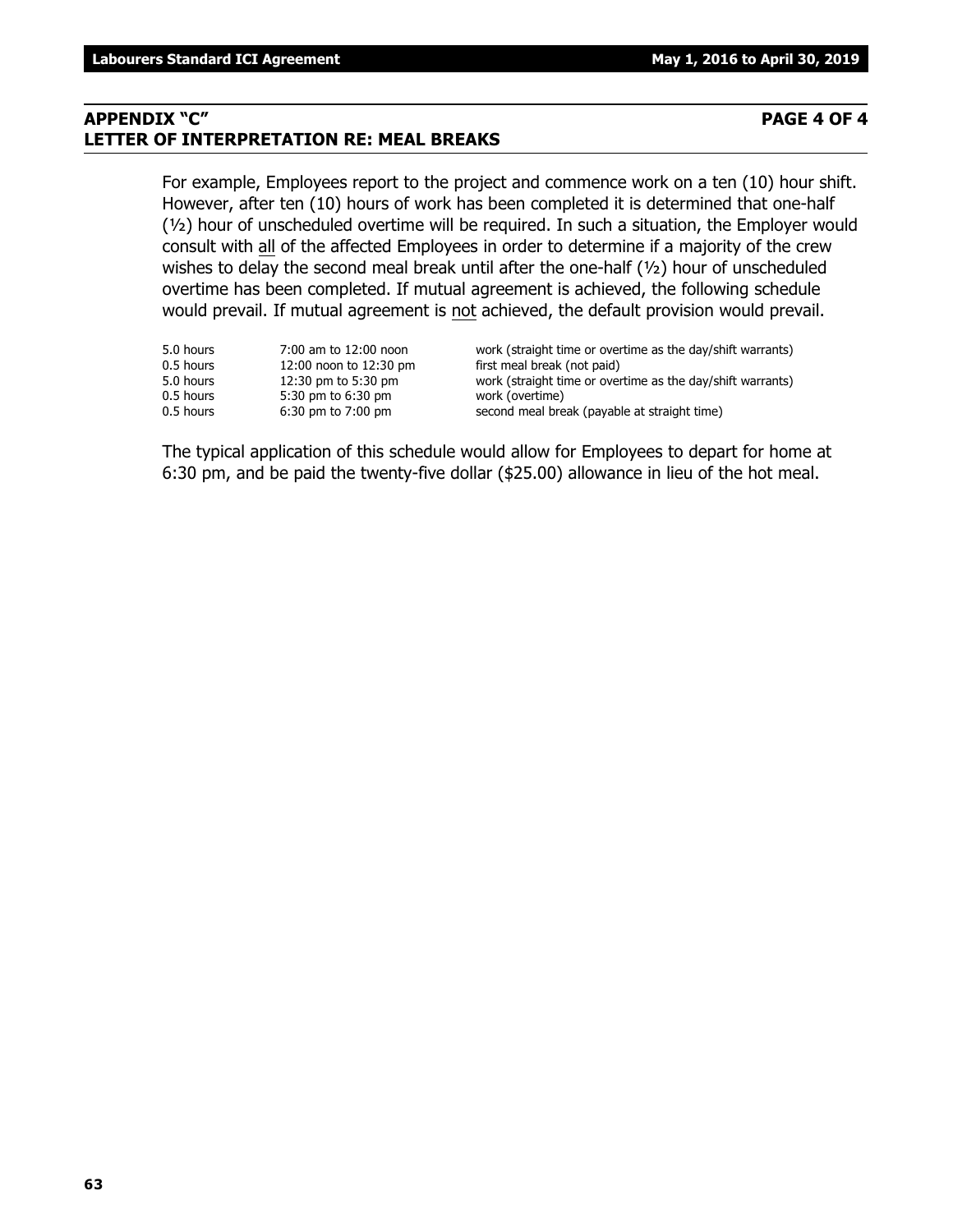## APPENDIX "C" PAGE 4 OF 4
## LETTER OF INTERPRETATION RE: MEAL BREAKS

For example, Employees report to the project and commence work on a ten (10) hour shift. However, after ten (10) hours of work has been completed it is determined that one-half (½) hour of unscheduled overtime will be required. In such a situation, the Employer would consult with all of the affected Employees in order to determine if a majority of the crew wishes to delay the second meal break until after the one-half (½) hour of unscheduled overtime has been completed. If mutual agreement is achieved, the following schedule would prevail. If mutual agreement is not achieved, the default provision would prevail.

| | | |
|---|---|---|
| 5.0 hours | 7:00 am to 12:00 noon | work (straight time or overtime as the day/shift warrants) |
| 0.5 hours | 12:00 noon to 12:30 pm | first meal break (not paid) |
| 5.0 hours | 12:30 pm to 5:30 pm | work (straight time or overtime as the day/shift warrants) |
| 0.5 hours | 5:30 pm to 6:30 pm | work (overtime) |
| 0.5 hours | 6:30 pm to 7:00 pm | second meal break (payable at straight time) |

The typical application of this schedule would allow for Employees to depart for home at 6:30 pm, and be paid the twenty-five dollar ($25.00) allowance in lieu of the hot meal.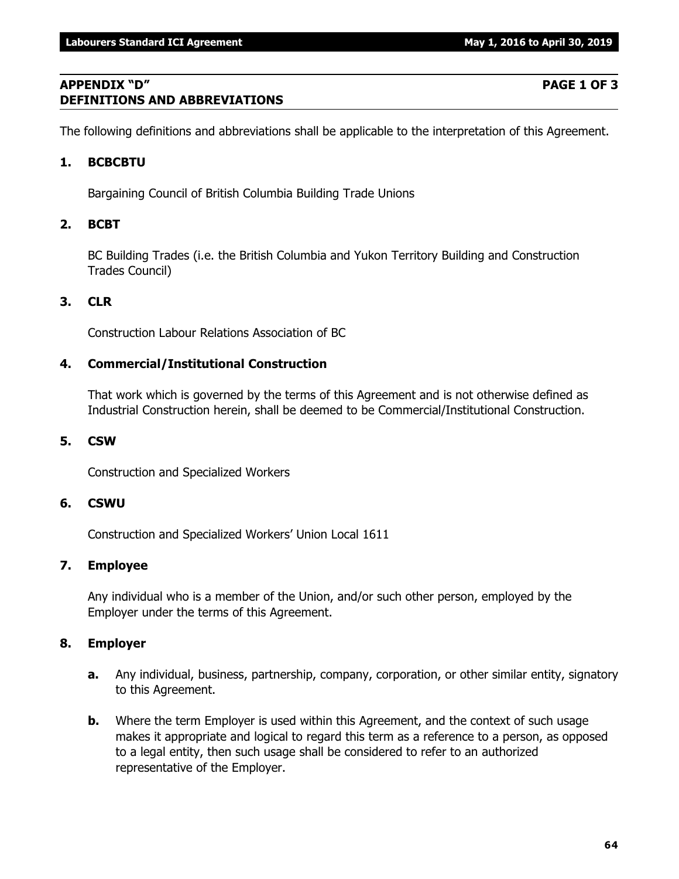## APPENDIX "D" DEFINITIONS AND ABBREVIATIONS

**PAGE 1 OF 3**

The following definitions and abbreviations shall be applicable to the interpretation of this Agreement.

### 1. BCBCBTU

Bargaining Council of British Columbia Building Trade Unions

### 2. BCBT

BC Building Trades (i.e. the British Columbia and Yukon Territory Building and Construction Trades Council)

### 3. CLR

Construction Labour Relations Association of BC

### 4. Commercial/Institutional Construction

That work which is governed by the terms of this Agreement and is not otherwise defined as Industrial Construction herein, shall be deemed to be Commercial/Institutional Construction.

### 5. CSW

Construction and Specialized Workers

### 6. CSWU

Construction and Specialized Workers' Union Local 1611

### 7. Employee

Any individual who is a member of the Union, and/or such other person, employed by the Employer under the terms of this Agreement.

### 8. Employer

**a.** Any individual, business, partnership, company, corporation, or other similar entity, signatory to this Agreement.

**b.** Where the term Employer is used within this Agreement, and the context of such usage makes it appropriate and logical to regard this term as a reference to a person, as opposed to a legal entity, then such usage shall be considered to refer to an authorized representative of the Employer.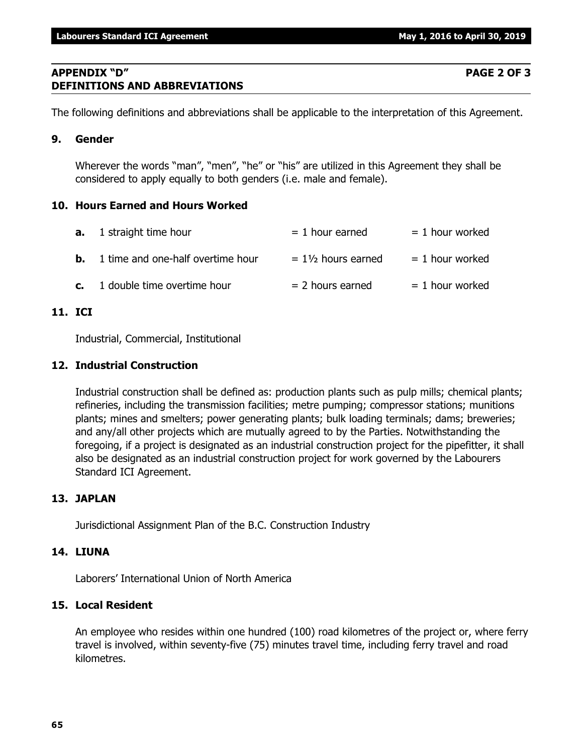## APPENDIX "D" PAGE 2 OF 3
## DEFINITIONS AND ABBREVIATIONS

The following definitions and abbreviations shall be applicable to the interpretation of this Agreement.

### 9. Gender

Wherever the words "man", "men", "he" or "his" are utilized in this Agreement they shall be considered to apply equally to both genders (i.e. male and female).

### 10. Hours Earned and Hours Worked

| | | | |
|---|---|---|---|
| **a.** | 1 straight time hour | = 1 hour earned | = 1 hour worked |
| **b.** | 1 time and one-half overtime hour | = 1½ hours earned | = 1 hour worked |
| **c.** | 1 double time overtime hour | = 2 hours earned | = 1 hour worked |

### 11. ICI

Industrial, Commercial, Institutional

### 12. Industrial Construction

Industrial construction shall be defined as: production plants such as pulp mills; chemical plants; refineries, including the transmission facilities; metre pumping; compressor stations; munitions plants; mines and smelters; power generating plants; bulk loading terminals; dams; breweries; and any/all other projects which are mutually agreed to by the Parties. Notwithstanding the foregoing, if a project is designated as an industrial construction project for the pipefitter, it shall also be designated as an industrial construction project for work governed by the Labourers Standard ICI Agreement.

### 13. JAPLAN

Jurisdictional Assignment Plan of the B.C. Construction Industry

### 14. LIUNA

Laborers' International Union of North America

### 15. Local Resident

An employee who resides within one hundred (100) road kilometres of the project or, where ferry travel is involved, within seventy-five (75) minutes travel time, including ferry travel and road kilometres.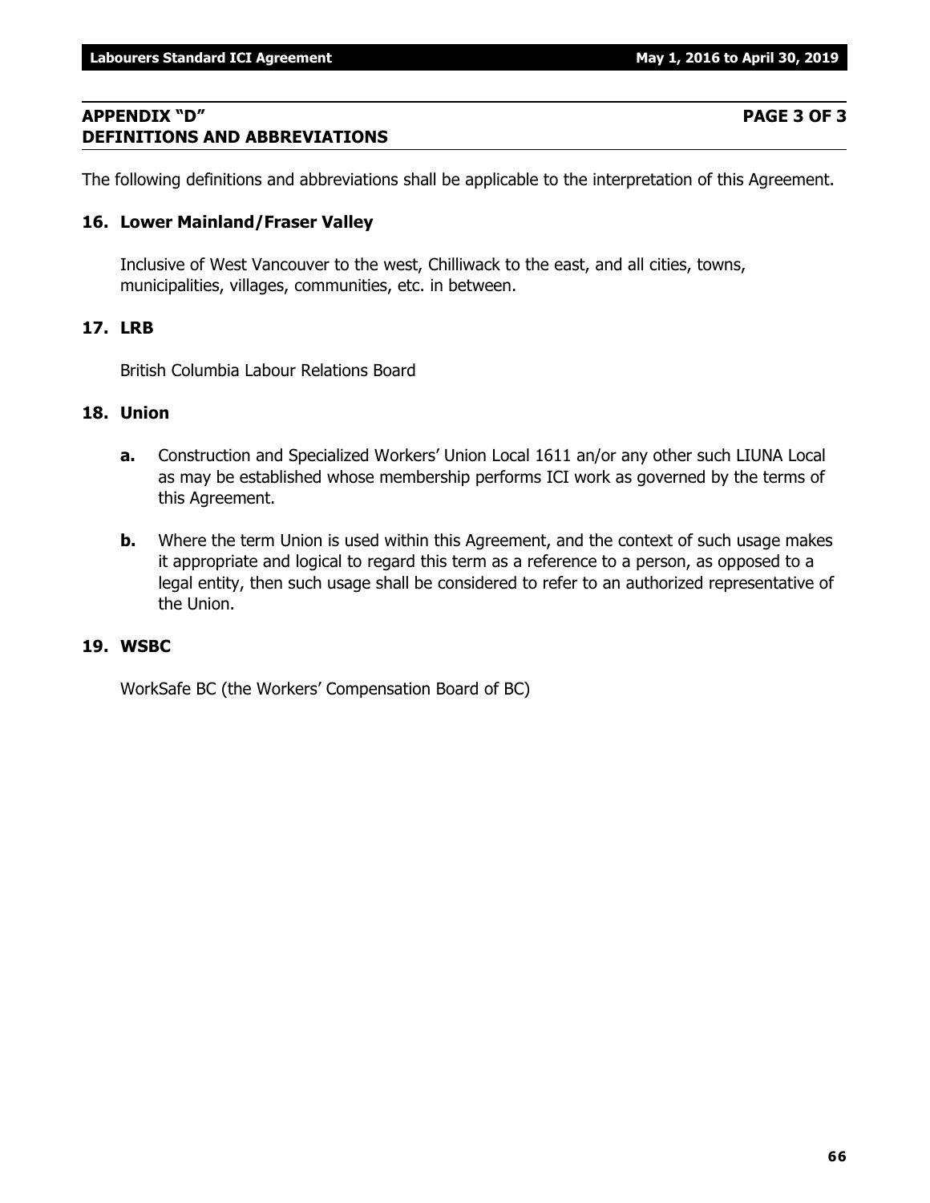## APPENDIX "D" PAGE 3 OF 3
## DEFINITIONS AND ABBREVIATIONS

The following definitions and abbreviations shall be applicable to the interpretation of this Agreement.

### 16. Lower Mainland/Fraser Valley

Inclusive of West Vancouver to the west, Chilliwack to the east, and all cities, towns, municipalities, villages, communities, etc. in between.

### 17. LRB

British Columbia Labour Relations Board

### 18. Union

**a.** Construction and Specialized Workers' Union Local 1611 an/or any other such LIUNA Local as may be established whose membership performs ICI work as governed by the terms of this Agreement.

**b.** Where the term Union is used within this Agreement, and the context of such usage makes it appropriate and logical to regard this term as a reference to a person, as opposed to a legal entity, then such usage shall be considered to refer to an authorized representative of the Union.

### 19. WSBC

WorkSafe BC (the Workers' Compensation Board of BC)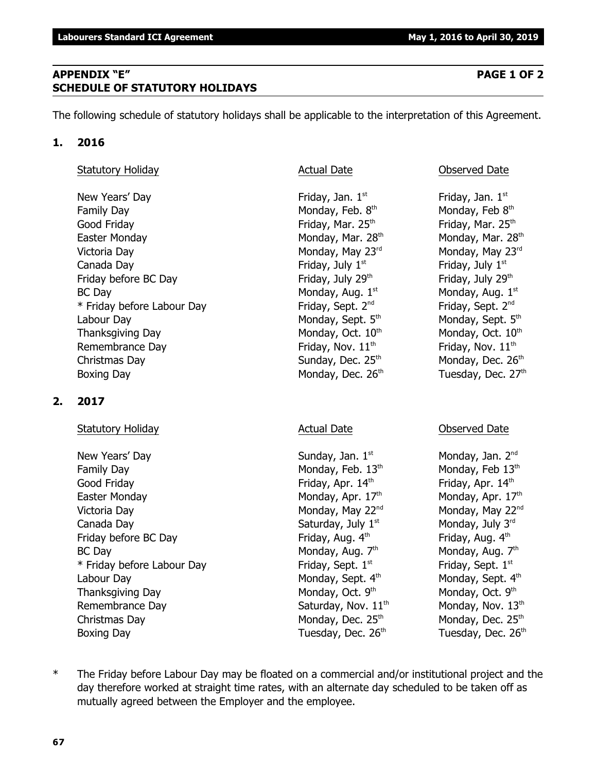## APPENDIX "E" — PAGE 1 OF 2
## SCHEDULE OF STATUTORY HOLIDAYS

The following schedule of statutory holidays shall be applicable to the interpretation of this Agreement.

### 1. 2016

| Statutory Holiday | Actual Date | Observed Date |
|---|---|---|
| New Years' Day | Friday, Jan. 1st | Friday, Jan. 1st |
| Family Day | Monday, Feb. 8th | Monday, Feb 8th |
| Good Friday | Friday, Mar. 25th | Friday, Mar. 25th |
| Easter Monday | Monday, Mar. 28th | Monday, Mar. 28th |
| Victoria Day | Monday, May 23rd | Monday, May 23rd |
| Canada Day | Friday, July 1st | Friday, July 1st |
| Friday before BC Day | Friday, July 29th | Friday, July 29th |
| BC Day | Monday, Aug. 1st | Monday, Aug. 1st |
| * Friday before Labour Day | Friday, Sept. 2nd | Friday, Sept. 2nd |
| Labour Day | Monday, Sept. 5th | Monday, Sept. 5th |
| Thanksgiving Day | Monday, Oct. 10th | Monday, Oct. 10th |
| Remembrance Day | Friday, Nov. 11th | Friday, Nov. 11th |
| Christmas Day | Sunday, Dec. 25th | Monday, Dec. 26th |
| Boxing Day | Monday, Dec. 26th | Tuesday, Dec. 27th |

### 2. 2017

| Statutory Holiday | Actual Date | Observed Date |
|---|---|---|
| New Years' Day | Sunday, Jan. 1st | Monday, Jan. 2nd |
| Family Day | Monday, Feb. 13th | Monday, Feb 13th |
| Good Friday | Friday, Apr. 14th | Friday, Apr. 14th |
| Easter Monday | Monday, Apr. 17th | Monday, Apr. 17th |
| Victoria Day | Monday, May 22nd | Monday, May 22nd |
| Canada Day | Saturday, July 1st | Monday, July 3rd |
| Friday before BC Day | Friday, Aug. 4th | Friday, Aug. 4th |
| BC Day | Monday, Aug. 7th | Monday, Aug. 7th |
| * Friday before Labour Day | Friday, Sept. 1st | Friday, Sept. 1st |
| Labour Day | Monday, Sept. 4th | Monday, Sept. 4th |
| Thanksgiving Day | Monday, Oct. 9th | Monday, Oct. 9th |
| Remembrance Day | Saturday, Nov. 11th | Monday, Nov. 13th |
| Christmas Day | Monday, Dec. 25th | Monday, Dec. 25th |
| Boxing Day | Tuesday, Dec. 26th | Tuesday, Dec. 26th |

\* The Friday before Labour Day may be floated on a commercial and/or institutional project and the day therefore worked at straight time rates, with an alternate day scheduled to be taken off as mutually agreed between the Employer and the employee.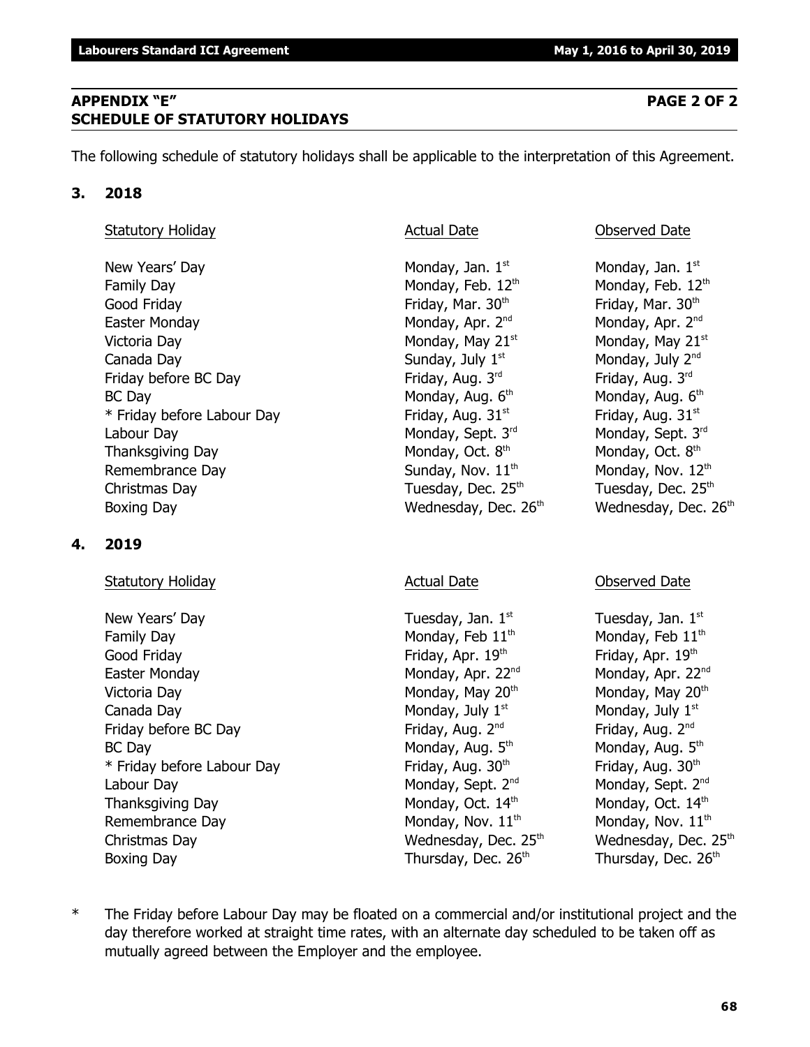## APPENDIX "E" PAGE 2 OF 2
## SCHEDULE OF STATUTORY HOLIDAYS

The following schedule of statutory holidays shall be applicable to the interpretation of this Agreement.

### 3. 2018

| Statutory Holiday | Actual Date | Observed Date |
|---|---|---|
| New Years' Day | Monday, Jan. 1st | Monday, Jan. 1st |
| Family Day | Monday, Feb. 12th | Monday, Feb. 12th |
| Good Friday | Friday, Mar. 30th | Friday, Mar. 30th |
| Easter Monday | Monday, Apr. 2nd | Monday, Apr. 2nd |
| Victoria Day | Monday, May 21st | Monday, May 21st |
| Canada Day | Sunday, July 1st | Monday, July 2nd |
| Friday before BC Day | Friday, Aug. 3rd | Friday, Aug. 3rd |
| BC Day | Monday, Aug. 6th | Monday, Aug. 6th |
| * Friday before Labour Day | Friday, Aug. 31st | Friday, Aug. 31st |
| Labour Day | Monday, Sept. 3rd | Monday, Sept. 3rd |
| Thanksgiving Day | Monday, Oct. 8th | Monday, Oct. 8th |
| Remembrance Day | Sunday, Nov. 11th | Monday, Nov. 12th |
| Christmas Day | Tuesday, Dec. 25th | Tuesday, Dec. 25th |
| Boxing Day | Wednesday, Dec. 26th | Wednesday, Dec. 26th |

### 4. 2019

| Statutory Holiday | Actual Date | Observed Date |
|---|---|---|
| New Years' Day | Tuesday, Jan. 1st | Tuesday, Jan. 1st |
| Family Day | Monday, Feb 11th | Monday, Feb 11th |
| Good Friday | Friday, Apr. 19th | Friday, Apr. 19th |
| Easter Monday | Monday, Apr. 22nd | Monday, Apr. 22nd |
| Victoria Day | Monday, May 20th | Monday, May 20th |
| Canada Day | Monday, July 1st | Monday, July 1st |
| Friday before BC Day | Friday, Aug. 2nd | Friday, Aug. 2nd |
| BC Day | Monday, Aug. 5th | Monday, Aug. 5th |
| * Friday before Labour Day | Friday, Aug. 30th | Friday, Aug. 30th |
| Labour Day | Monday, Sept. 2nd | Monday, Sept. 2nd |
| Thanksgiving Day | Monday, Oct. 14th | Monday, Oct. 14th |
| Remembrance Day | Monday, Nov. 11th | Monday, Nov. 11th |
| Christmas Day | Wednesday, Dec. 25th | Wednesday, Dec. 25th |
| Boxing Day | Thursday, Dec. 26th | Thursday, Dec. 26th |

\* The Friday before Labour Day may be floated on a commercial and/or institutional project and the day therefore worked at straight time rates, with an alternate day scheduled to be taken off as mutually agreed between the Employer and the employee.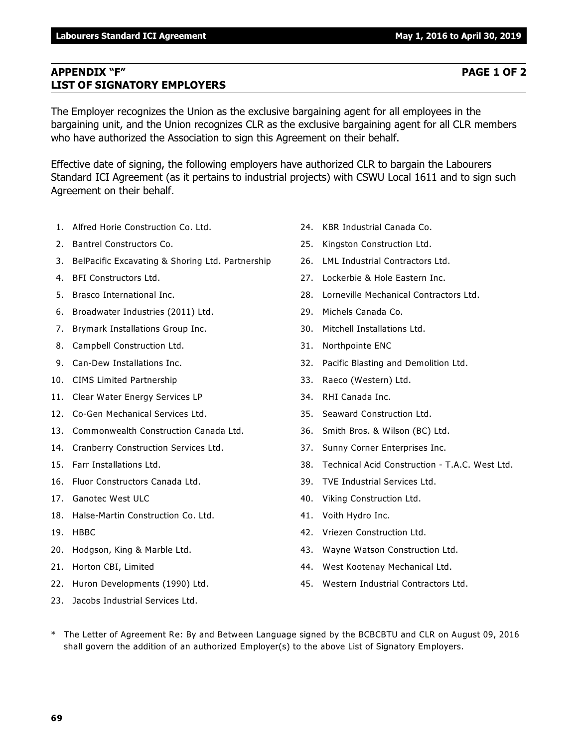## APPENDIX "F" PAGE 1 OF 2
## LIST OF SIGNATORY EMPLOYERS

The Employer recognizes the Union as the exclusive bargaining agent for all employees in the bargaining unit, and the Union recognizes CLR as the exclusive bargaining agent for all CLR members who have authorized the Association to sign this Agreement on their behalf.

Effective date of signing, the following employers have authorized CLR to bargain the Labourers Standard ICI Agreement (as it pertains to industrial projects) with CSWU Local 1611 and to sign such Agreement on their behalf.

1. Alfred Horie Construction Co. Ltd.
2. Bantrel Constructors Co.
3. BelPacific Excavating & Shoring Ltd. Partnership
4. BFI Constructors Ltd.
5. Brasco International Inc.
6. Broadwater Industries (2011) Ltd.
7. Brymark Installations Group Inc.
8. Campbell Construction Ltd.
9. Can-Dew Installations Inc.
10. CIMS Limited Partnership
11. Clear Water Energy Services LP
12. Co-Gen Mechanical Services Ltd.
13. Commonwealth Construction Canada Ltd.
14. Cranberry Construction Services Ltd.
15. Farr Installations Ltd.
16. Fluor Constructors Canada Ltd.
17. Ganotec West ULC
18. Halse-Martin Construction Co. Ltd.
19. HBBC
20. Hodgson, King & Marble Ltd.
21. Horton CBI, Limited
22. Huron Developments (1990) Ltd.
23. Jacobs Industrial Services Ltd.
24. KBR Industrial Canada Co.
25. Kingston Construction Ltd.
26. LML Industrial Contractors Ltd.
27. Lockerbie & Hole Eastern Inc.
28. Lorneville Mechanical Contractors Ltd.
29. Michels Canada Co.
30. Mitchell Installations Ltd.
31. Northpointe ENC
32. Pacific Blasting and Demolition Ltd.
33. Raeco (Western) Ltd.
34. RHI Canada Inc.
35. Seaward Construction Ltd.
36. Smith Bros. & Wilson (BC) Ltd.
37. Sunny Corner Enterprises Inc.
38. Technical Acid Construction - T.A.C. West Ltd.
39. TVE Industrial Services Ltd.
40. Viking Construction Ltd.
41. Voith Hydro Inc.
42. Vriezen Construction Ltd.
43. Wayne Watson Construction Ltd.
44. West Kootenay Mechanical Ltd.
45. Western Industrial Contractors Ltd.

\* The Letter of Agreement Re: By and Between Language signed by the BCBCBTU and CLR on August 09, 2016 shall govern the addition of an authorized Employer(s) to the above List of Signatory Employers.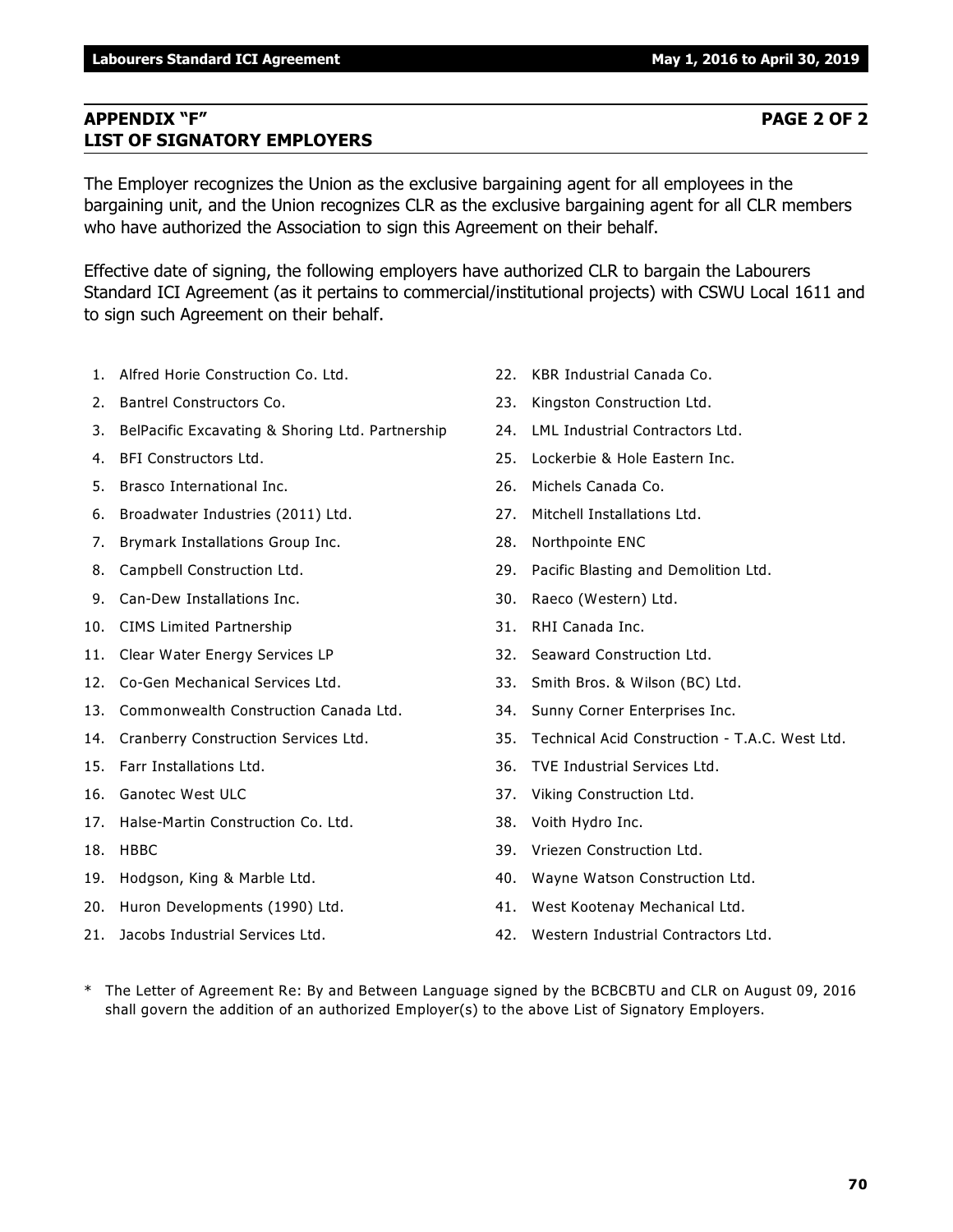## APPENDIX "F" — PAGE 2 OF 2
## LIST OF SIGNATORY EMPLOYERS

The Employer recognizes the Union as the exclusive bargaining agent for all employees in the bargaining unit, and the Union recognizes CLR as the exclusive bargaining agent for all CLR members who have authorized the Association to sign this Agreement on their behalf.

Effective date of signing, the following employers have authorized CLR to bargain the Labourers Standard ICI Agreement (as it pertains to commercial/institutional projects) with CSWU Local 1611 and to sign such Agreement on their behalf.

1. Alfred Horie Construction Co. Ltd.
2. Bantrel Constructors Co.
3. BelPacific Excavating & Shoring Ltd. Partnership
4. BFI Constructors Ltd.
5. Brasco International Inc.
6. Broadwater Industries (2011) Ltd.
7. Brymark Installations Group Inc.
8. Campbell Construction Ltd.
9. Can-Dew Installations Inc.
10. CIMS Limited Partnership
11. Clear Water Energy Services LP
12. Co-Gen Mechanical Services Ltd.
13. Commonwealth Construction Canada Ltd.
14. Cranberry Construction Services Ltd.
15. Farr Installations Ltd.
16. Ganotec West ULC
17. Halse-Martin Construction Co. Ltd.
18. HBBC
19. Hodgson, King & Marble Ltd.
20. Huron Developments (1990) Ltd.
21. Jacobs Industrial Services Ltd.
22. KBR Industrial Canada Co.
23. Kingston Construction Ltd.
24. LML Industrial Contractors Ltd.
25. Lockerbie & Hole Eastern Inc.
26. Michels Canada Co.
27. Mitchell Installations Ltd.
28. Northpointe ENC
29. Pacific Blasting and Demolition Ltd.
30. Raeco (Western) Ltd.
31. RHI Canada Inc.
32. Seaward Construction Ltd.
33. Smith Bros. & Wilson (BC) Ltd.
34. Sunny Corner Enterprises Inc.
35. Technical Acid Construction - T.A.C. West Ltd.
36. TVE Industrial Services Ltd.
37. Viking Construction Ltd.
38. Voith Hydro Inc.
39. Vriezen Construction Ltd.
40. Wayne Watson Construction Ltd.
41. West Kootenay Mechanical Ltd.
42. Western Industrial Contractors Ltd.

\* The Letter of Agreement Re: By and Between Language signed by the BCBCBTU and CLR on August 09, 2016 shall govern the addition of an authorized Employer(s) to the above List of Signatory Employers.